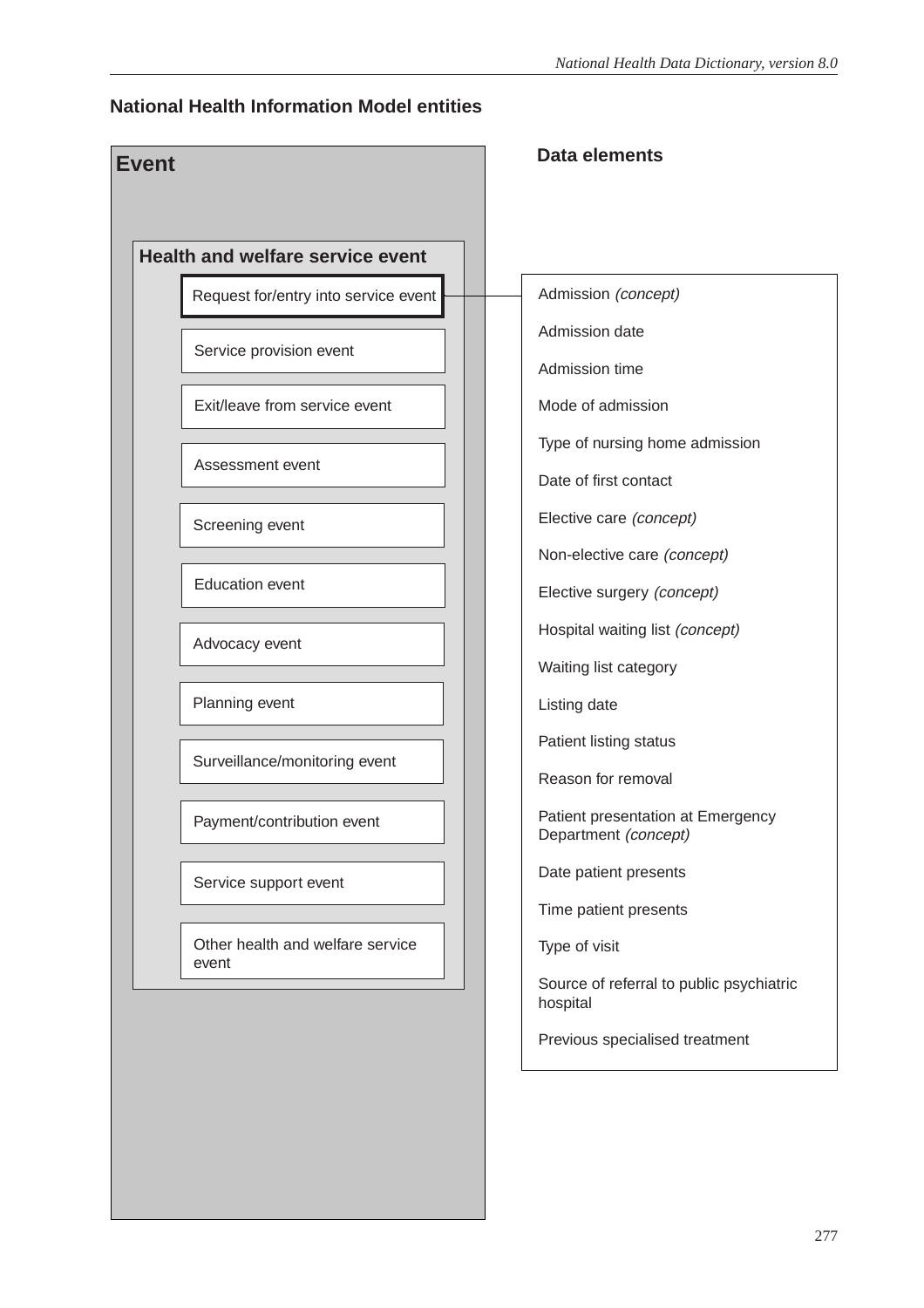## National Health Information Model entities

**Event**

**Health and welfare service event**

- **Request for/entry into service event**
- Service provision event
- Exit/leave from service event
- Assessment event
- Screening event
- Education event
- Advocacy event
- Planning event
- Surveillance/monitoring event
- Payment/contribution event
- Service support event
- Other health and welfare service event

**Data elements**

- Admission *(concept)*
- Admission date
- Admission time
- Mode of admission
- Type of nursing home admission
- Date of first contact
- Elective care *(concept)*
- Non-elective care *(concept)*
- Elective surgery *(concept)*
- Hospital waiting list *(concept)*
- Waiting list category
- Listing date
- Patient listing status
- Reason for removal
- Patient presentation at Emergency Department *(concept)*
- Date patient presents
- Time patient presents
- Type of visit
- Source of referral to public psychiatric hospital
- Previous specialised treatment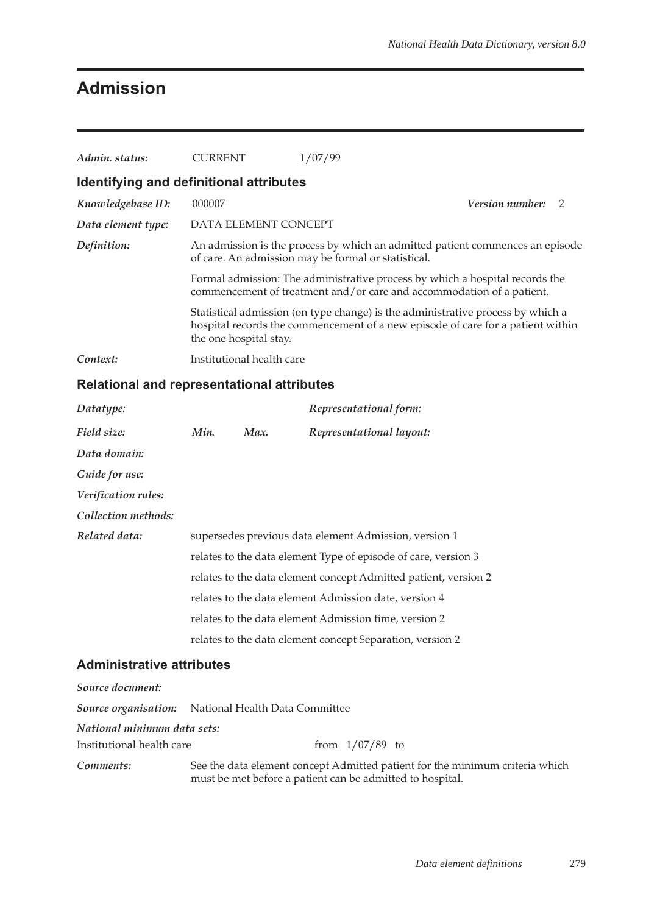# Admission

*Admin. status:* CURRENT 1/07/99

## Identifying and definitional attributes

*Knowledgebase ID:* 000007 *Version number:* 2

*Data element type:* DATA ELEMENT CONCEPT

*Definition:* An admission is the process by which an admitted patient commences an episode of care. An admission may be formal or statistical.

Formal admission: The administrative process by which a hospital records the commencement of treatment and/or care and accommodation of a patient.

Statistical admission (on type change) is the administrative process by which a hospital records the commencement of a new episode of care for a patient within the one hospital stay.

*Context:* Institutional health care

## Relational and representational attributes

*Datatype:* *Representational form:*

*Field size:* *Min.* *Max.* *Representational layout:*

*Data domain:*

*Guide for use:*

*Verification rules:*

*Collection methods:*

*Related data:* supersedes previous data element Admission, version 1

relates to the data element Type of episode of care, version 3

relates to the data element concept Admitted patient, version 2

relates to the data element Admission date, version 4

relates to the data element Admission time, version 2

relates to the data element concept Separation, version 2

## Administrative attributes

*Source document:*

*Source organisation:* National Health Data Committee

*National minimum data sets:*

Institutional health care from 1/07/89 to

*Comments:* See the data element concept Admitted patient for the minimum criteria which must be met before a patient can be admitted to hospital.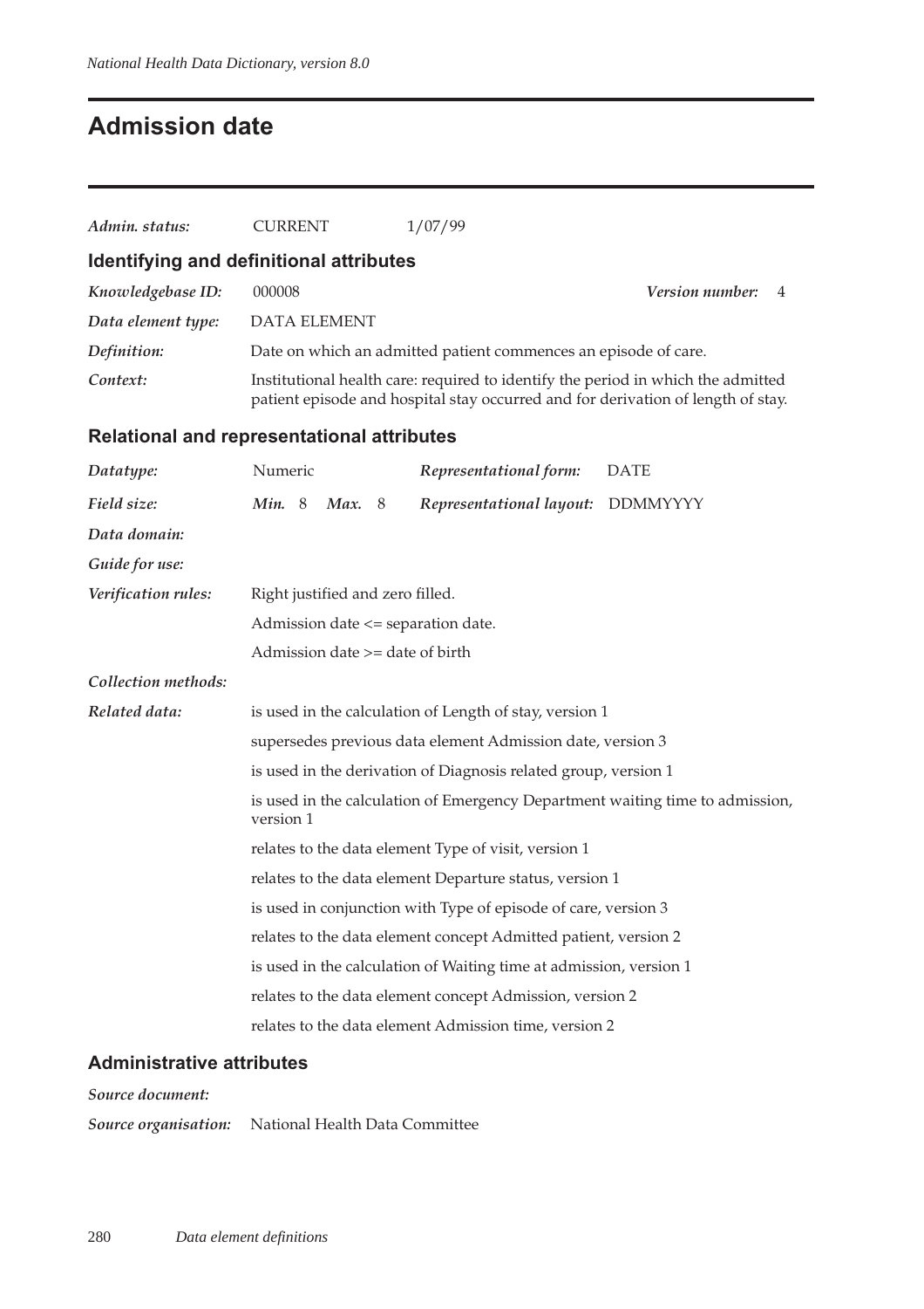# Admission date

***Admin. status:*** CURRENT 1/07/99

## Identifying and definitional attributes

***Knowledgebase ID:*** 000008 ***Version number:*** 4

***Data element type:*** DATA ELEMENT

***Definition:*** Date on which an admitted patient commences an episode of care.

***Context:*** Institutional health care: required to identify the period in which the admitted patient episode and hospital stay occurred and for derivation of length of stay.

## Relational and representational attributes

***Datatype:*** Numeric ***Representational form:*** DATE

***Field size:*** ***Min.*** 8 ***Max.*** 8 ***Representational layout:*** DDMMYYYY

***Data domain:***

***Guide for use:***

***Verification rules:*** Right justified and zero filled.

Admission date <= separation date.

Admission date >= date of birth

***Collection methods:***

***Related data:*** is used in the calculation of Length of stay, version 1

supersedes previous data element Admission date, version 3

is used in the derivation of Diagnosis related group, version 1

is used in the calculation of Emergency Department waiting time to admission, version 1

relates to the data element Type of visit, version 1

relates to the data element Departure status, version 1

is used in conjunction with Type of episode of care, version 3

relates to the data element concept Admitted patient, version 2

is used in the calculation of Waiting time at admission, version 1

relates to the data element concept Admission, version 2

relates to the data element Admission time, version 2

## Administrative attributes

***Source document:***

***Source organisation:*** National Health Data Committee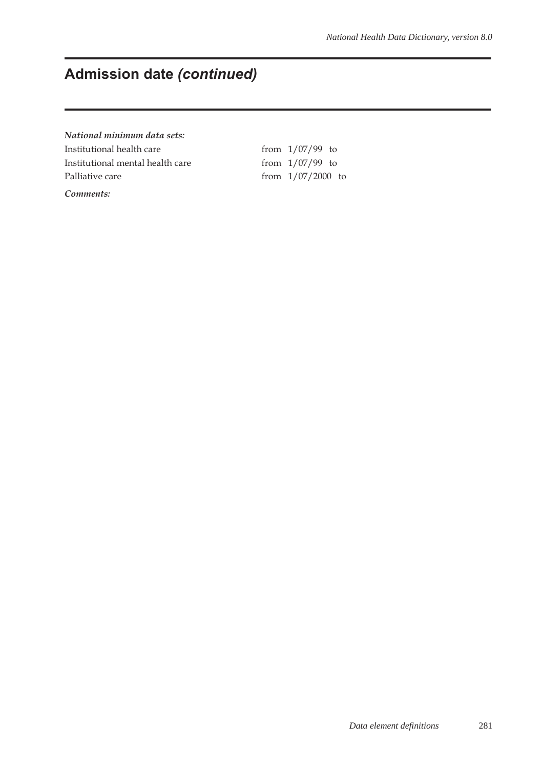# Admission date *(continued)*

***National minimum data sets:***

| | |
|---|---|
| Institutional health care | from 1/07/99 to |
| Institutional mental health care | from 1/07/99 to |
| Palliative care | from 1/07/2000 to |

***Comments:***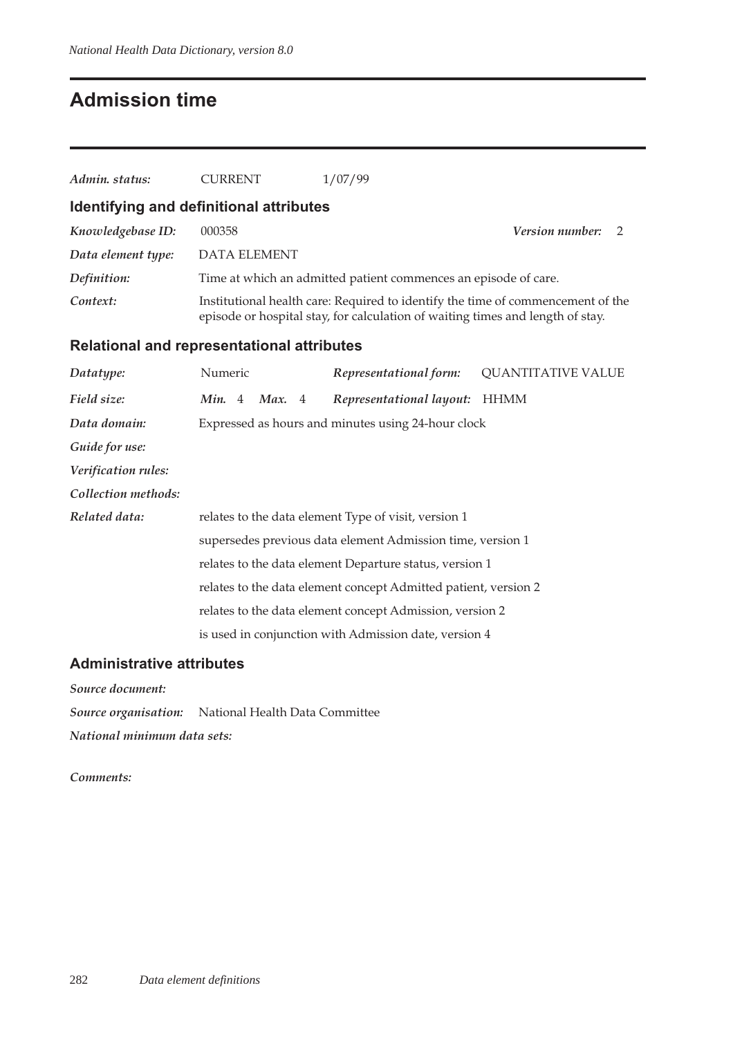# Admission time

***Admin. status:*** CURRENT 1/07/99

## Identifying and definitional attributes

***Knowledgebase ID:*** 000358 ***Version number:*** 2

***Data element type:*** DATA ELEMENT

***Definition:*** Time at which an admitted patient commences an episode of care.

***Context:*** Institutional health care: Required to identify the time of commencement of the episode or hospital stay, for calculation of waiting times and length of stay.

## Relational and representational attributes

***Datatype:*** Numeric ***Representational form:*** QUANTITATIVE VALUE

***Field size:*** ***Min.*** 4 ***Max.*** 4 ***Representational layout:*** HHMM

***Data domain:*** Expressed as hours and minutes using 24-hour clock

***Guide for use:***

***Verification rules:***

***Collection methods:***

***Related data:***

relates to the data element Type of visit, version 1

supersedes previous data element Admission time, version 1

relates to the data element Departure status, version 1

relates to the data element concept Admitted patient, version 2

relates to the data element concept Admission, version 2

is used in conjunction with Admission date, version 4

## Administrative attributes

***Source document:***

***Source organisation:*** National Health Data Committee

***National minimum data sets:***

***Comments:***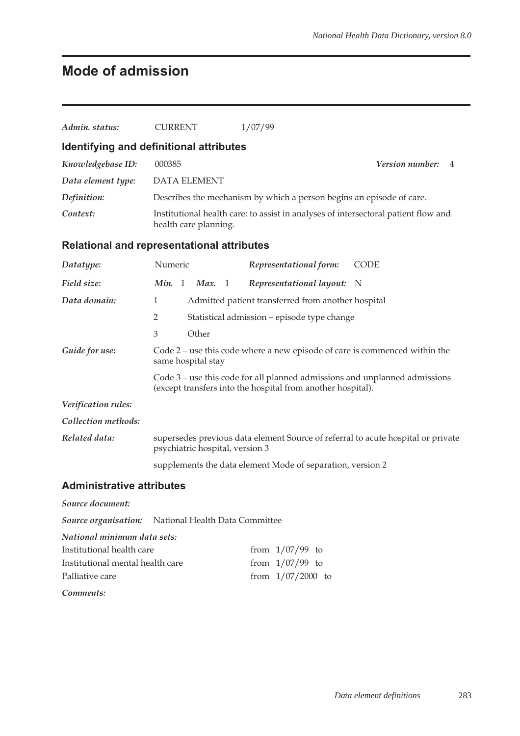# Mode of admission

*Admin. status:* CURRENT 1/07/99

## Identifying and definitional attributes

*Knowledgebase ID:* 000385 *Version number:* 4

*Data element type:* DATA ELEMENT

*Definition:* Describes the mechanism by which a person begins an episode of care.

*Context:* Institutional health care: to assist in analyses of intersectoral patient flow and health care planning.

## Relational and representational attributes

*Datatype:* Numeric *Representational form:* CODE

*Field size:* *Min.* 1 *Max.* 1 *Representational layout:* N

*Data domain:*

1 Admitted patient transferred from another hospital

2 Statistical admission – episode type change

3 Other

*Guide for use:* Code 2 – use this code where a new episode of care is commenced within the same hospital stay

Code 3 – use this code for all planned admissions and unplanned admissions (except transfers into the hospital from another hospital).

*Verification rules:*

*Collection methods:*

*Related data:* supersedes previous data element Source of referral to acute hospital or private psychiatric hospital, version 3

supplements the data element Mode of separation, version 2

## Administrative attributes

*Source document:*

*Source organisation:* National Health Data Committee

*National minimum data sets:*

| | |
|---|---|
| Institutional health care | from 1/07/99 to |
| Institutional mental health care | from 1/07/99 to |
| Palliative care | from 1/07/2000 to |

*Comments:*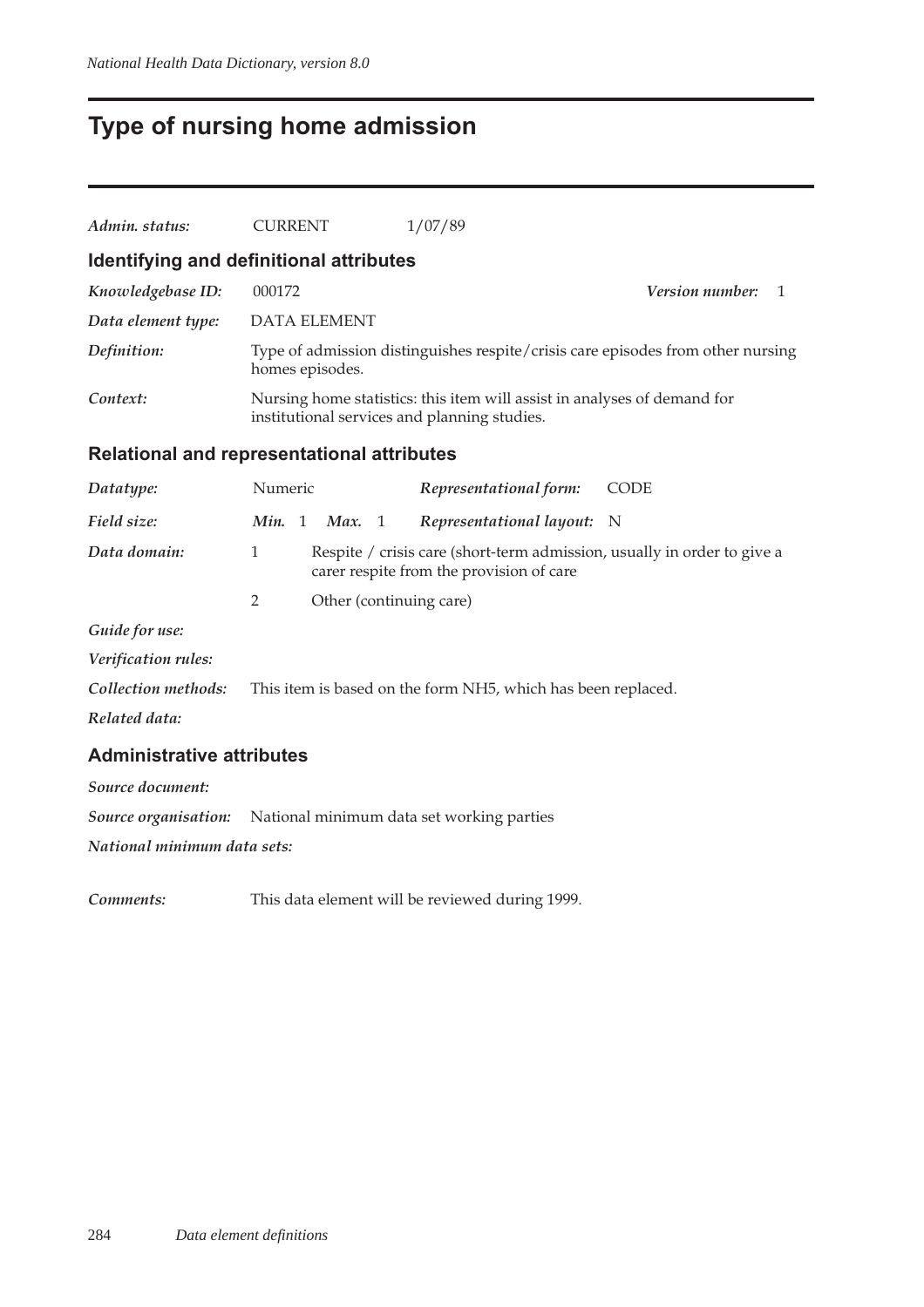# Type of nursing home admission

*Admin. status:* CURRENT 1/07/89

## Identifying and definitional attributes

*Knowledgebase ID:* 000172 *Version number:* 1

*Data element type:* DATA ELEMENT

*Definition:* Type of admission distinguishes respite/crisis care episodes from other nursing homes episodes.

*Context:* Nursing home statistics: this item will assist in analyses of demand for institutional services and planning studies.

## Relational and representational attributes

*Datatype:* Numeric *Representational form:* CODE

*Field size:* ***Min.*** 1 ***Max.*** 1 *Representational layout:* N

*Data domain:*

1 Respite / crisis care (short-term admission, usually in order to give a carer respite from the provision of care

2 Other (continuing care)

*Guide for use:*

*Verification rules:*

*Collection methods:* This item is based on the form NH5, which has been replaced.

*Related data:*

## Administrative attributes

*Source document:*

*Source organisation:* National minimum data set working parties

*National minimum data sets:*

*Comments:* This data element will be reviewed during 1999.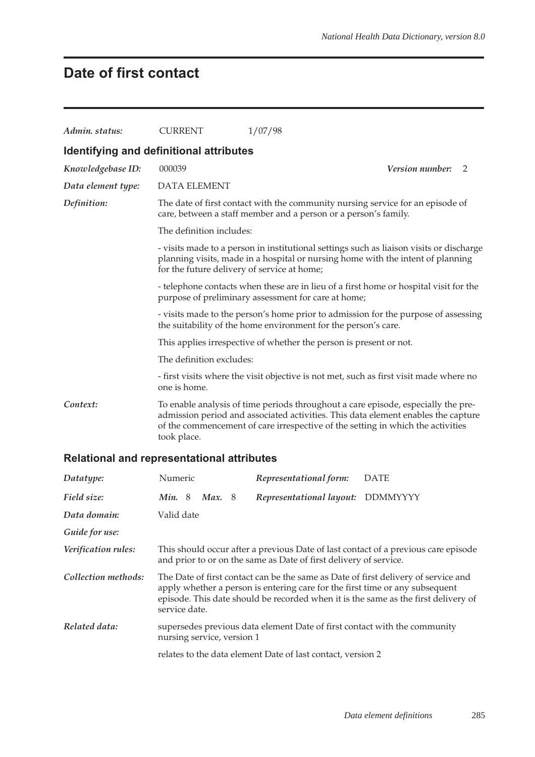# Date of first contact

| | | |
|---|---|---|
| ***Admin. status:*** | CURRENT | 1/07/98 |

## Identifying and definitional attributes

***Knowledgebase ID:*** 000039 ***Version number:*** 2

***Data element type:*** DATA ELEMENT

***Definition:*** The date of first contact with the community nursing service for an episode of care, between a staff member and a person or a person's family.

The definition includes:

- visits made to a person in institutional settings such as liaison visits or discharge planning visits, made in a hospital or nursing home with the intent of planning for the future delivery of service at home;

- telephone contacts when these are in lieu of a first home or hospital visit for the purpose of preliminary assessment for care at home;

- visits made to the person's home prior to admission for the purpose of assessing the suitability of the home environment for the person's care.

This applies irrespective of whether the person is present or not.

The definition excludes:

- first visits where the visit objective is not met, such as first visit made where no one is home.

***Context:*** To enable analysis of time periods throughout a care episode, especially the pre-admission period and associated activities. This data element enables the capture of the commencement of care irrespective of the setting in which the activities took place.

## Relational and representational attributes

***Datatype:*** Numeric ***Representational form:*** DATE

***Field size:*** ***Min.*** 8 ***Max.*** 8 ***Representational layout:*** DDMMYYYY

***Data domain:*** Valid date

***Guide for use:***

***Verification rules:*** This should occur after a previous Date of last contact of a previous care episode and prior to or on the same as Date of first delivery of service.

***Collection methods:*** The Date of first contact can be the same as Date of first delivery of service and apply whether a person is entering care for the first time or any subsequent episode. This date should be recorded when it is the same as the first delivery of service date.

***Related data:*** supersedes previous data element Date of first contact with the community nursing service, version 1

relates to the data element Date of last contact, version 2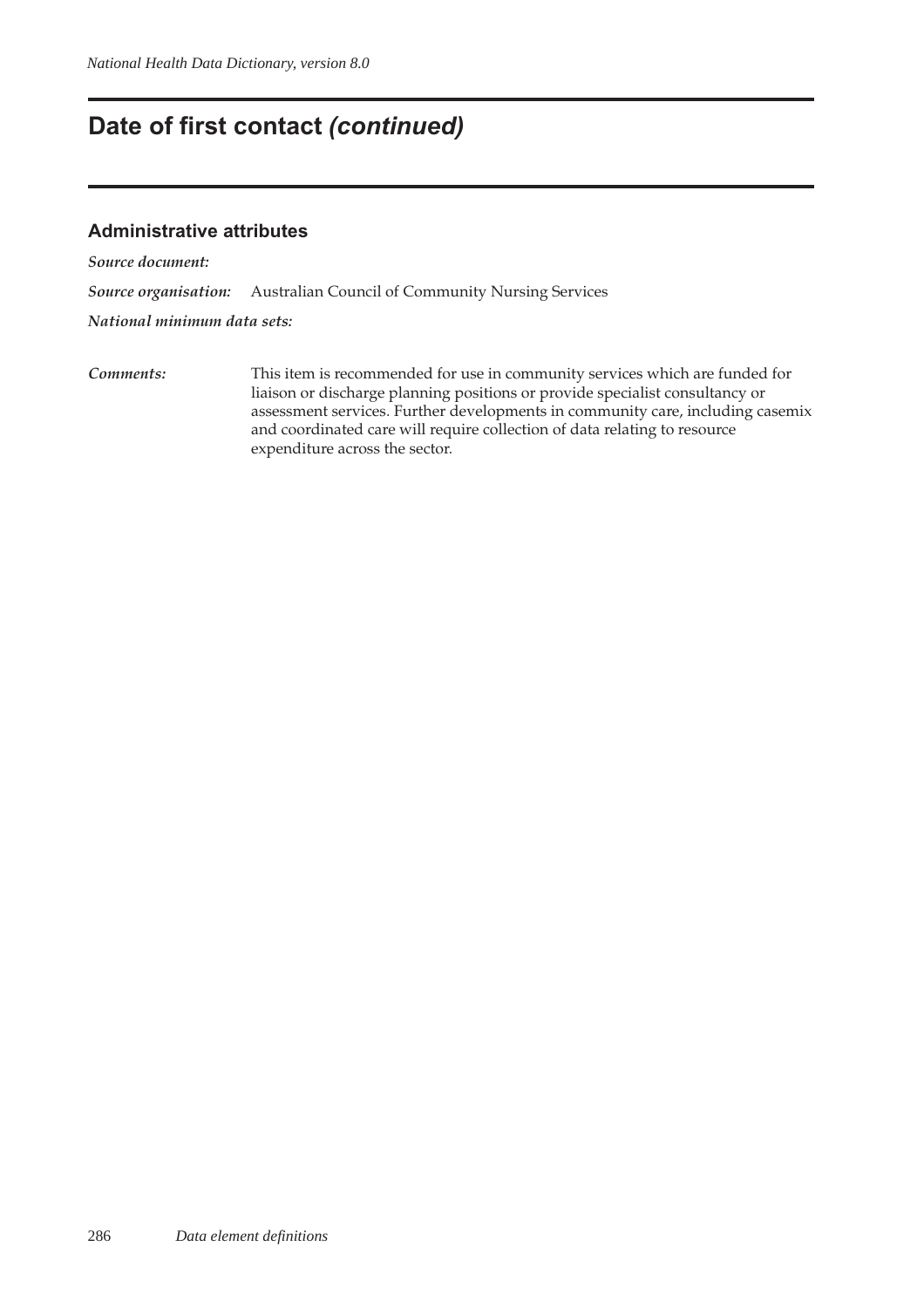# Date of first contact *(continued)*

### Administrative attributes

***Source document:***

***Source organisation:*** Australian Council of Community Nursing Services

***National minimum data sets:***

***Comments:*** This item is recommended for use in community services which are funded for liaison or discharge planning positions or provide specialist consultancy or assessment services. Further developments in community care, including casemix and coordinated care will require collection of data relating to resource expenditure across the sector.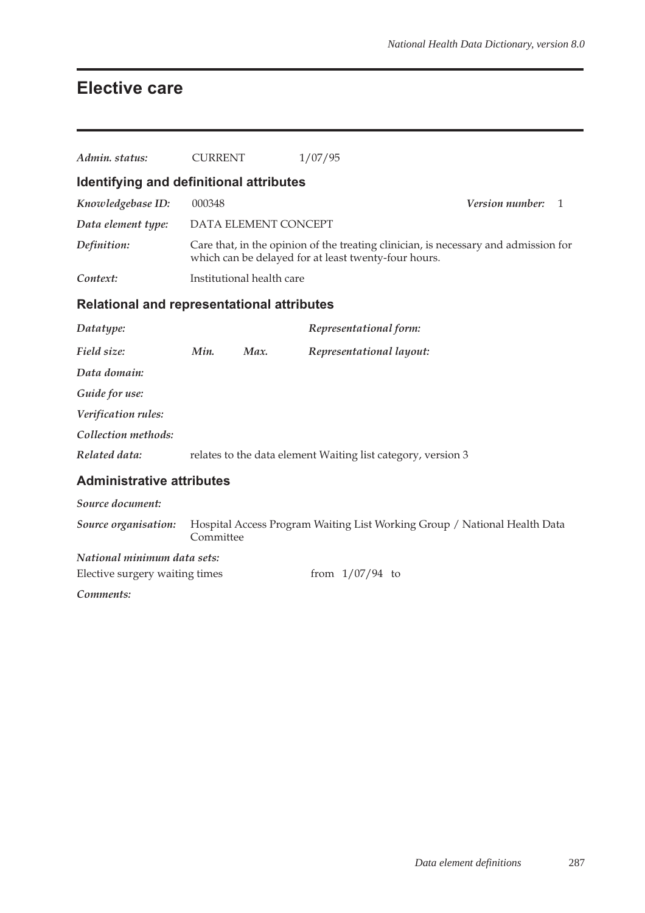# Elective care

*Admin. status:* CURRENT 1/07/95

## Identifying and definitional attributes

*Knowledgebase ID:* 000348 *Version number:* 1

*Data element type:* DATA ELEMENT CONCEPT

*Definition:* Care that, in the opinion of the treating clinician, is necessary and admission for which can be delayed for at least twenty-four hours.

*Context:* Institutional health care

## Relational and representational attributes

*Datatype:* *Representational form:*

*Field size:* *Min.* *Max.* *Representational layout:*

*Data domain:*

*Guide for use:*

*Verification rules:*

*Collection methods:*

*Related data:* relates to the data element Waiting list category, version 3

## Administrative attributes

*Source document:*

*Source organisation:* Hospital Access Program Waiting List Working Group / National Health Data Committee

*National minimum data sets:*

Elective surgery waiting times from 1/07/94 to

*Comments:*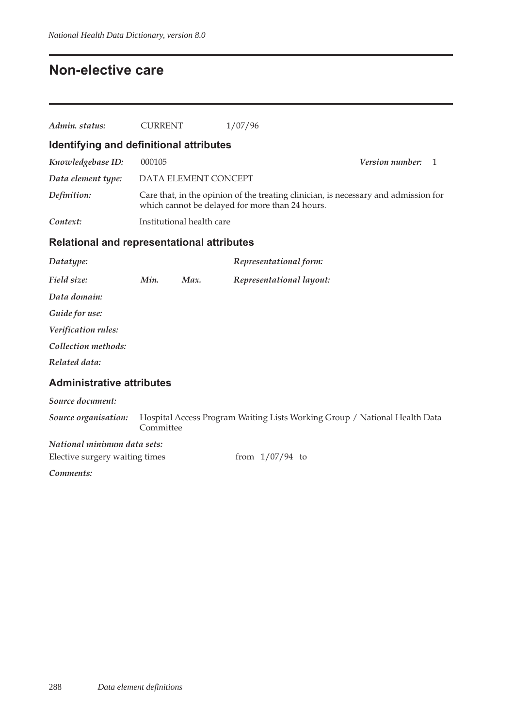# Non-elective care

*Admin. status:* CURRENT 1/07/96

## Identifying and definitional attributes

*Knowledgebase ID:* 000105 *Version number:* 1

*Data element type:* DATA ELEMENT CONCEPT

*Definition:* Care that, in the opinion of the treating clinician, is necessary and admission for which cannot be delayed for more than 24 hours.

*Context:* Institutional health care

## Relational and representational attributes

*Datatype:* *Representational form:*

*Field size:* *Min.* *Max.* *Representational layout:*

*Data domain:*

*Guide for use:*

*Verification rules:*

*Collection methods:*

*Related data:*

## Administrative attributes

*Source document:*

*Source organisation:* Hospital Access Program Waiting Lists Working Group / National Health Data Committee

*National minimum data sets:*

Elective surgery waiting times from 1/07/94 to

*Comments:*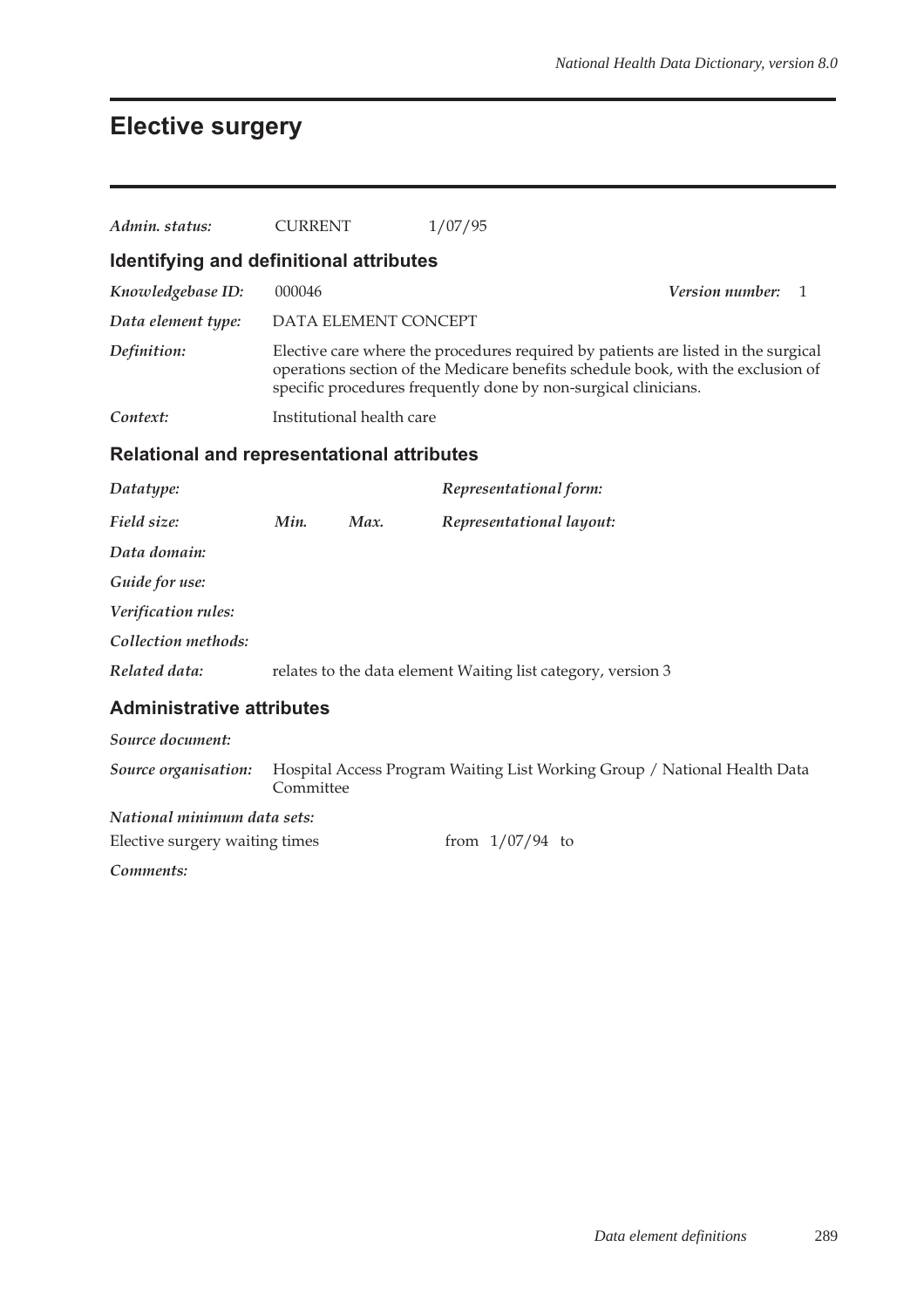# Elective surgery

*Admin. status:* CURRENT 1/07/95

## Identifying and definitional attributes

*Knowledgebase ID:* 000046 *Version number:* 1

*Data element type:* DATA ELEMENT CONCEPT

*Definition:* Elective care where the procedures required by patients are listed in the surgical operations section of the Medicare benefits schedule book, with the exclusion of specific procedures frequently done by non-surgical clinicians.

*Context:* Institutional health care

## Relational and representational attributes

*Datatype:* *Representational form:*

*Field size:* *Min.* *Max.* *Representational layout:*

*Data domain:*

*Guide for use:*

*Verification rules:*

*Collection methods:*

*Related data:* relates to the data element Waiting list category, version 3

## Administrative attributes

*Source document:*

*Source organisation:* Hospital Access Program Waiting List Working Group / National Health Data Committee

*National minimum data sets:*

Elective surgery waiting times from 1/07/94 to

*Comments:*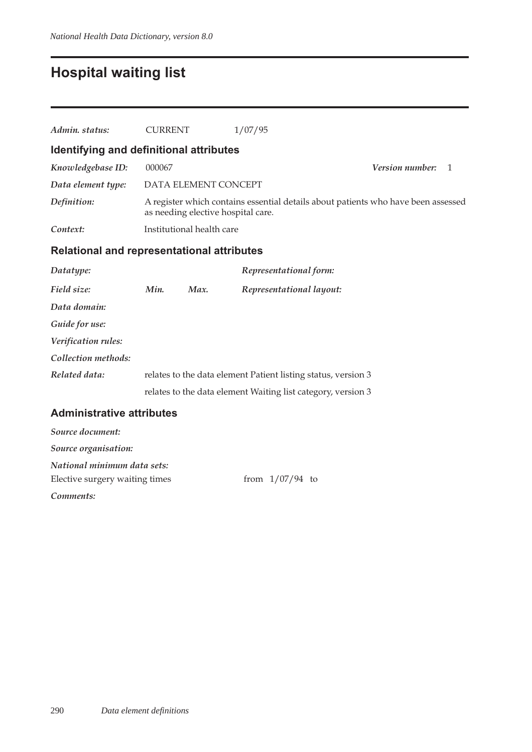# Hospital waiting list

***Admin. status:*** CURRENT 1/07/95

## Identifying and definitional attributes

***Knowledgebase ID:*** 000067 ***Version number:*** 1

***Data element type:*** DATA ELEMENT CONCEPT

***Definition:*** A register which contains essential details about patients who have been assessed as needing elective hospital care.

***Context:*** Institutional health care

## Relational and representational attributes

***Datatype:*** ***Representational form:***

***Field size:*** ***Min.*** ***Max.*** ***Representational layout:***

***Data domain:***

***Guide for use:***

***Verification rules:***

***Collection methods:***

***Related data:*** relates to the data element Patient listing status, version 3

relates to the data element Waiting list category, version 3

## Administrative attributes

***Source document:***

***Source organisation:***

***National minimum data sets:***

Elective surgery waiting times from 1/07/94 to

***Comments:***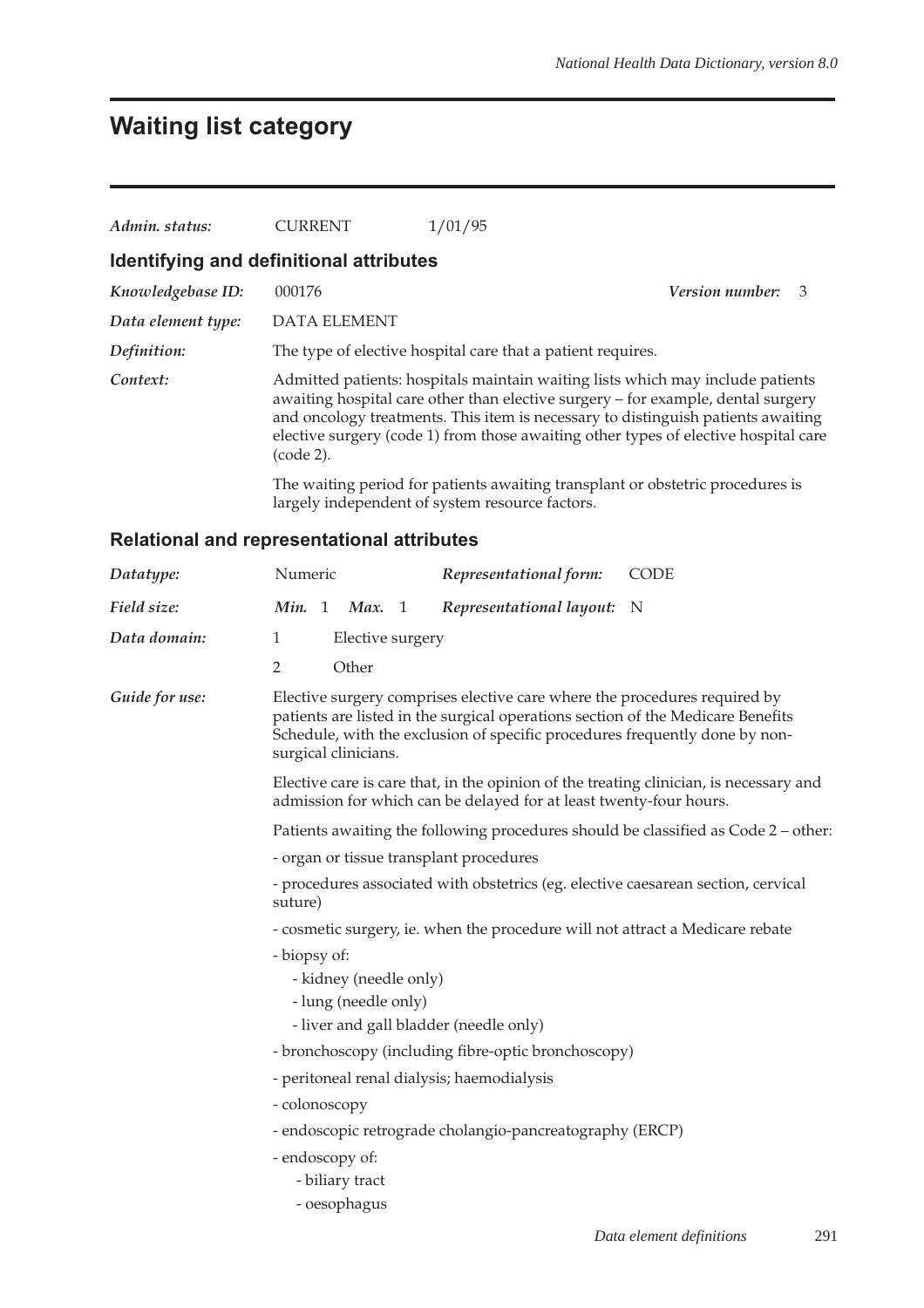# Waiting list category

| | | |
|---|---|---|
| *Admin. status:* | CURRENT | 1/01/95 |

## Identifying and definitional attributes

*Knowledgebase ID:* 000176 *Version number:* 3

*Data element type:* DATA ELEMENT

*Definition:* The type of elective hospital care that a patient requires.

*Context:* Admitted patients: hospitals maintain waiting lists which may include patients awaiting hospital care other than elective surgery – for example, dental surgery and oncology treatments. This item is necessary to distinguish patients awaiting elective surgery (code 1) from those awaiting other types of elective hospital care (code 2).

The waiting period for patients awaiting transplant or obstetric procedures is largely independent of system resource factors.

## Relational and representational attributes

*Datatype:* Numeric *Representational form:* CODE

*Field size:* *Min.* 1 *Max.* 1 *Representational layout:* N

*Data domain:*

1 Elective surgery

2 Other

*Guide for use:* Elective surgery comprises elective care where the procedures required by patients are listed in the surgical operations section of the Medicare Benefits Schedule, with the exclusion of specific procedures frequently done by non-surgical clinicians.

Elective care is care that, in the opinion of the treating clinician, is necessary and admission for which can be delayed for at least twenty-four hours.

Patients awaiting the following procedures should be classified as Code 2 – other:

- organ or tissue transplant procedures
- procedures associated with obstetrics (eg. elective caesarean section, cervical suture)
- cosmetic surgery, ie. when the procedure will not attract a Medicare rebate
- biopsy of:
  - kidney (needle only)
  - lung (needle only)
  - liver and gall bladder (needle only)
- bronchoscopy (including fibre-optic bronchoscopy)
- peritoneal renal dialysis; haemodialysis
- colonoscopy
- endoscopic retrograde cholangio-pancreatography (ERCP)
- endoscopy of:
  - biliary tract
  - oesophagus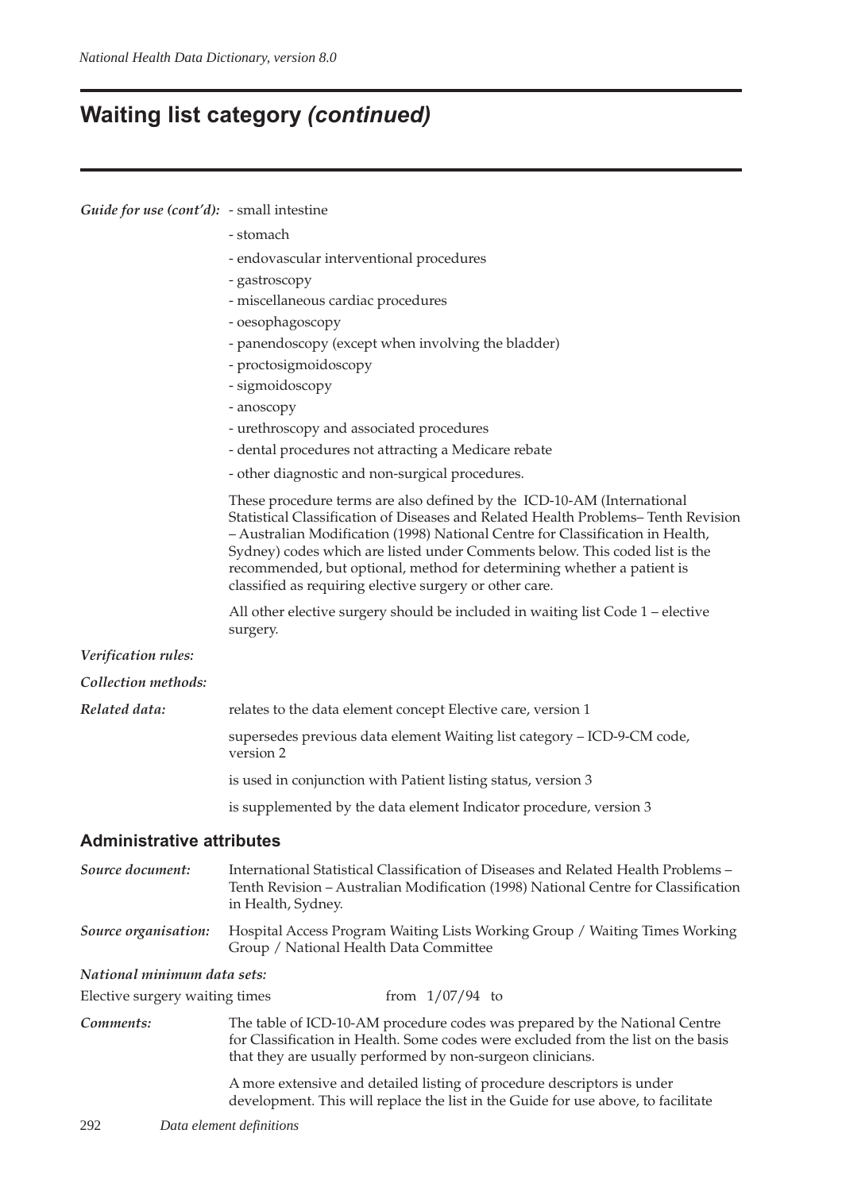# Waiting list category *(continued)*

***Guide for use (cont'd):***

- small intestine
- stomach
- endovascular interventional procedures
- gastroscopy
- miscellaneous cardiac procedures
- oesophagoscopy
- panendoscopy (except when involving the bladder)
- proctosigmoidoscopy
- sigmoidoscopy
- anoscopy
- urethroscopy and associated procedures
- dental procedures not attracting a Medicare rebate
- other diagnostic and non-surgical procedures.

These procedure terms are also defined by the ICD-10-AM (International Statistical Classification of Diseases and Related Health Problems– Tenth Revision – Australian Modification (1998) National Centre for Classification in Health, Sydney) codes which are listed under Comments below. This coded list is the recommended, but optional, method for determining whether a patient is classified as requiring elective surgery or other care.

All other elective surgery should be included in waiting list Code 1 – elective surgery.

***Verification rules:***

***Collection methods:***

***Related data:*** relates to the data element concept Elective care, version 1

supersedes previous data element Waiting list category – ICD-9-CM code, version 2

is used in conjunction with Patient listing status, version 3

is supplemented by the data element Indicator procedure, version 3

## Administrative attributes

***Source document:*** International Statistical Classification of Diseases and Related Health Problems – Tenth Revision – Australian Modification (1998) National Centre for Classification in Health, Sydney.

***Source organisation:*** Hospital Access Program Waiting Lists Working Group / Waiting Times Working Group / National Health Data Committee

***National minimum data sets:***

Elective surgery waiting times from 1/07/94 to

***Comments:*** The table of ICD-10-AM procedure codes was prepared by the National Centre for Classification in Health. Some codes were excluded from the list on the basis that they are usually performed by non-surgeon clinicians.

A more extensive and detailed listing of procedure descriptors is under development. This will replace the list in the Guide for use above, to facilitate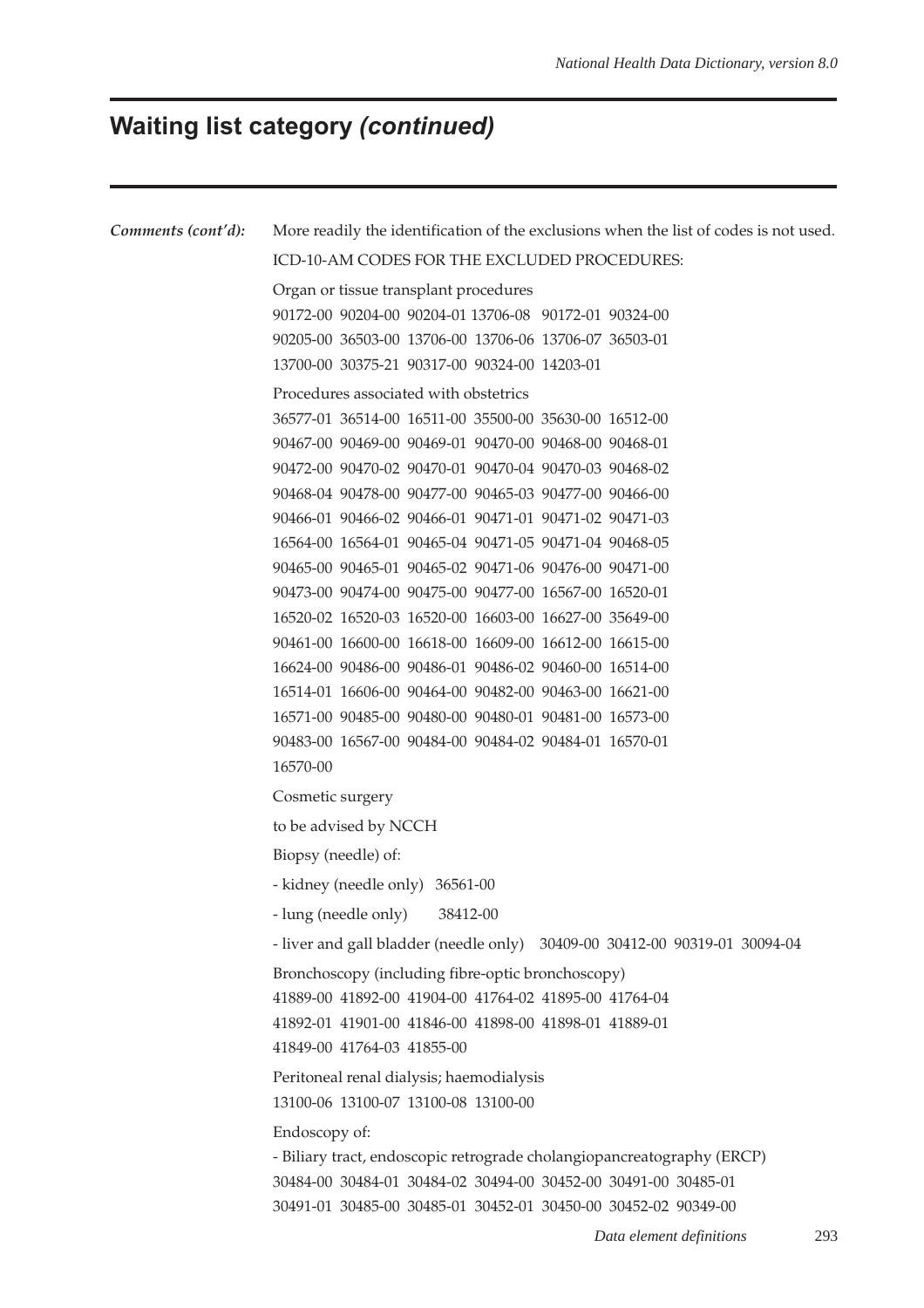## Waiting list category *(continued)*

***Comments (cont'd):*** More readily the identification of the exclusions when the list of codes is not used.

ICD-10-AM CODES FOR THE EXCLUDED PROCEDURES:

Organ or tissue transplant procedures

90172-00 90204-00 90204-01 13706-08 90172-01 90324-00
90205-00 36503-00 13706-00 13706-06 13706-07 36503-01
13700-00 30375-21 90317-00 90324-00 14203-01

Procedures associated with obstetrics

36577-01 36514-00 16511-00 35500-00 35630-00 16512-00
90467-00 90469-00 90469-01 90470-00 90468-00 90468-01
90472-00 90470-02 90470-01 90470-04 90470-03 90468-02
90468-04 90478-00 90477-00 90465-03 90477-00 90466-00
90466-01 90466-02 90466-01 90471-01 90471-02 90471-03
16564-00 16564-01 90465-04 90471-05 90471-04 90468-05
90465-00 90465-01 90465-02 90471-06 90476-00 90471-00
90473-00 90474-00 90475-00 90477-00 16567-00 16520-01
16520-02 16520-03 16520-00 16603-00 16627-00 35649-00
90461-00 16600-00 16618-00 16609-00 16612-00 16615-00
16624-00 90486-00 90486-01 90486-02 90460-00 16514-00
16514-01 16606-00 90464-00 90482-00 90463-00 16621-00
16571-00 90485-00 90480-00 90480-01 90481-00 16573-00
90483-00 16567-00 90484-00 90484-02 90484-01 16570-01
16570-00

Cosmetic surgery

to be advised by NCCH

Biopsy (needle) of:

- kidney (needle only) 36561-00

- lung (needle only) 38412-00

- liver and gall bladder (needle only) 30409-00 30412-00 90319-01 30094-04

Bronchoscopy (including fibre-optic bronchoscopy)

41889-00 41892-00 41904-00 41764-02 41895-00 41764-04
41892-01 41901-00 41846-00 41898-00 41898-01 41889-01
41849-00 41764-03 41855-00

Peritoneal renal dialysis; haemodialysis

13100-06 13100-07 13100-08 13100-00

Endoscopy of:

- Biliary tract, endoscopic retrograde cholangiopancreatography (ERCP)

30484-00 30484-01 30484-02 30494-00 30452-00 30491-00 30485-01
30491-01 30485-00 30485-01 30452-01 30450-00 30452-02 90349-00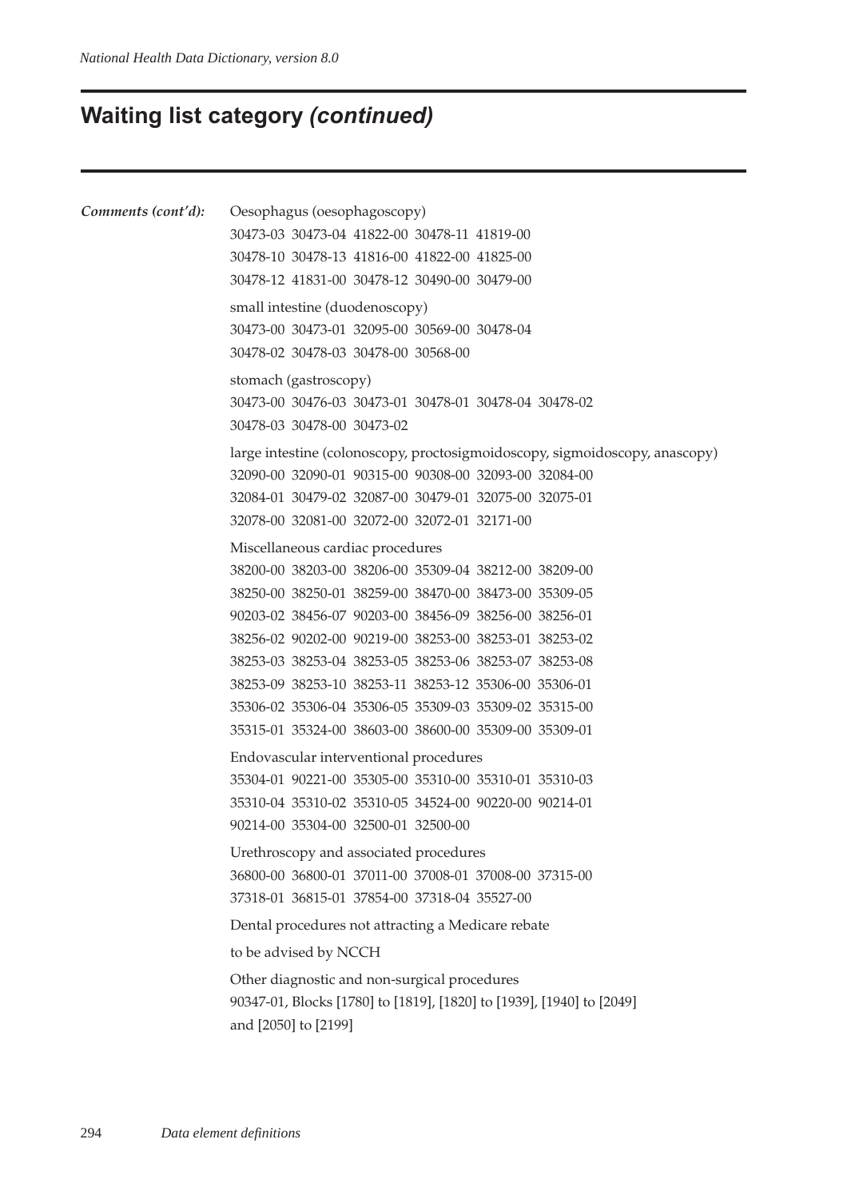## Waiting list category *(continued)*

***Comments (cont'd):***

Oesophagus (oesophagoscopy)
30473-03 30473-04 41822-00 30478-11 41819-00
30478-10 30478-13 41816-00 41822-00 41825-00
30478-12 41831-00 30478-12 30490-00 30479-00

small intestine (duodenoscopy)
30473-00 30473-01 32095-00 30569-00 30478-04
30478-02 30478-03 30478-00 30568-00

stomach (gastroscopy)
30473-00 30476-03 30473-01 30478-01 30478-04 30478-02
30478-03 30478-00 30473-02

large intestine (colonoscopy, proctosigmoidoscopy, sigmoidoscopy, anascopy)
32090-00 32090-01 90315-00 90308-00 32093-00 32084-00
32084-01 30479-02 32087-00 30479-01 32075-00 32075-01
32078-00 32081-00 32072-00 32072-01 32171-00

Miscellaneous cardiac procedures
38200-00 38203-00 38206-00 35309-04 38212-00 38209-00
38250-00 38250-01 38259-00 38470-00 38473-00 35309-05
90203-02 38456-07 90203-00 38456-09 38256-00 38256-01
38256-02 90202-00 90219-00 38253-00 38253-01 38253-02
38253-03 38253-04 38253-05 38253-06 38253-07 38253-08
38253-09 38253-10 38253-11 38253-12 35306-00 35306-01
35306-02 35306-04 35306-05 35309-03 35309-02 35315-00
35315-01 35324-00 38603-00 38600-00 35309-00 35309-01

Endovascular interventional procedures
35304-01 90221-00 35305-00 35310-00 35310-01 35310-03
35310-04 35310-02 35310-05 34524-00 90220-00 90214-01
90214-00 35304-00 32500-01 32500-00

Urethroscopy and associated procedures
36800-00 36800-01 37011-00 37008-01 37008-00 37315-00
37318-01 36815-01 37854-00 37318-04 35527-00

Dental procedures not attracting a Medicare rebate

to be advised by NCCH

Other diagnostic and non-surgical procedures
90347-01, Blocks [1780] to [1819], [1820] to [1939], [1940] to [2049]
and [2050] to [2199]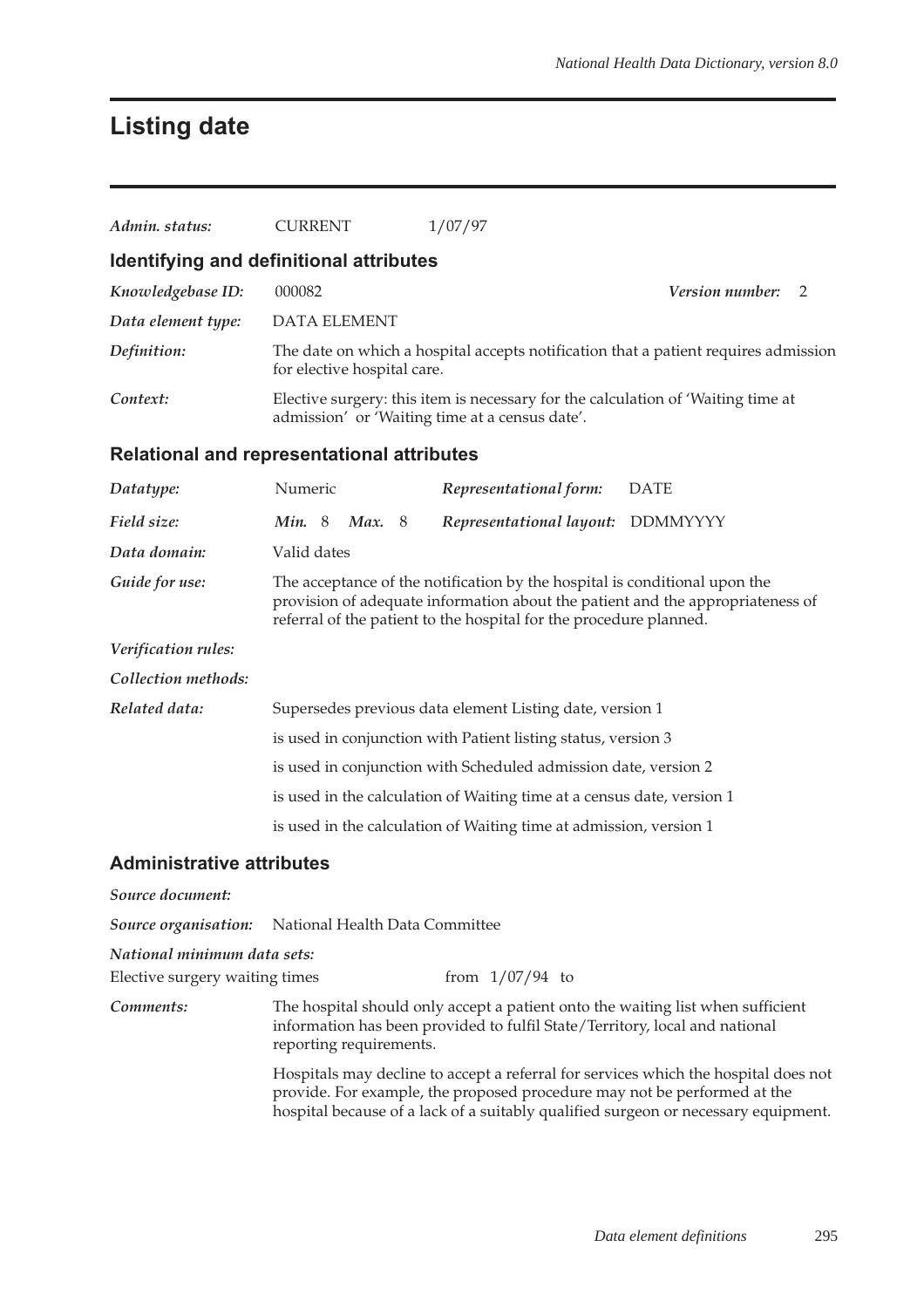# Listing date

*Admin. status:* CURRENT 1/07/97

## Identifying and definitional attributes

*Knowledgebase ID:* 000082 *Version number:* 2

*Data element type:* DATA ELEMENT

*Definition:* The date on which a hospital accepts notification that a patient requires admission for elective hospital care.

*Context:* Elective surgery: this item is necessary for the calculation of 'Waiting time at admission' or 'Waiting time at a census date'.

## Relational and representational attributes

*Datatype:* Numeric *Representational form:* DATE

*Field size:* ***Min.*** 8 ***Max.*** 8 *Representational layout:* DDMMYYYY

*Data domain:* Valid dates

*Guide for use:* The acceptance of the notification by the hospital is conditional upon the provision of adequate information about the patient and the appropriateness of referral of the patient to the hospital for the procedure planned.

*Verification rules:*

*Collection methods:*

*Related data:* Supersedes previous data element Listing date, version 1

is used in conjunction with Patient listing status, version 3

is used in conjunction with Scheduled admission date, version 2

is used in the calculation of Waiting time at a census date, version 1

is used in the calculation of Waiting time at admission, version 1

## Administrative attributes

*Source document:*

*Source organisation:* National Health Data Committee

*National minimum data sets:*

Elective surgery waiting times from 1/07/94 to

*Comments:* The hospital should only accept a patient onto the waiting list when sufficient information has been provided to fulfil State/Territory, local and national reporting requirements.

Hospitals may decline to accept a referral for services which the hospital does not provide. For example, the proposed procedure may not be performed at the hospital because of a lack of a suitably qualified surgeon or necessary equipment.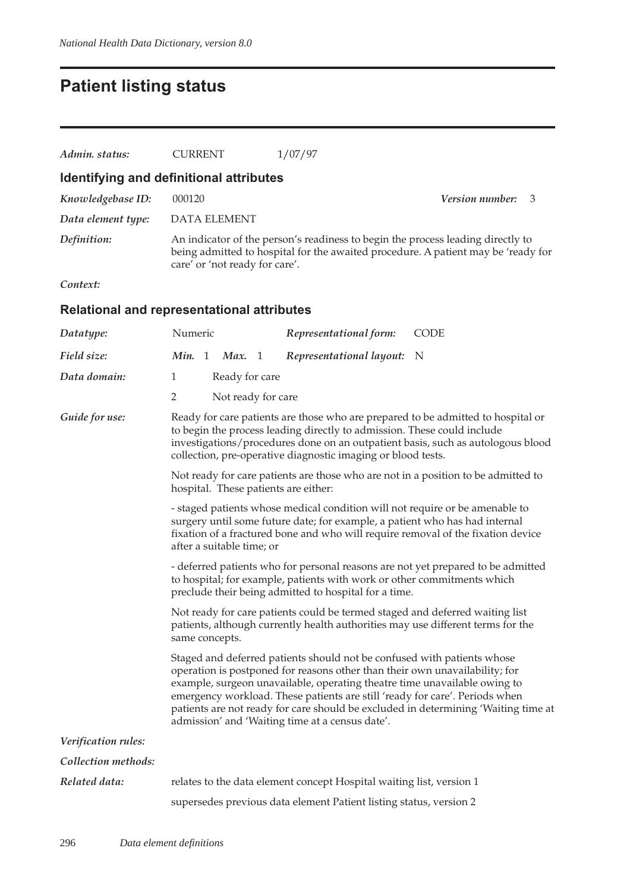# Patient listing status

| | | |
|---|---|---|
| *Admin. status:* | CURRENT | 1/07/97 |

## Identifying and definitional attributes

*Knowledgebase ID:* 000120 *Version number:* 3

*Data element type:* DATA ELEMENT

*Definition:* An indicator of the person's readiness to begin the process leading directly to being admitted to hospital for the awaited procedure. A patient may be 'ready for care' or 'not ready for care'.

*Context:*

## Relational and representational attributes

| | | | |
|---|---|---|---|
| *Datatype:* | Numeric | *Representational form:* | CODE |
| *Field size:* | *Min.* 1 *Max.* 1 | *Representational layout:* | N |

*Data domain:*

1 Ready for care

2 Not ready for care

*Guide for use:*

Ready for care patients are those who are prepared to be admitted to hospital or to begin the process leading directly to admission. These could include investigations/procedures done on an outpatient basis, such as autologous blood collection, pre-operative diagnostic imaging or blood tests.

Not ready for care patients are those who are not in a position to be admitted to hospital. These patients are either:

- staged patients whose medical condition will not require or be amenable to surgery until some future date; for example, a patient who has had internal fixation of a fractured bone and who will require removal of the fixation device after a suitable time; or

- deferred patients who for personal reasons are not yet prepared to be admitted to hospital; for example, patients with work or other commitments which preclude their being admitted to hospital for a time.

Not ready for care patients could be termed staged and deferred waiting list patients, although currently health authorities may use different terms for the same concepts.

Staged and deferred patients should not be confused with patients whose operation is postponed for reasons other than their own unavailability; for example, surgeon unavailable, operating theatre time unavailable owing to emergency workload. These patients are still 'ready for care'. Periods when patients are not ready for care should be excluded in determining 'Waiting time at admission' and 'Waiting time at a census date'.

*Verification rules:*

*Collection methods:*

*Related data:*

relates to the data element concept Hospital waiting list, version 1

supersedes previous data element Patient listing status, version 2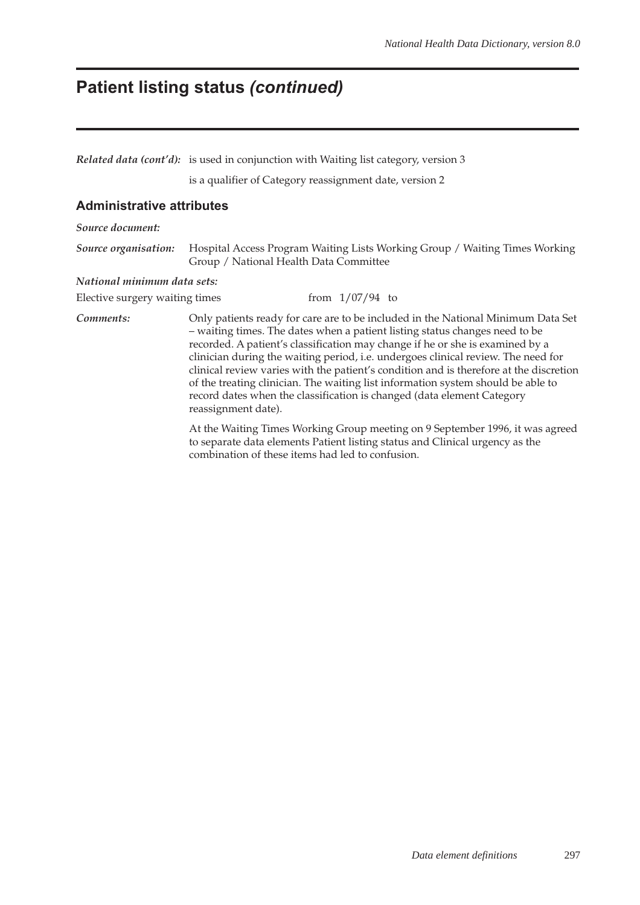# Patient listing status *(continued)*

***Related data (cont'd):*** is used in conjunction with Waiting list category, version 3

is a qualifier of Category reassignment date, version 2

## Administrative attributes

***Source document:***

***Source organisation:*** Hospital Access Program Waiting Lists Working Group / Waiting Times Working Group / National Health Data Committee

***National minimum data sets:***

Elective surgery waiting times from 1/07/94 to

***Comments:*** Only patients ready for care are to be included in the National Minimum Data Set – waiting times. The dates when a patient listing status changes need to be recorded. A patient's classification may change if he or she is examined by a clinician during the waiting period, i.e. undergoes clinical review. The need for clinical review varies with the patient's condition and is therefore at the discretion of the treating clinician. The waiting list information system should be able to record dates when the classification is changed (data element Category reassignment date).

At the Waiting Times Working Group meeting on 9 September 1996, it was agreed to separate data elements Patient listing status and Clinical urgency as the combination of these items had led to confusion.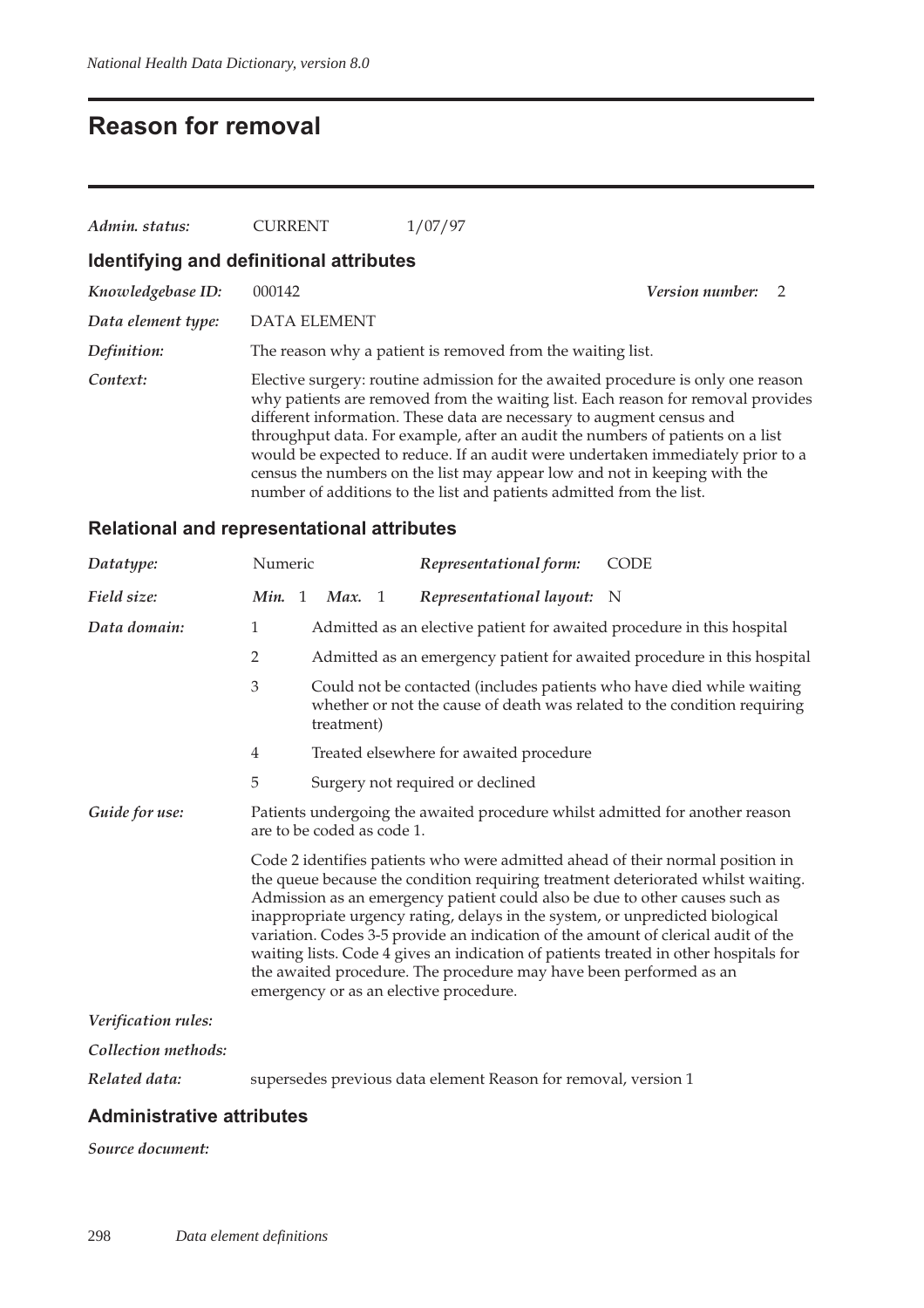# Reason for removal

*Admin. status:* CURRENT 1/07/97

## Identifying and definitional attributes

*Knowledgebase ID:* 000142 *Version number:* 2

*Data element type:* DATA ELEMENT

*Definition:* The reason why a patient is removed from the waiting list.

*Context:* Elective surgery: routine admission for the awaited procedure is only one reason why patients are removed from the waiting list. Each reason for removal provides different information. These data are necessary to augment census and throughput data. For example, after an audit the numbers of patients on a list would be expected to reduce. If an audit were undertaken immediately prior to a census the numbers on the list may appear low and not in keeping with the number of additions to the list and patients admitted from the list.

## Relational and representational attributes

*Datatype:* Numeric *Representational form:* CODE

*Field size:* *Min.* 1 *Max.* 1 *Representational layout:* N

*Data domain:*

1 Admitted as an elective patient for awaited procedure in this hospital

2 Admitted as an emergency patient for awaited procedure in this hospital

3 Could not be contacted (includes patients who have died while waiting whether or not the cause of death was related to the condition requiring treatment)

4 Treated elsewhere for awaited procedure

5 Surgery not required or declined

*Guide for use:* Patients undergoing the awaited procedure whilst admitted for another reason are to be coded as code 1.

Code 2 identifies patients who were admitted ahead of their normal position in the queue because the condition requiring treatment deteriorated whilst waiting. Admission as an emergency patient could also be due to other causes such as inappropriate urgency rating, delays in the system, or unpredicted biological variation. Codes 3-5 provide an indication of the amount of clerical audit of the waiting lists. Code 4 gives an indication of patients treated in other hospitals for the awaited procedure. The procedure may have been performed as an emergency or as an elective procedure.

*Verification rules:*

*Collection methods:*

*Related data:* supersedes previous data element Reason for removal, version 1

## Administrative attributes

*Source document:*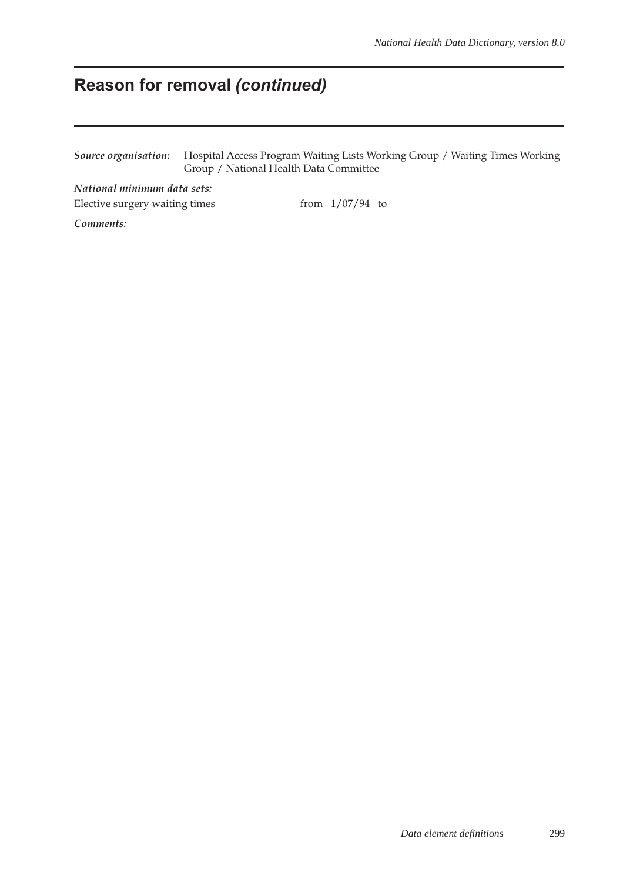# Reason for removal *(continued)*

***Source organisation:*** Hospital Access Program Waiting Lists Working Group / Waiting Times Working Group / National Health Data Committee

***National minimum data sets:***

Elective surgery waiting times from 1/07/94 to

***Comments:***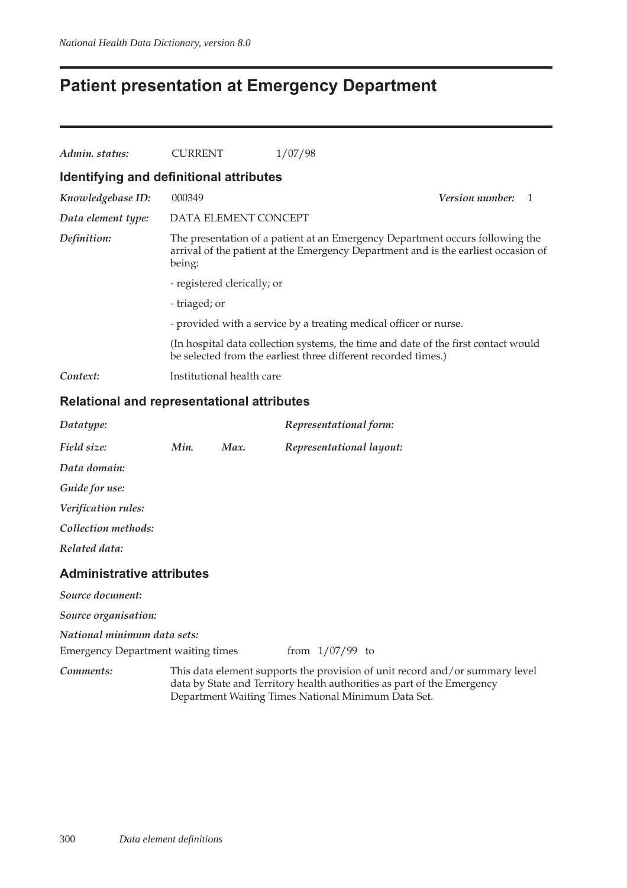# Patient presentation at Emergency Department

*Admin. status:* CURRENT 1/07/98

## Identifying and definitional attributes

*Knowledgebase ID:* 000349 *Version number:* 1

*Data element type:* DATA ELEMENT CONCEPT

*Definition:* The presentation of a patient at an Emergency Department occurs following the arrival of the patient at the Emergency Department and is the earliest occasion of being:

- registered clerically; or
- triaged; or
- provided with a service by a treating medical officer or nurse.

(In hospital data collection systems, the time and date of the first contact would be selected from the earliest three different recorded times.)

*Context:* Institutional health care

## Relational and representational attributes

*Datatype:* *Representational form:*

*Field size:* *Min.* *Max.* *Representational layout:*

*Data domain:*

*Guide for use:*

*Verification rules:*

*Collection methods:*

*Related data:*

## Administrative attributes

*Source document:*

*Source organisation:*

*National minimum data sets:*

Emergency Department waiting times from 1/07/99 to

*Comments:* This data element supports the provision of unit record and/or summary level data by State and Territory health authorities as part of the Emergency Department Waiting Times National Minimum Data Set.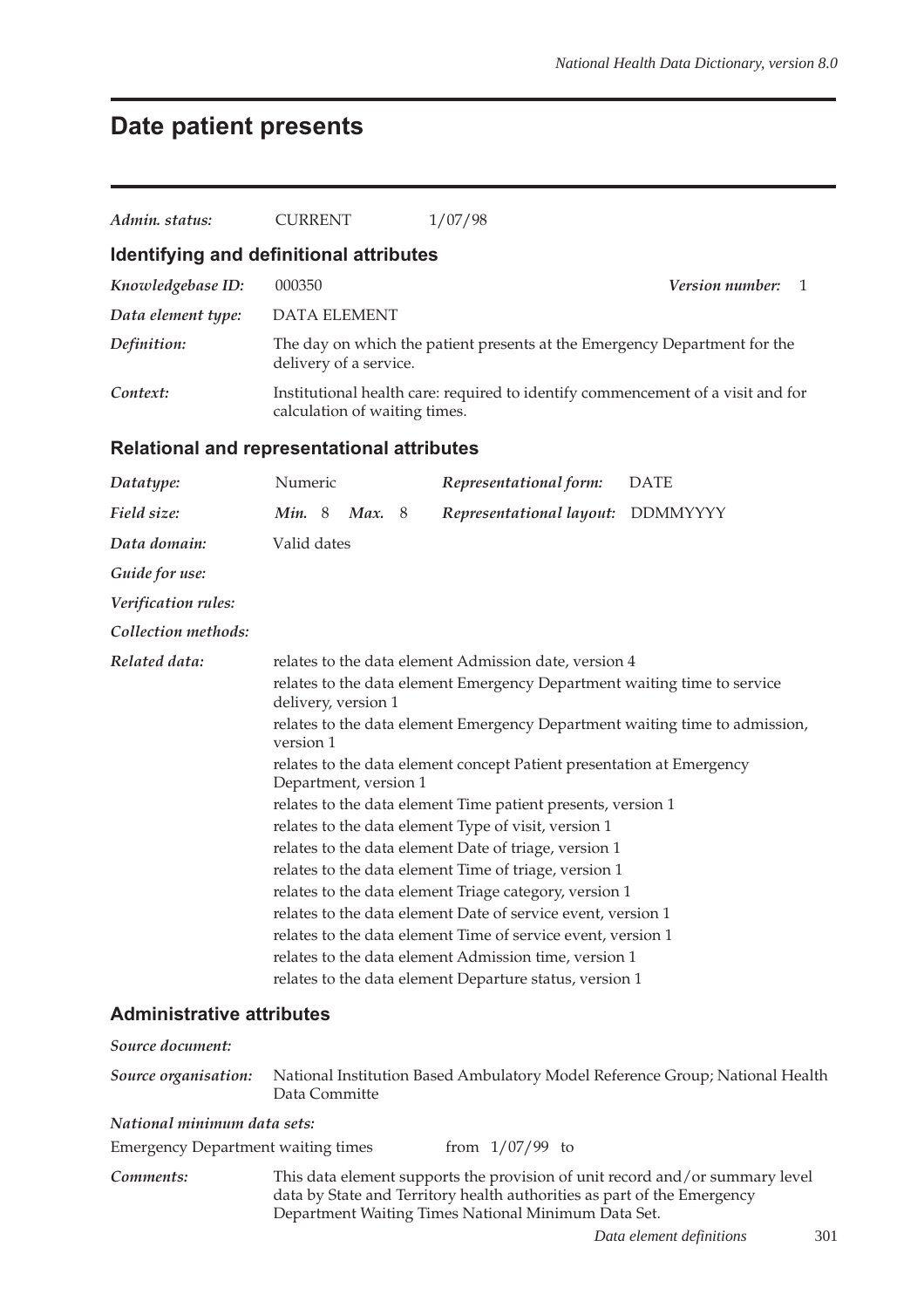# Date patient presents

| | | |
|---|---|---|
| *Admin. status:* | CURRENT | 1/07/98 |

## Identifying and definitional attributes

*Knowledgebase ID:* 000350 &nbsp;&nbsp;&nbsp;&nbsp; ***Version number:*** 1

*Data element type:* DATA ELEMENT

*Definition:* The day on which the patient presents at the Emergency Department for the delivery of a service.

*Context:* Institutional health care: required to identify commencement of a visit and for calculation of waiting times.

## Relational and representational attributes

| | | | |
|---|---|---|---|
| *Datatype:* | Numeric | *Representational form:* | DATE |
| *Field size:* | ***Min.*** 8 ***Max.*** 8 | *Representational layout:* | DDMMYYYY |

*Data domain:* Valid dates

*Guide for use:*

*Verification rules:*

*Collection methods:*

*Related data:*

relates to the data element Admission date, version 4

relates to the data element Emergency Department waiting time to service delivery, version 1

relates to the data element Emergency Department waiting time to admission, version 1

relates to the data element concept Patient presentation at Emergency Department, version 1

relates to the data element Time patient presents, version 1

relates to the data element Type of visit, version 1

relates to the data element Date of triage, version 1

relates to the data element Time of triage, version 1

relates to the data element Triage category, version 1

relates to the data element Date of service event, version 1

relates to the data element Time of service event, version 1

relates to the data element Admission time, version 1

relates to the data element Departure status, version 1

## Administrative attributes

*Source document:*

*Source organisation:* National Institution Based Ambulatory Model Reference Group; National Health Data Committe

*National minimum data sets:*

Emergency Department waiting times &nbsp;&nbsp;&nbsp;&nbsp; from 1/07/99 to

*Comments:* This data element supports the provision of unit record and/or summary level data by State and Territory health authorities as part of the Emergency Department Waiting Times National Minimum Data Set.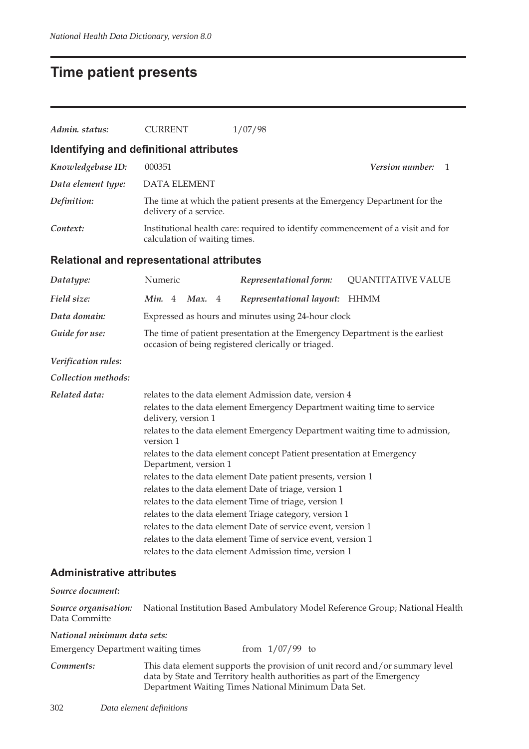# Time patient presents

*Admin. status:* CURRENT 1/07/98

## Identifying and definitional attributes

*Knowledgebase ID:* 000351 *Version number:* 1

*Data element type:* DATA ELEMENT

*Definition:* The time at which the patient presents at the Emergency Department for the delivery of a service.

*Context:* Institutional health care: required to identify commencement of a visit and for calculation of waiting times.

## Relational and representational attributes

*Datatype:* Numeric *Representational form:* QUANTITATIVE VALUE

*Field size:* *Min.* 4 *Max.* 4 *Representational layout:* HHMM

*Data domain:* Expressed as hours and minutes using 24-hour clock

*Guide for use:* The time of patient presentation at the Emergency Department is the earliest occasion of being registered clerically or triaged.

*Verification rules:*

*Collection methods:*

*Related data:*

relates to the data element Admission date, version 4

relates to the data element Emergency Department waiting time to service delivery, version 1

relates to the data element Emergency Department waiting time to admission, version 1

relates to the data element concept Patient presentation at Emergency Department, version 1

relates to the data element Date patient presents, version 1

relates to the data element Date of triage, version 1

relates to the data element Time of triage, version 1

relates to the data element Triage category, version 1

relates to the data element Date of service event, version 1

relates to the data element Time of service event, version 1

relates to the data element Admission time, version 1

## Administrative attributes

*Source document:*

*Source organisation:* National Institution Based Ambulatory Model Reference Group; National Health Data Committe

*National minimum data sets:*

Emergency Department waiting times from 1/07/99 to

*Comments:* This data element supports the provision of unit record and/or summary level data by State and Territory health authorities as part of the Emergency Department Waiting Times National Minimum Data Set.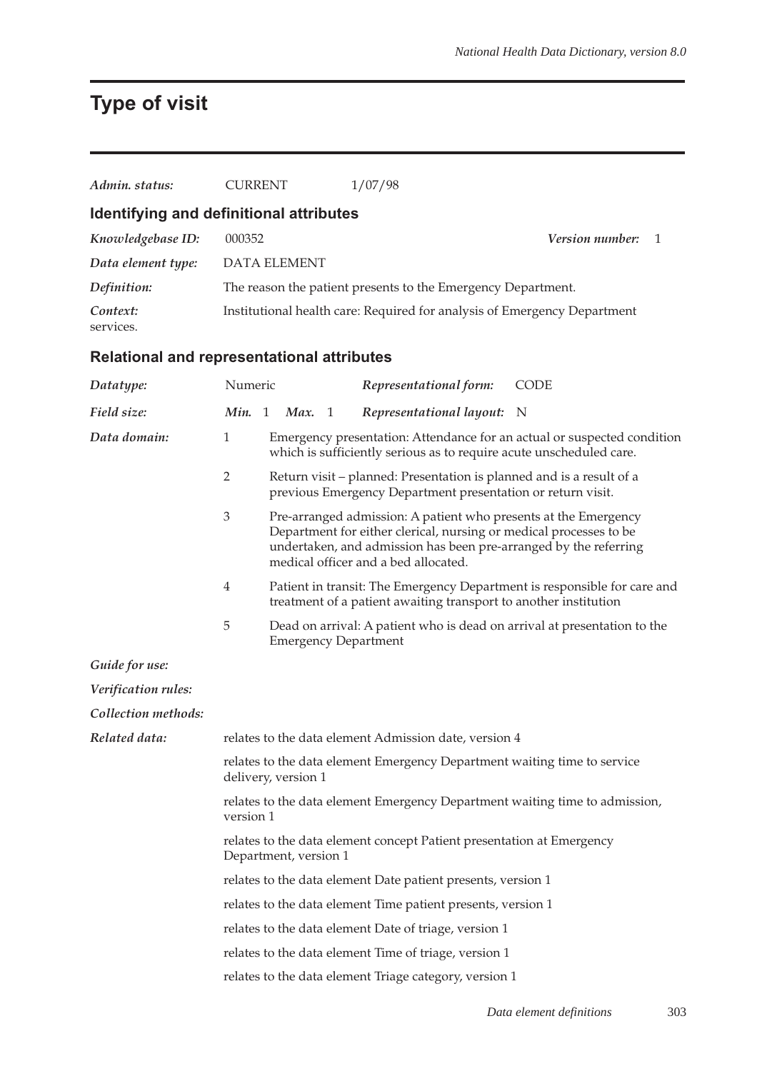# Type of visit

| | | | |
|---|---|---|---|
| ***Admin. status:*** | CURRENT | 1/07/98 | |

## Identifying and definitional attributes

| | | | |
|---|---|---|---|
| ***Knowledgebase ID:*** | 000352 | ***Version number:*** | 1 |
| ***Data element type:*** | DATA ELEMENT | | |
| ***Definition:*** | The reason the patient presents to the Emergency Department. | | |
| ***Context:*** | Institutional health care: Required for analysis of Emergency Department services. | | |

## Relational and representational attributes

| | | | |
|---|---|---|---|
| ***Datatype:*** | Numeric | ***Representational form:*** | CODE |
| ***Field size:*** | ***Min.*** 1 ***Max.*** 1 | ***Representational layout:*** | N |

***Data domain:***

| Code | Description |
|---|---|
| 1 | Emergency presentation: Attendance for an actual or suspected condition which is sufficiently serious as to require acute unscheduled care. |
| 2 | Return visit – planned: Presentation is planned and is a result of a previous Emergency Department presentation or return visit. |
| 3 | Pre-arranged admission: A patient who presents at the Emergency Department for either clerical, nursing or medical processes to be undertaken, and admission has been pre-arranged by the referring medical officer and a bed allocated. |
| 4 | Patient in transit: The Emergency Department is responsible for care and treatment of a patient awaiting transport to another institution |
| 5 | Dead on arrival: A patient who is dead on arrival at presentation to the Emergency Department |

***Guide for use:***

***Verification rules:***

***Collection methods:***

***Related data:***

relates to the data element Admission date, version 4

relates to the data element Emergency Department waiting time to service delivery, version 1

relates to the data element Emergency Department waiting time to admission, version 1

relates to the data element concept Patient presentation at Emergency Department, version 1

relates to the data element Date patient presents, version 1

relates to the data element Time patient presents, version 1

relates to the data element Date of triage, version 1

relates to the data element Time of triage, version 1

relates to the data element Triage category, version 1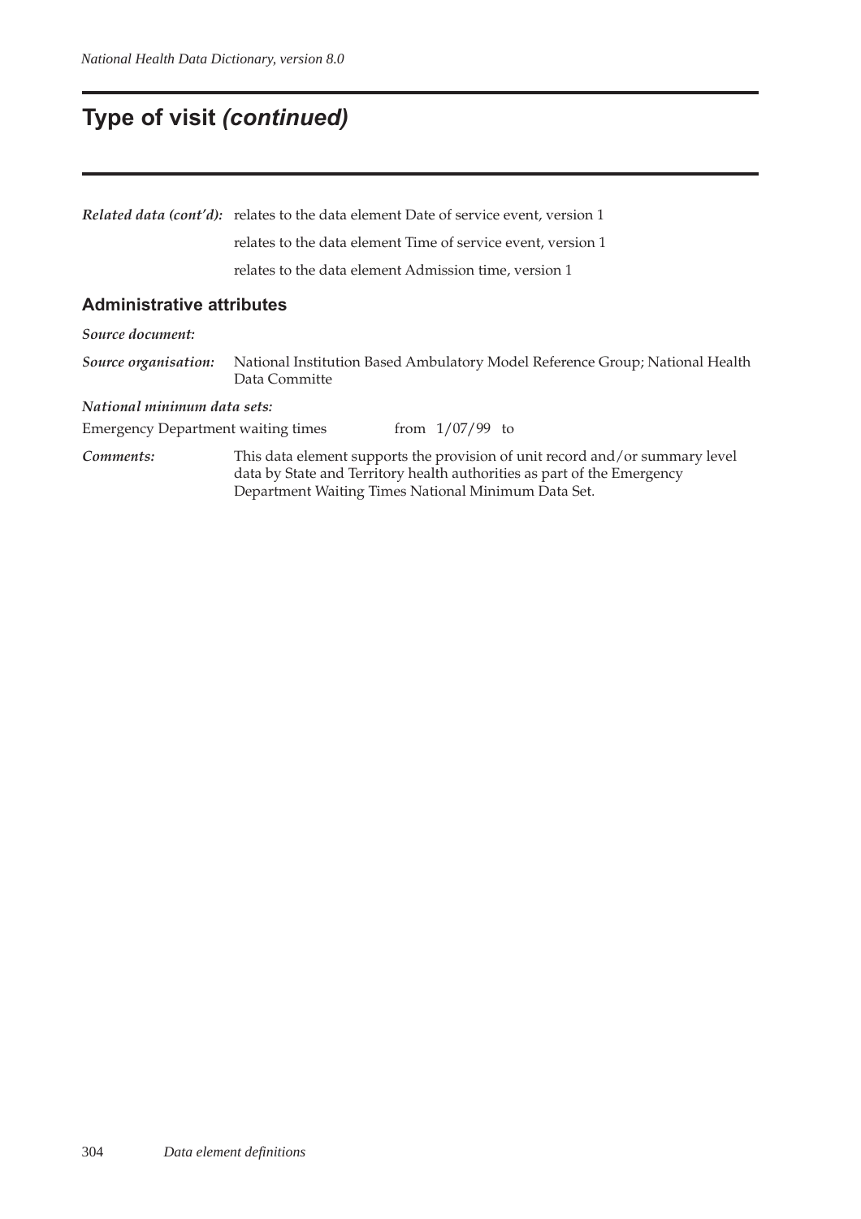# Type of visit *(continued)*

***Related data (cont'd):*** relates to the data element Date of service event, version 1

relates to the data element Time of service event, version 1

relates to the data element Admission time, version 1

## Administrative attributes

***Source document:***

***Source organisation:*** National Institution Based Ambulatory Model Reference Group; National Health Data Committe

***National minimum data sets:***

Emergency Department waiting times from 1/07/99 to

***Comments:*** This data element supports the provision of unit record and/or summary level data by State and Territory health authorities as part of the Emergency Department Waiting Times National Minimum Data Set.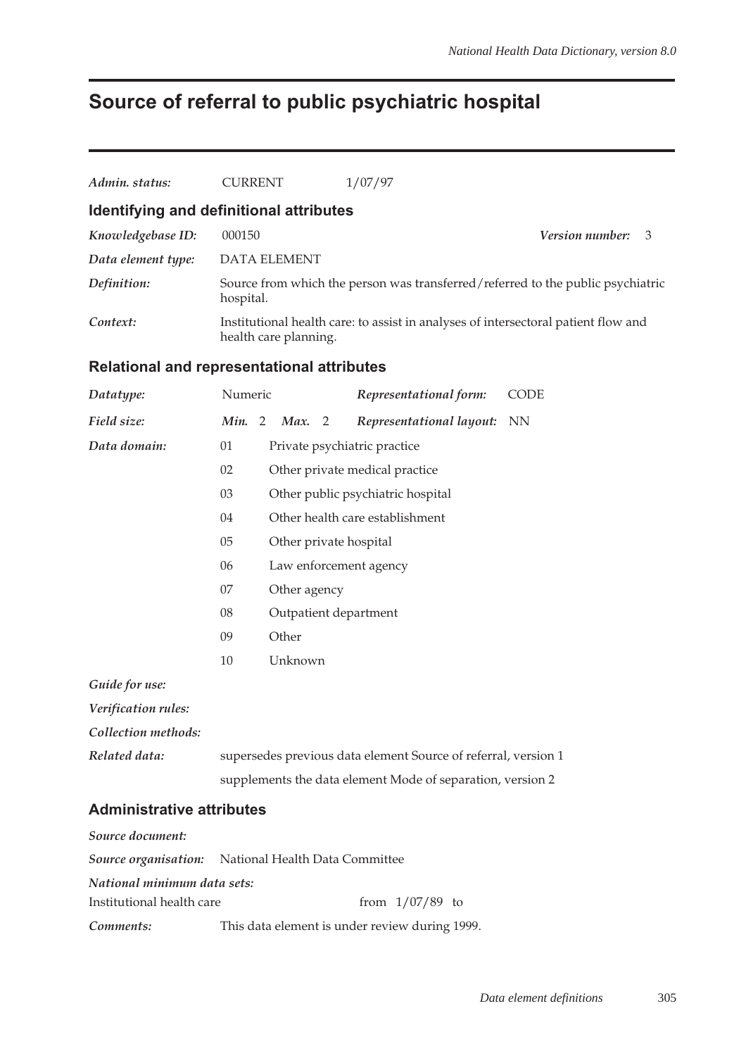# Source of referral to public psychiatric hospital

*Admin. status:* CURRENT 1/07/97

## Identifying and definitional attributes

*Knowledgebase ID:* 000150 *Version number:* 3

*Data element type:* DATA ELEMENT

*Definition:* Source from which the person was transferred/referred to the public psychiatric hospital.

*Context:* Institutional health care: to assist in analyses of intersectoral patient flow and health care planning.

## Relational and representational attributes

*Datatype:* Numeric *Representational form:* CODE

*Field size:* *Min.* 2 *Max.* 2 *Representational layout:* NN

*Data domain:*

| Code | Description |
|---|---|
| 01 | Private psychiatric practice |
| 02 | Other private medical practice |
| 03 | Other public psychiatric hospital |
| 04 | Other health care establishment |
| 05 | Other private hospital |
| 06 | Law enforcement agency |
| 07 | Other agency |
| 08 | Outpatient department |
| 09 | Other |
| 10 | Unknown |

*Guide for use:*

*Verification rules:*

*Collection methods:*

*Related data:* supersedes previous data element Source of referral, version 1

supplements the data element Mode of separation, version 2

## Administrative attributes

*Source document:*

*Source organisation:* National Health Data Committee

*National minimum data sets:*

Institutional health care from 1/07/89 to

*Comments:* This data element is under review during 1999.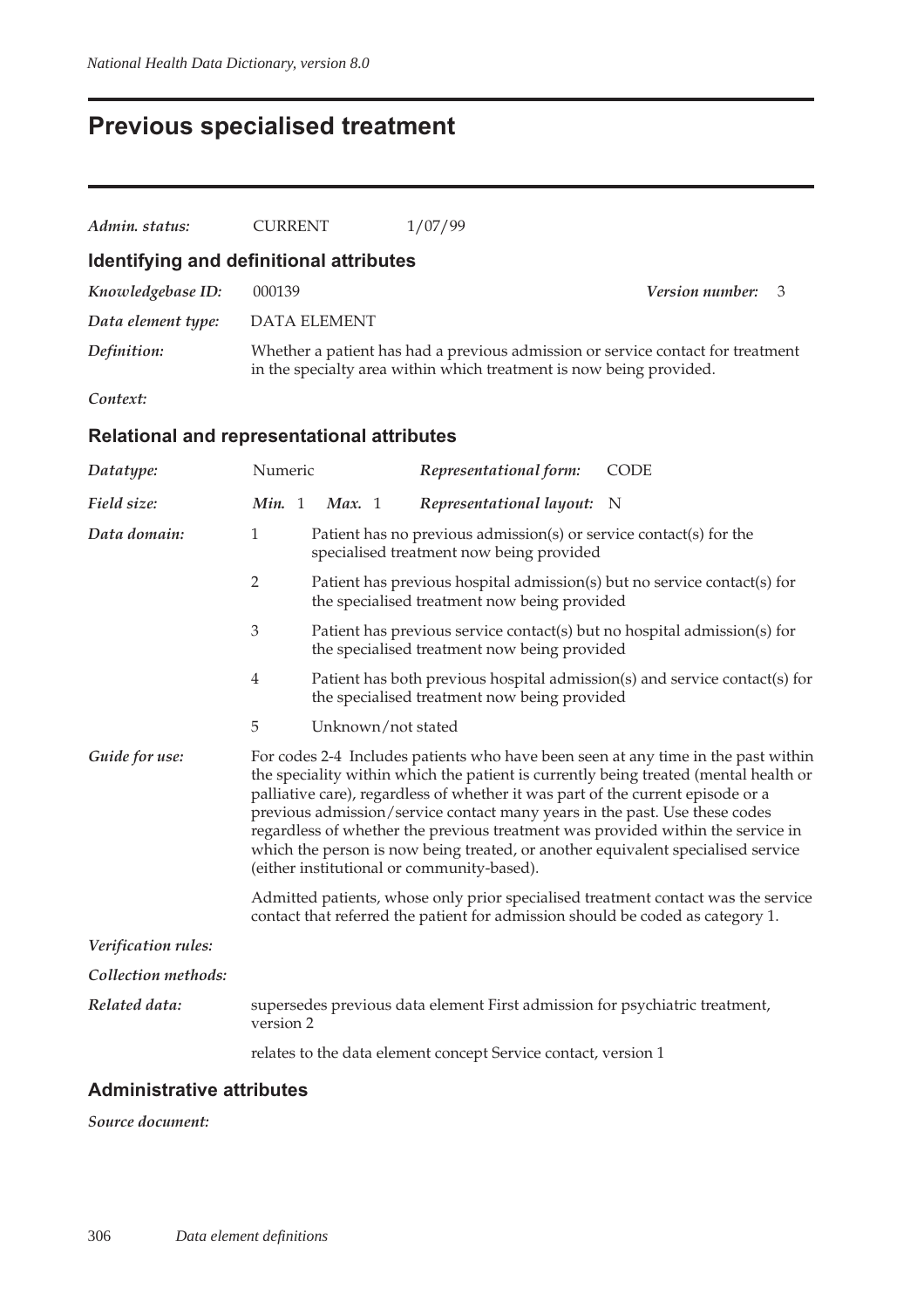# Previous specialised treatment

*Admin. status:* CURRENT 1/07/99

## Identifying and definitional attributes

*Knowledgebase ID:* 000139 *Version number:* 3

*Data element type:* DATA ELEMENT

*Definition:* Whether a patient has had a previous admission or service contact for treatment in the specialty area within which treatment is now being provided.

*Context:*

## Relational and representational attributes

*Datatype:* Numeric *Representational form:* CODE

*Field size:* *Min.* 1 *Max.* 1 *Representational layout:* N

*Data domain:*

| | |
|---|---|
| 1 | Patient has no previous admission(s) or service contact(s) for the specialised treatment now being provided |
| 2 | Patient has previous hospital admission(s) but no service contact(s) for the specialised treatment now being provided |
| 3 | Patient has previous service contact(s) but no hospital admission(s) for the specialised treatment now being provided |
| 4 | Patient has both previous hospital admission(s) and service contact(s) for the specialised treatment now being provided |
| 5 | Unknown/not stated |

*Guide for use:* For codes 2-4 Includes patients who have been seen at any time in the past within the speciality within which the patient is currently being treated (mental health or palliative care), regardless of whether it was part of the current episode or a previous admission/service contact many years in the past. Use these codes regardless of whether the previous treatment was provided within the service in which the person is now being treated, or another equivalent specialised service (either institutional or community-based).

Admitted patients, whose only prior specialised treatment contact was the service contact that referred the patient for admission should be coded as category 1.

*Verification rules:*

*Collection methods:*

*Related data:* supersedes previous data element First admission for psychiatric treatment, version 2

relates to the data element concept Service contact, version 1

## Administrative attributes

*Source document:*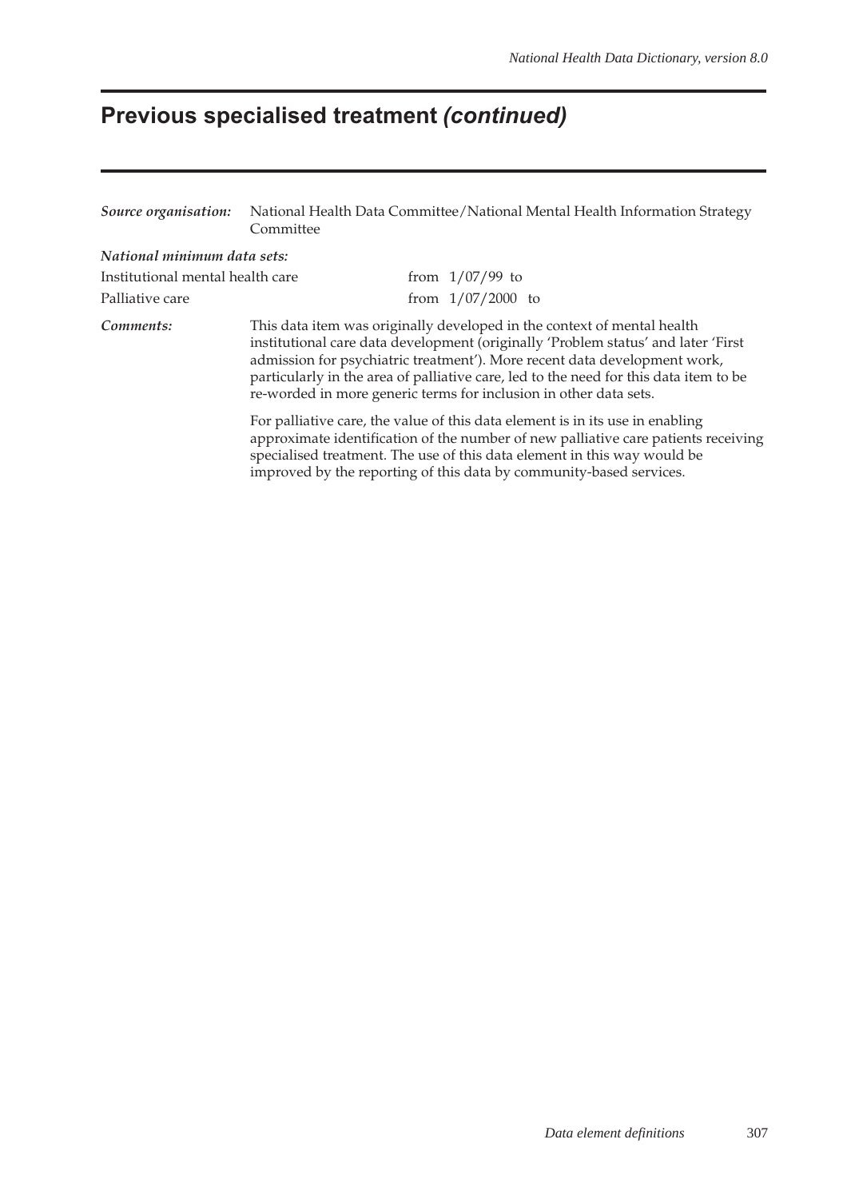# Previous specialised treatment *(continued)*

***Source organisation:*** National Health Data Committee/National Mental Health Information Strategy Committee

***National minimum data sets:***

| | |
|---|---|
| Institutional mental health care | from 1/07/99 to |
| Palliative care | from 1/07/2000 to |

***Comments:*** This data item was originally developed in the context of mental health institutional care data development (originally 'Problem status' and later 'First admission for psychiatric treatment'). More recent data development work, particularly in the area of palliative care, led to the need for this data item to be re-worded in more generic terms for inclusion in other data sets.

For palliative care, the value of this data element is in its use in enabling approximate identification of the number of new palliative care patients receiving specialised treatment. The use of this data element in this way would be improved by the reporting of this data by community-based services.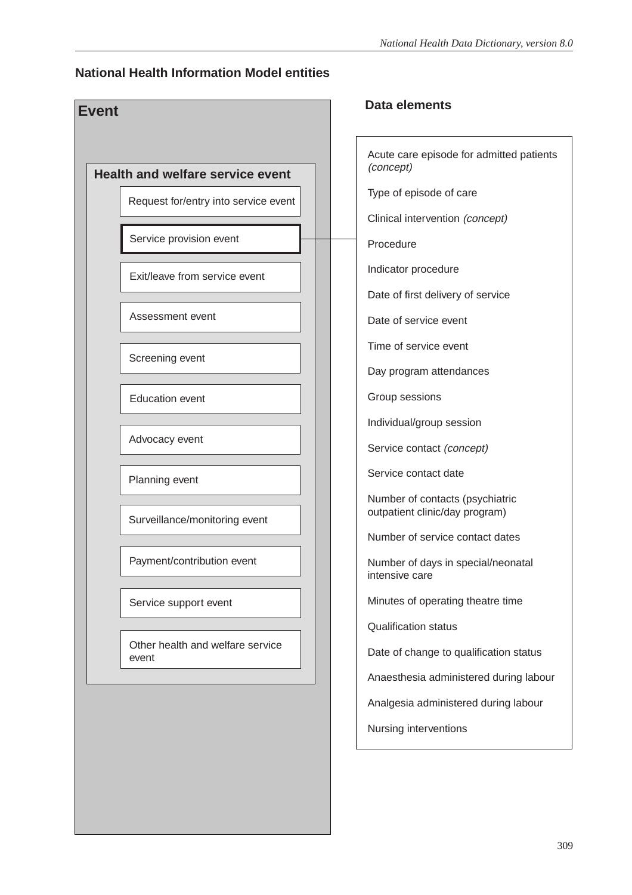## National Health Information Model entities

**Event**

**Health and welfare service event**

- Request for/entry into service event
- **Service provision event**
- Exit/leave from service event
- Assessment event
- Screening event
- Education event
- Advocacy event
- Planning event
- Surveillance/monitoring event
- Payment/contribution event
- Service support event
- Other health and welfare service event

**Data elements**

- Acute care episode for admitted patients *(concept)*
- Type of episode of care
- Clinical intervention *(concept)*
- Procedure
- Indicator procedure
- Date of first delivery of service
- Date of service event
- Time of service event
- Day program attendances
- Group sessions
- Individual/group session
- Service contact *(concept)*
- Service contact date
- Number of contacts (psychiatric outpatient clinic/day program)
- Number of service contact dates
- Number of days in special/neonatal intensive care
- Minutes of operating theatre time
- Qualification status
- Date of change to qualification status
- Anaesthesia administered during labour
- Analgesia administered during labour
- Nursing interventions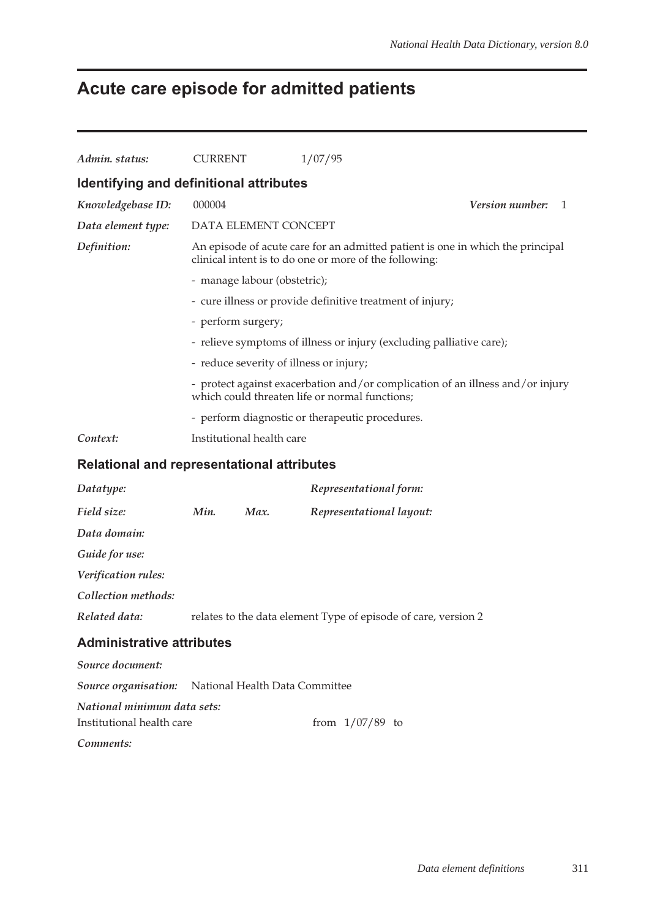# Acute care episode for admitted patients

*Admin. status:* CURRENT 1/07/95

## Identifying and definitional attributes

*Knowledgebase ID:* 000004 *Version number:* 1

*Data element type:* DATA ELEMENT CONCEPT

*Definition:* An episode of acute care for an admitted patient is one in which the principal clinical intent is to do one or more of the following:

- manage labour (obstetric);
- cure illness or provide definitive treatment of injury;
- perform surgery;
- relieve symptoms of illness or injury (excluding palliative care);
- reduce severity of illness or injury;
- protect against exacerbation and/or complication of an illness and/or injury which could threaten life or normal functions;
- perform diagnostic or therapeutic procedures.

*Context:* Institutional health care

## Relational and representational attributes

*Datatype:* *Representational form:*

*Field size:* *Min.* *Max.* *Representational layout:*

*Data domain:*

*Guide for use:*

*Verification rules:*

*Collection methods:*

*Related data:* relates to the data element Type of episode of care, version 2

## Administrative attributes

*Source document:*

*Source organisation:* National Health Data Committee

*National minimum data sets:*

Institutional health care from 1/07/89 to

*Comments:*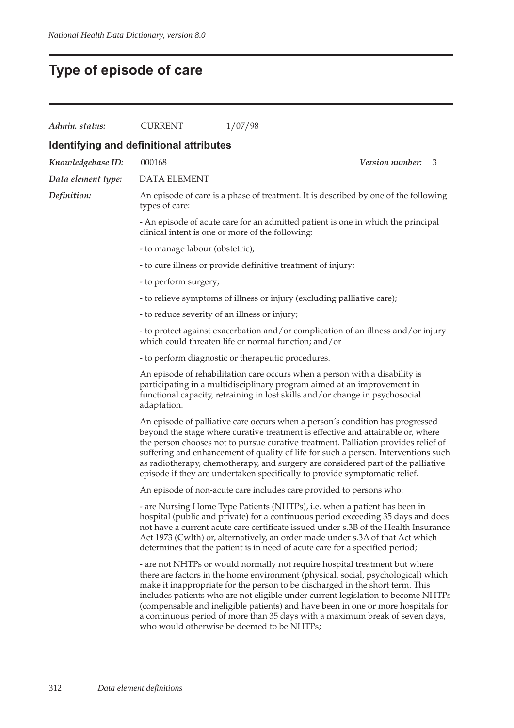# Type of episode of care

*Admin. status:* CURRENT 1/07/98

## Identifying and definitional attributes

*Knowledgebase ID:* 000168 *Version number:* 3

*Data element type:* DATA ELEMENT

*Definition:* An episode of care is a phase of treatment. It is described by one of the following types of care:

- An episode of acute care for an admitted patient is one in which the principal clinical intent is one or more of the following:

- to manage labour (obstetric);

- to cure illness or provide definitive treatment of injury;

- to perform surgery;

- to relieve symptoms of illness or injury (excluding palliative care);

- to reduce severity of an illness or injury;

- to protect against exacerbation and/or complication of an illness and/or injury which could threaten life or normal function; and/or

- to perform diagnostic or therapeutic procedures.

An episode of rehabilitation care occurs when a person with a disability is participating in a multidisciplinary program aimed at an improvement in functional capacity, retraining in lost skills and/or change in psychosocial adaptation.

An episode of palliative care occurs when a person's condition has progressed beyond the stage where curative treatment is effective and attainable or, where the person chooses not to pursue curative treatment. Palliation provides relief of suffering and enhancement of quality of life for such a person. Interventions such as radiotherapy, chemotherapy, and surgery are considered part of the palliative episode if they are undertaken specifically to provide symptomatic relief.

An episode of non-acute care includes care provided to persons who:

- are Nursing Home Type Patients (NHTPs), i.e. when a patient has been in hospital (public and private) for a continuous period exceeding 35 days and does not have a current acute care certificate issued under s.3B of the Health Insurance Act 1973 (Cwlth) or, alternatively, an order made under s.3A of that Act which determines that the patient is in need of acute care for a specified period;

- are not NHTPs or would normally not require hospital treatment but where there are factors in the home environment (physical, social, psychological) which make it inappropriate for the person to be discharged in the short term. This includes patients who are not eligible under current legislation to become NHTPs (compensable and ineligible patients) and have been in one or more hospitals for a continuous period of more than 35 days with a maximum break of seven days, who would otherwise be deemed to be NHTPs;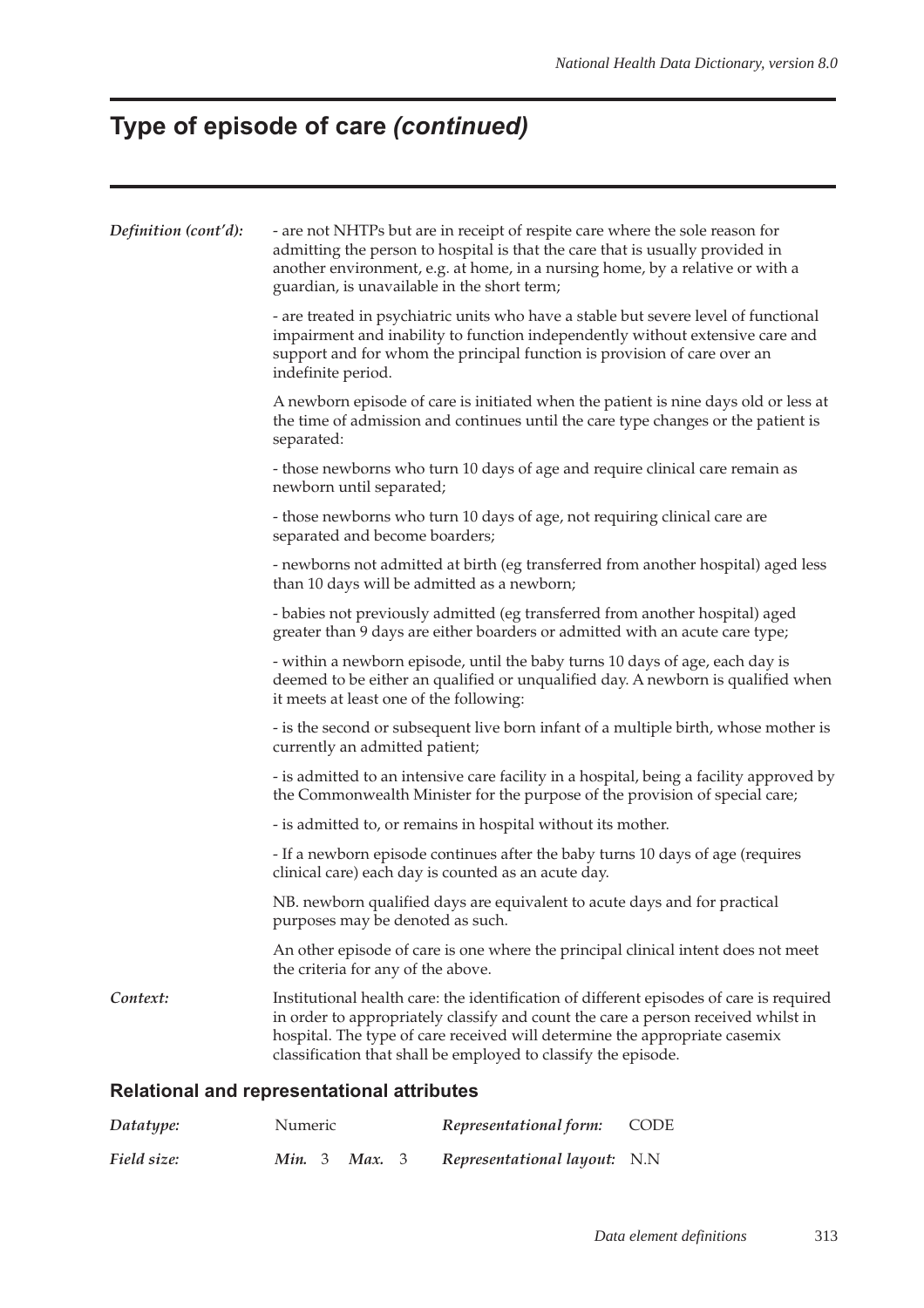# Type of episode of care *(continued)*

*Definition (cont'd):*

- are not NHTPs but are in receipt of respite care where the sole reason for admitting the person to hospital is that the care that is usually provided in another environment, e.g. at home, in a nursing home, by a relative or with a guardian, is unavailable in the short term;

- are treated in psychiatric units who have a stable but severe level of functional impairment and inability to function independently without extensive care and support and for whom the principal function is provision of care over an indefinite period.

A newborn episode of care is initiated when the patient is nine days old or less at the time of admission and continues until the care type changes or the patient is separated:

- those newborns who turn 10 days of age and require clinical care remain as newborn until separated;

- those newborns who turn 10 days of age, not requiring clinical care are separated and become boarders;

- newborns not admitted at birth (eg transferred from another hospital) aged less than 10 days will be admitted as a newborn;

- babies not previously admitted (eg transferred from another hospital) aged greater than 9 days are either boarders or admitted with an acute care type;

- within a newborn episode, until the baby turns 10 days of age, each day is deemed to be either an qualified or unqualified day. A newborn is qualified when it meets at least one of the following:

- is the second or subsequent live born infant of a multiple birth, whose mother is currently an admitted patient;

- is admitted to an intensive care facility in a hospital, being a facility approved by the Commonwealth Minister for the purpose of the provision of special care;

- is admitted to, or remains in hospital without its mother.

- If a newborn episode continues after the baby turns 10 days of age (requires clinical care) each day is counted as an acute day.

NB. newborn qualified days are equivalent to acute days and for practical purposes may be denoted as such.

An other episode of care is one where the principal clinical intent does not meet the criteria for any of the above.

*Context:* Institutional health care: the identification of different episodes of care is required in order to appropriately classify and count the care a person received whilst in hospital. The type of care received will determine the appropriate casemix classification that shall be employed to classify the episode.

### Relational and representational attributes

*Datatype:* Numeric | *Representational form:* CODE

*Field size:* ***Min.*** 3 ***Max.*** 3 | *Representational layout:* N.N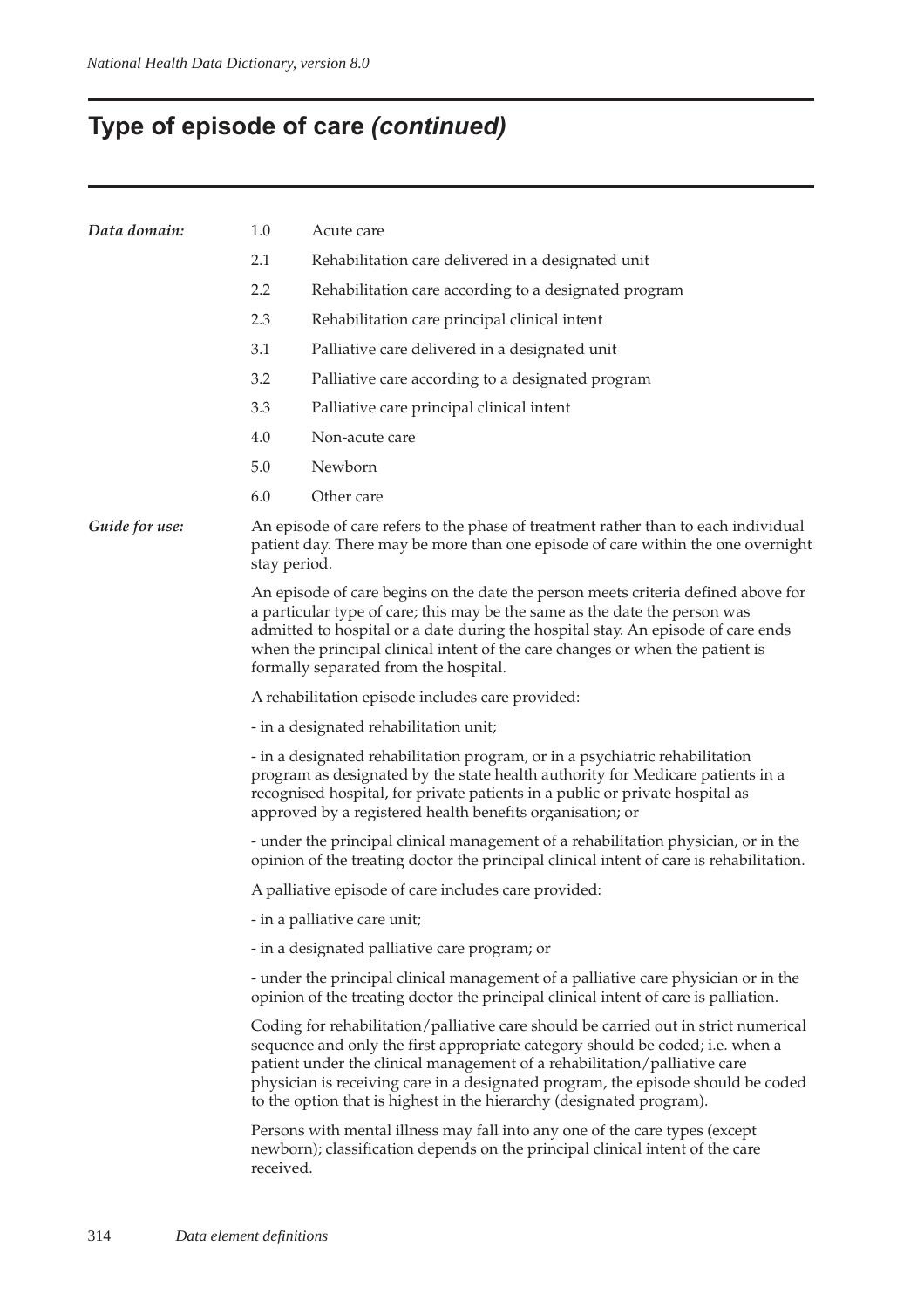# Type of episode of care *(continued)*

***Data domain:***

| | |
|---|---|
| 1.0 | Acute care |
| 2.1 | Rehabilitation care delivered in a designated unit |
| 2.2 | Rehabilitation care according to a designated program |
| 2.3 | Rehabilitation care principal clinical intent |
| 3.1 | Palliative care delivered in a designated unit |
| 3.2 | Palliative care according to a designated program |
| 3.3 | Palliative care principal clinical intent |
| 4.0 | Non-acute care |
| 5.0 | Newborn |
| 6.0 | Other care |

***Guide for use:***

An episode of care refers to the phase of treatment rather than to each individual patient day. There may be more than one episode of care within the one overnight stay period.

An episode of care begins on the date the person meets criteria defined above for a particular type of care; this may be the same as the date the person was admitted to hospital or a date during the hospital stay. An episode of care ends when the principal clinical intent of the care changes or when the patient is formally separated from the hospital.

A rehabilitation episode includes care provided:

- in a designated rehabilitation unit;

- in a designated rehabilitation program, or in a psychiatric rehabilitation program as designated by the state health authority for Medicare patients in a recognised hospital, for private patients in a public or private hospital as approved by a registered health benefits organisation; or

- under the principal clinical management of a rehabilitation physician, or in the opinion of the treating doctor the principal clinical intent of care is rehabilitation.

A palliative episode of care includes care provided:

- in a palliative care unit;

- in a designated palliative care program; or

- under the principal clinical management of a palliative care physician or in the opinion of the treating doctor the principal clinical intent of care is palliation.

Coding for rehabilitation/palliative care should be carried out in strict numerical sequence and only the first appropriate category should be coded; i.e. when a patient under the clinical management of a rehabilitation/palliative care physician is receiving care in a designated program, the episode should be coded to the option that is highest in the hierarchy (designated program).

Persons with mental illness may fall into any one of the care types (except newborn); classification depends on the principal clinical intent of the care received.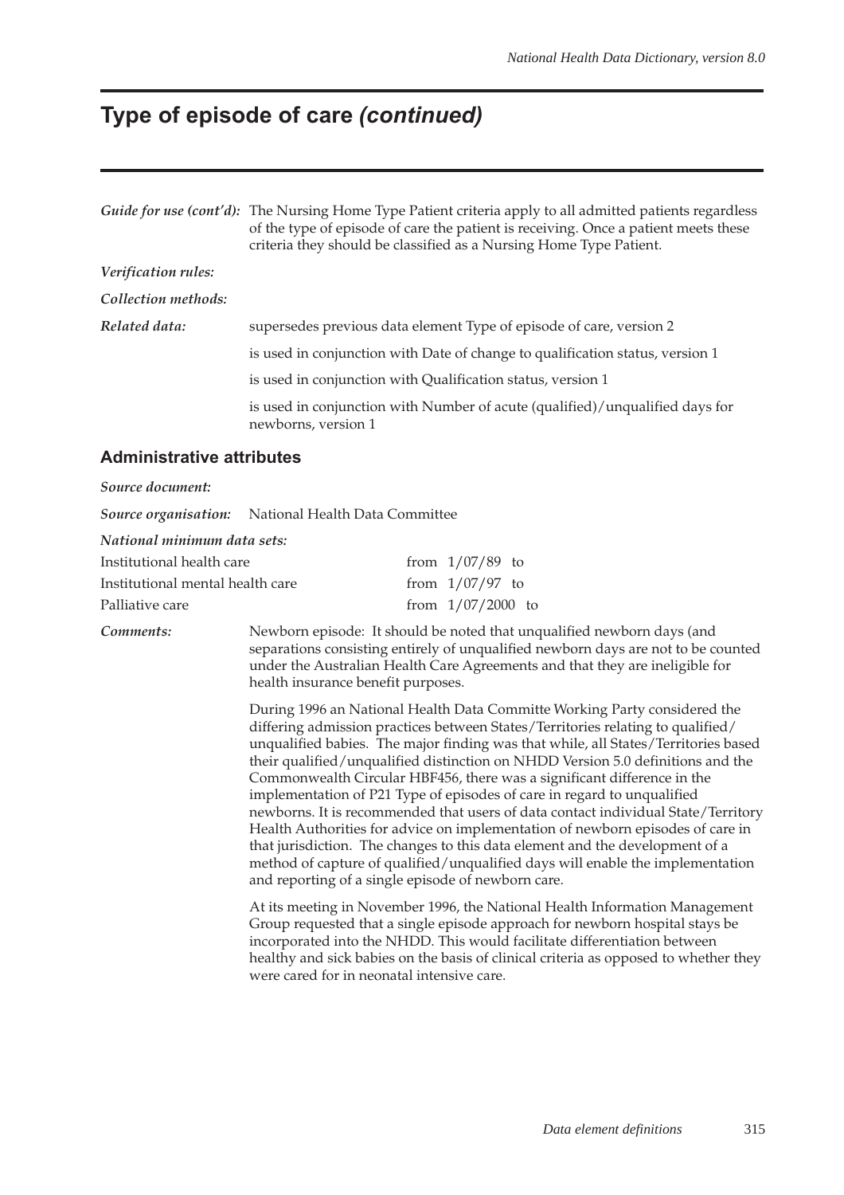# Type of episode of care *(continued)*

***Guide for use (cont'd):*** The Nursing Home Type Patient criteria apply to all admitted patients regardless of the type of episode of care the patient is receiving. Once a patient meets these criteria they should be classified as a Nursing Home Type Patient.

***Verification rules:***

***Collection methods:***

***Related data:***

supersedes previous data element Type of episode of care, version 2

is used in conjunction with Date of change to qualification status, version 1

is used in conjunction with Qualification status, version 1

is used in conjunction with Number of acute (qualified)/unqualified days for newborns, version 1

## Administrative attributes

***Source document:***

***Source organisation:*** National Health Data Committee

***National minimum data sets:***

| | |
|---|---|
| Institutional health care | from 1/07/89 to |
| Institutional mental health care | from 1/07/97 to |
| Palliative care | from 1/07/2000 to |

***Comments:***

Newborn episode: It should be noted that unqualified newborn days (and separations consisting entirely of unqualified newborn days are not to be counted under the Australian Health Care Agreements and that they are ineligible for health insurance benefit purposes.

During 1996 an National Health Data Committe Working Party considered the differing admission practices between States/Territories relating to qualified/ unqualified babies. The major finding was that while, all States/Territories based their qualified/unqualified distinction on NHDD Version 5.0 definitions and the Commonwealth Circular HBF456, there was a significant difference in the implementation of P21 Type of episodes of care in regard to unqualified newborns. It is recommended that users of data contact individual State/Territory Health Authorities for advice on implementation of newborn episodes of care in that jurisdiction. The changes to this data element and the development of a method of capture of qualified/unqualified days will enable the implementation and reporting of a single episode of newborn care.

At its meeting in November 1996, the National Health Information Management Group requested that a single episode approach for newborn hospital stays be incorporated into the NHDD. This would facilitate differentiation between healthy and sick babies on the basis of clinical criteria as opposed to whether they were cared for in neonatal intensive care.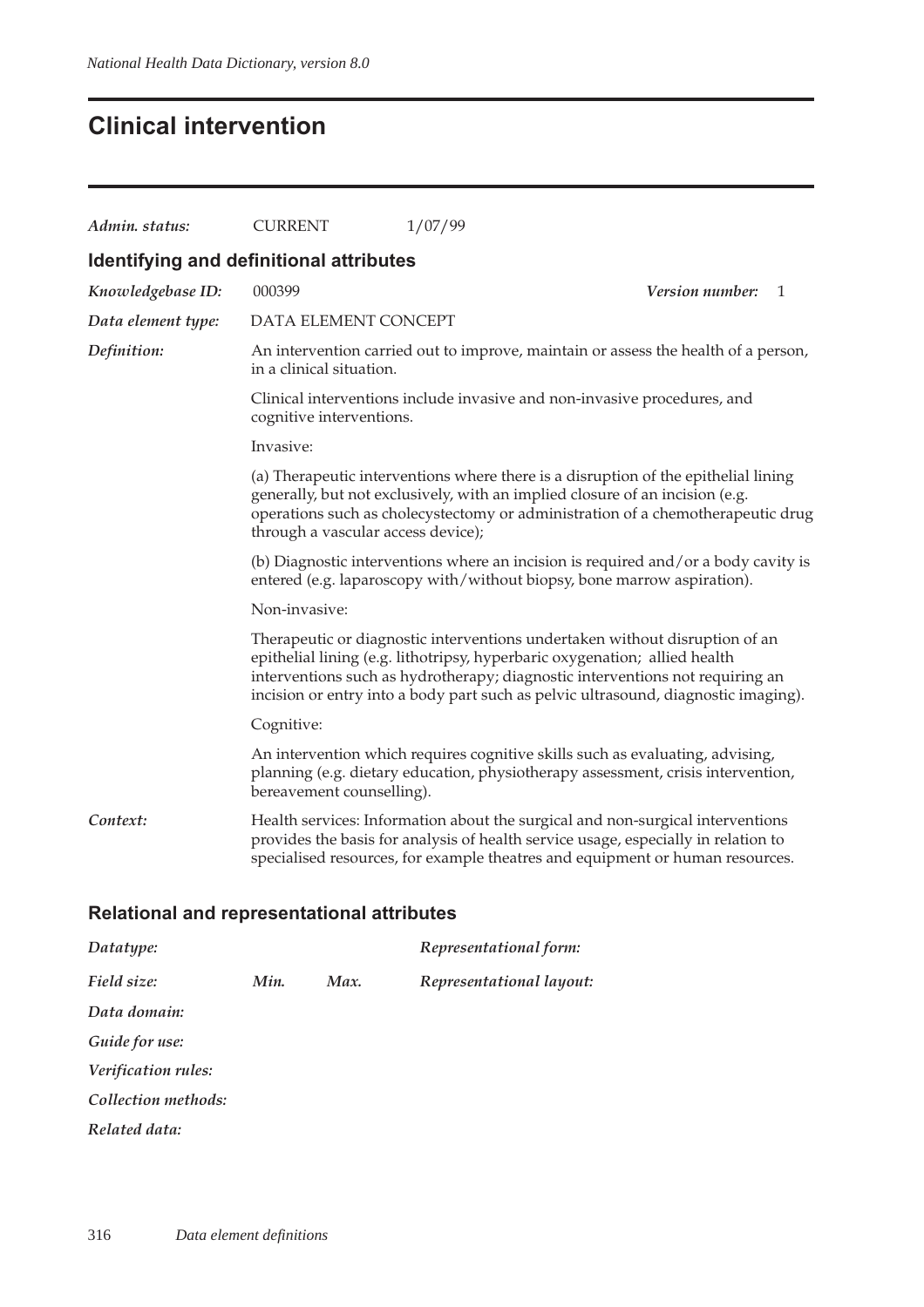# Clinical intervention

| | | |
|---|---|---|
| *Admin. status:* | CURRENT | 1/07/99 |

## Identifying and definitional attributes

*Knowledgebase ID:* 000399 *Version number:* 1

*Data element type:* DATA ELEMENT CONCEPT

*Definition:* An intervention carried out to improve, maintain or assess the health of a person, in a clinical situation.

Clinical interventions include invasive and non-invasive procedures, and cognitive interventions.

Invasive:

(a) Therapeutic interventions where there is a disruption of the epithelial lining generally, but not exclusively, with an implied closure of an incision (e.g. operations such as cholecystectomy or administration of a chemotherapeutic drug through a vascular access device);

(b) Diagnostic interventions where an incision is required and/or a body cavity is entered (e.g. laparoscopy with/without biopsy, bone marrow aspiration).

Non-invasive:

Therapeutic or diagnostic interventions undertaken without disruption of an epithelial lining (e.g. lithotripsy, hyperbaric oxygenation; allied health interventions such as hydrotherapy; diagnostic interventions not requiring an incision or entry into a body part such as pelvic ultrasound, diagnostic imaging).

Cognitive:

An intervention which requires cognitive skills such as evaluating, advising, planning (e.g. dietary education, physiotherapy assessment, crisis intervention, bereavement counselling).

*Context:* Health services: Information about the surgical and non-surgical interventions provides the basis for analysis of health service usage, especially in relation to specialised resources, for example theatres and equipment or human resources.

## Relational and representational attributes

*Datatype:* *Representational form:*

*Field size:* *Min.* *Max.* *Representational layout:*

*Data domain:*

*Guide for use:*

*Verification rules:*

*Collection methods:*

*Related data:*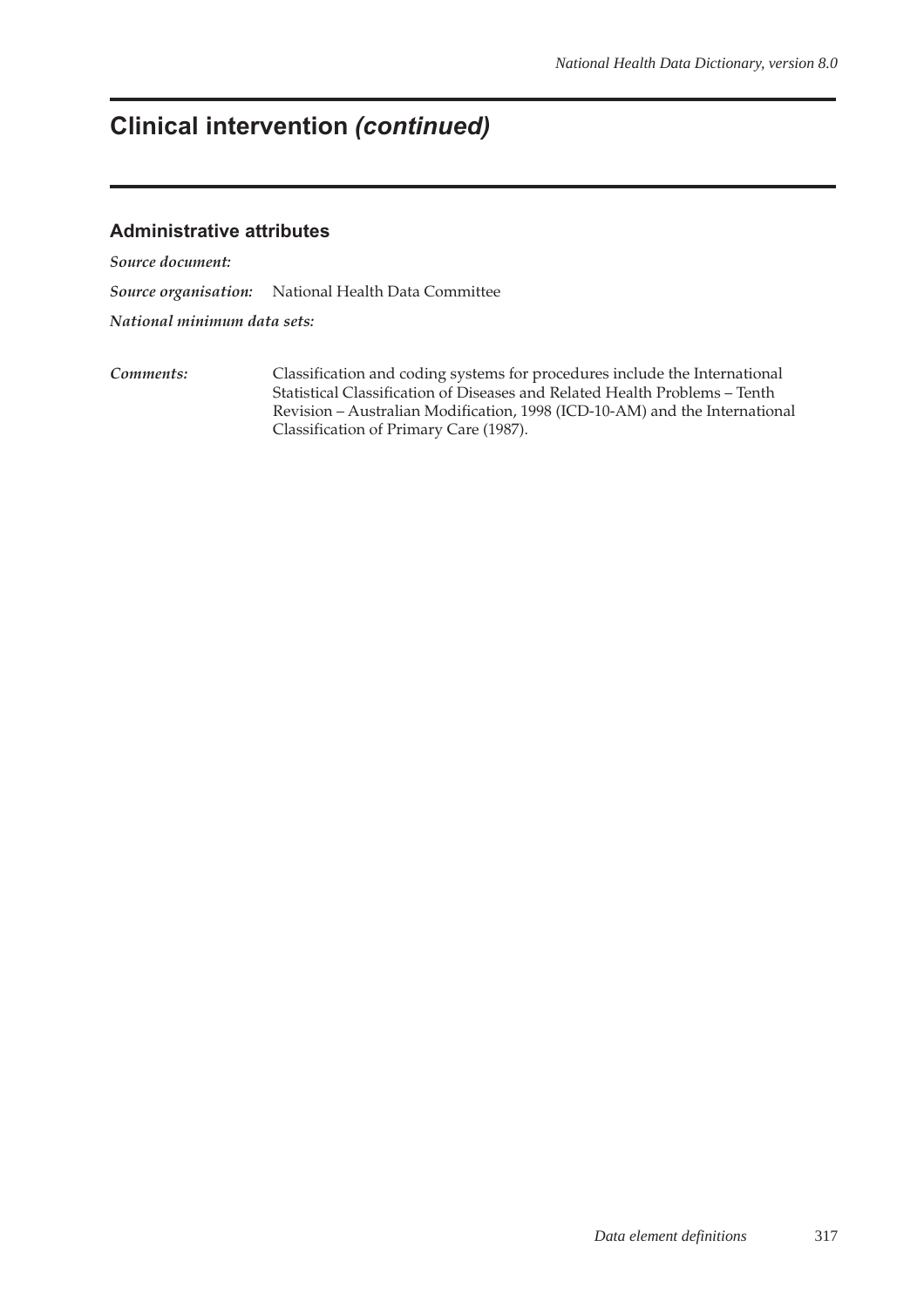# Clinical intervention *(continued)*

## Administrative attributes

***Source document:***

***Source organisation:*** National Health Data Committee

***National minimum data sets:***

***Comments:*** Classification and coding systems for procedures include the International Statistical Classification of Diseases and Related Health Problems – Tenth Revision – Australian Modification, 1998 (ICD-10-AM) and the International Classification of Primary Care (1987).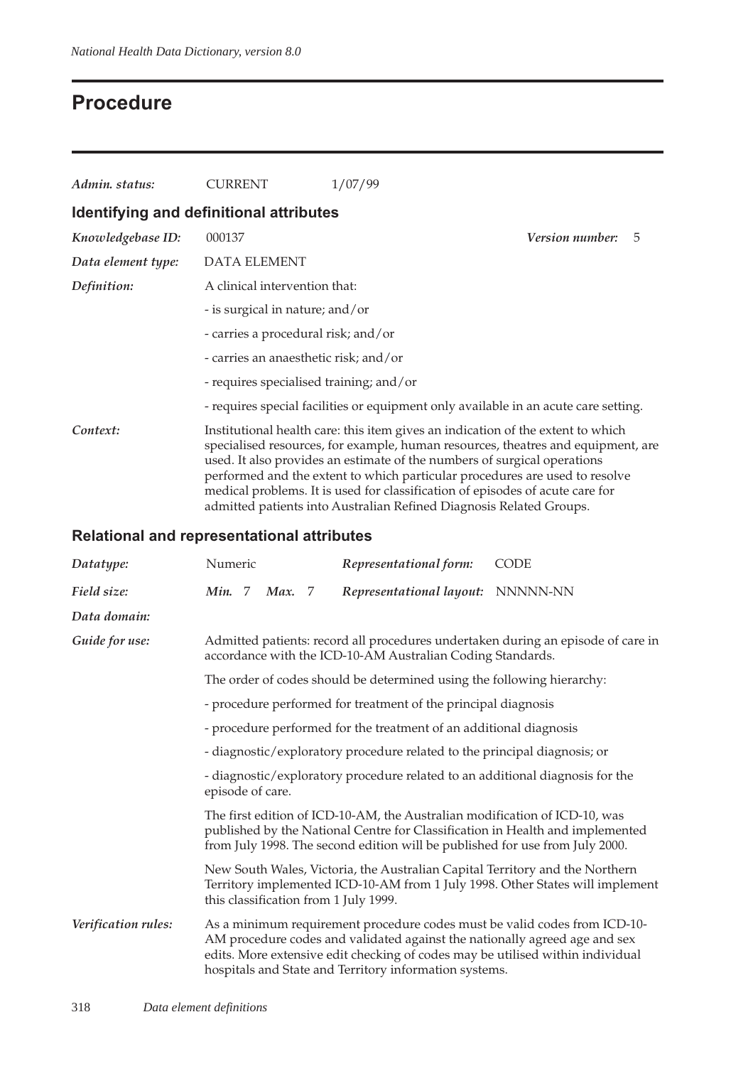## Procedure

| | | | |
|---|---|---|---|
| *Admin. status:* | CURRENT | 1/07/99 | |

### Identifying and definitional attributes

| | |
|---|---|
| *Knowledgebase ID:* | 000137 &nbsp;&nbsp;&nbsp;&nbsp; ***Version number:*** 5 |
| *Data element type:* | DATA ELEMENT |
| *Definition:* | A clinical intervention that:<br>- is surgical in nature; and/or<br>- carries a procedural risk; and/or<br>- carries an anaesthetic risk; and/or<br>- requires specialised training; and/or<br>- requires special facilities or equipment only available in an acute care setting. |
| *Context:* | Institutional health care: this item gives an indication of the extent to which specialised resources, for example, human resources, theatres and equipment, are used. It also provides an estimate of the numbers of surgical operations performed and the extent to which particular procedures are used to resolve medical problems. It is used for classification of episodes of acute care for admitted patients into Australian Refined Diagnosis Related Groups. |

### Relational and representational attributes

| | | | | |
|---|---|---|---|---|
| *Datatype:* | Numeric | | *Representational form:* | CODE |
| *Field size:* | ***Min.*** 7 | ***Max.*** 7 | *Representational layout:* | NNNNN-NN |

*Data domain:*

*Guide for use:* Admitted patients: record all procedures undertaken during an episode of care in accordance with the ICD-10-AM Australian Coding Standards.

The order of codes should be determined using the following hierarchy:

- procedure performed for treatment of the principal diagnosis
- procedure performed for the treatment of an additional diagnosis
- diagnostic/exploratory procedure related to the principal diagnosis; or
- diagnostic/exploratory procedure related to an additional diagnosis for the episode of care.

The first edition of ICD-10-AM, the Australian modification of ICD-10, was published by the National Centre for Classification in Health and implemented from July 1998. The second edition will be published for use from July 2000.

New South Wales, Victoria, the Australian Capital Territory and the Northern Territory implemented ICD-10-AM from 1 July 1998. Other States will implement this classification from 1 July 1999.

*Verification rules:* As a minimum requirement procedure codes must be valid codes from ICD-10-AM procedure codes and validated against the nationally agreed age and sex edits. More extensive edit checking of codes may be utilised within individual hospitals and State and Territory information systems.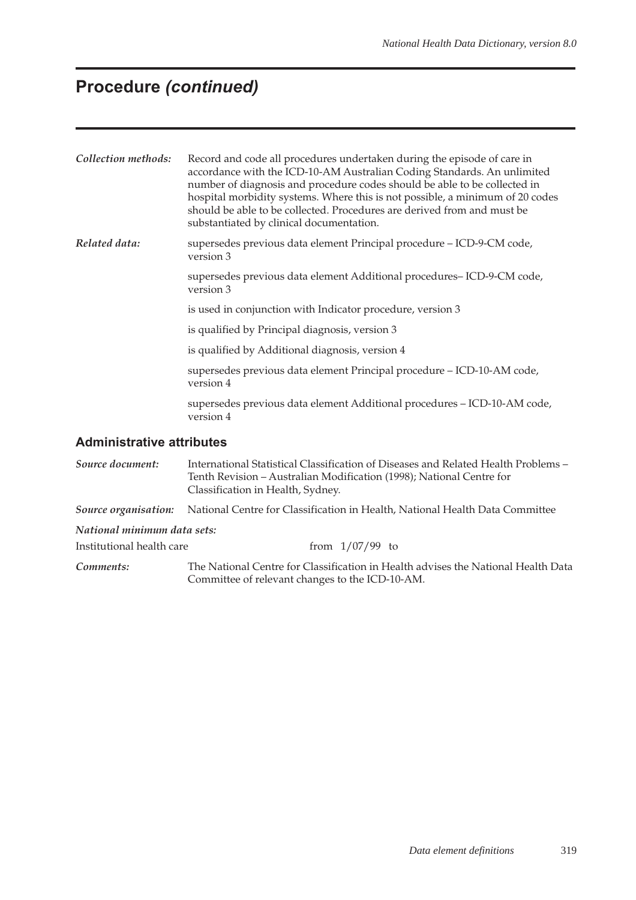# Procedure *(continued)*

*Collection methods:* Record and code all procedures undertaken during the episode of care in accordance with the ICD-10-AM Australian Coding Standards. An unlimited number of diagnosis and procedure codes should be able to be collected in hospital morbidity systems. Where this is not possible, a minimum of 20 codes should be able to be collected. Procedures are derived from and must be substantiated by clinical documentation.

*Related data:* supersedes previous data element Principal procedure – ICD-9-CM code, version 3

supersedes previous data element Additional procedures– ICD-9-CM code, version 3

is used in conjunction with Indicator procedure, version 3

is qualified by Principal diagnosis, version 3

is qualified by Additional diagnosis, version 4

supersedes previous data element Principal procedure – ICD-10-AM code, version 4

supersedes previous data element Additional procedures – ICD-10-AM code, version 4

## Administrative attributes

*Source document:* International Statistical Classification of Diseases and Related Health Problems – Tenth Revision – Australian Modification (1998); National Centre for Classification in Health, Sydney.

*Source organisation:* National Centre for Classification in Health, National Health Data Committee

*National minimum data sets:*

Institutional health care from 1/07/99 to

*Comments:* The National Centre for Classification in Health advises the National Health Data Committee of relevant changes to the ICD-10-AM.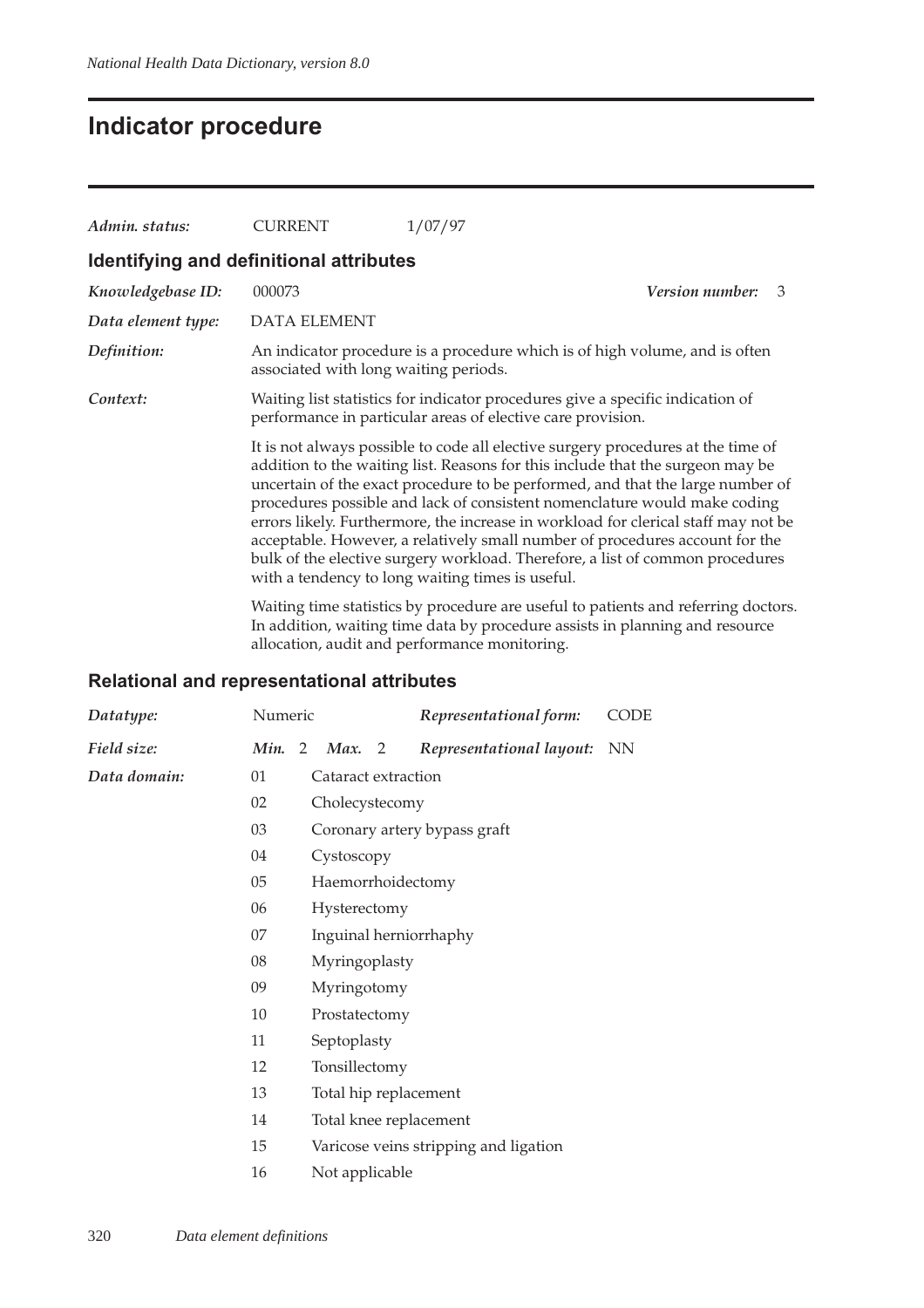# Indicator procedure

*Admin. status:* CURRENT 1/07/97

## Identifying and definitional attributes

*Knowledgebase ID:* 000073 *Version number:* 3

*Data element type:* DATA ELEMENT

*Definition:* An indicator procedure is a procedure which is of high volume, and is often associated with long waiting periods.

*Context:* Waiting list statistics for indicator procedures give a specific indication of performance in particular areas of elective care provision.

It is not always possible to code all elective surgery procedures at the time of addition to the waiting list. Reasons for this include that the surgeon may be uncertain of the exact procedure to be performed, and that the large number of procedures possible and lack of consistent nomenclature would make coding errors likely. Furthermore, the increase in workload for clerical staff may not be acceptable. However, a relatively small number of procedures account for the bulk of the elective surgery workload. Therefore, a list of common procedures with a tendency to long waiting times is useful.

Waiting time statistics by procedure are useful to patients and referring doctors. In addition, waiting time data by procedure assists in planning and resource allocation, audit and performance monitoring.

## Relational and representational attributes

*Datatype:* Numeric *Representational form:* CODE

*Field size:* *Min.* 2 *Max.* 2 *Representational layout:* NN

*Data domain:*

| Code | Description |
|---|---|
| 01 | Cataract extraction |
| 02 | Cholecystecomy |
| 03 | Coronary artery bypass graft |
| 04 | Cystoscopy |
| 05 | Haemorrhoidectomy |
| 06 | Hysterectomy |
| 07 | Inguinal herniorrhaphy |
| 08 | Myringoplasty |
| 09 | Myringotomy |
| 10 | Prostatectomy |
| 11 | Septoplasty |
| 12 | Tonsillectomy |
| 13 | Total hip replacement |
| 14 | Total knee replacement |
| 15 | Varicose veins stripping and ligation |
| 16 | Not applicable |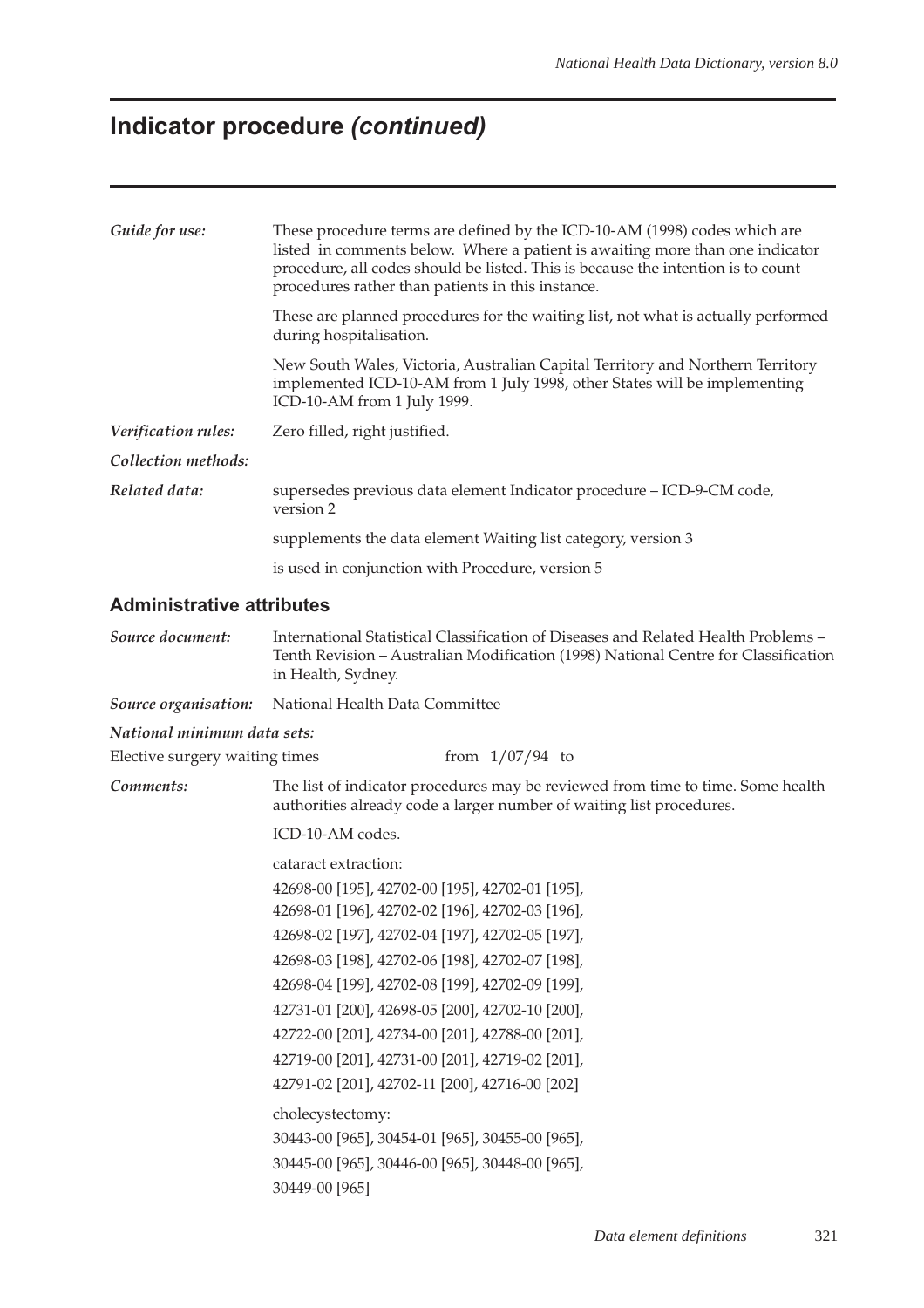# Indicator procedure *(continued)*

| | |
|---|---|
| ***Guide for use:*** | These procedure terms are defined by the ICD-10-AM (1998) codes which are listed in comments below. Where a patient is awaiting more than one indicator procedure, all codes should be listed. This is because the intention is to count procedures rather than patients in this instance. |
| | These are planned procedures for the waiting list, not what is actually performed during hospitalisation. |
| | New South Wales, Victoria, Australian Capital Territory and Northern Territory implemented ICD-10-AM from 1 July 1998, other States will be implementing ICD-10-AM from 1 July 1999. |
| ***Verification rules:*** | Zero filled, right justified. |
| ***Collection methods:*** | |
| ***Related data:*** | supersedes previous data element Indicator procedure – ICD-9-CM code, version 2 |
| | supplements the data element Waiting list category, version 3 |
| | is used in conjunction with Procedure, version 5 |

### Administrative attributes

| | |
|---|---|
| ***Source document:*** | International Statistical Classification of Diseases and Related Health Problems – Tenth Revision – Australian Modification (1998) National Centre for Classification in Health, Sydney. |
| ***Source organisation:*** | National Health Data Committee |

***National minimum data sets:***

Elective surgery waiting times from 1/07/94 to

***Comments:***

The list of indicator procedures may be reviewed from time to time. Some health authorities already code a larger number of waiting list procedures.

ICD-10-AM codes.

cataract extraction:

42698-00 [195], 42702-00 [195], 42702-01 [195],
42698-01 [196], 42702-02 [196], 42702-03 [196],
42698-02 [197], 42702-04 [197], 42702-05 [197],
42698-03 [198], 42702-06 [198], 42702-07 [198],
42698-04 [199], 42702-08 [199], 42702-09 [199],
42731-01 [200], 42698-05 [200], 42702-10 [200],
42722-00 [201], 42734-00 [201], 42788-00 [201],
42719-00 [201], 42731-00 [201], 42719-02 [201],
42791-02 [201], 42702-11 [200], 42716-00 [202]

cholecystectomy:

30443-00 [965], 30454-01 [965], 30455-00 [965],
30445-00 [965], 30446-00 [965], 30448-00 [965],
30449-00 [965]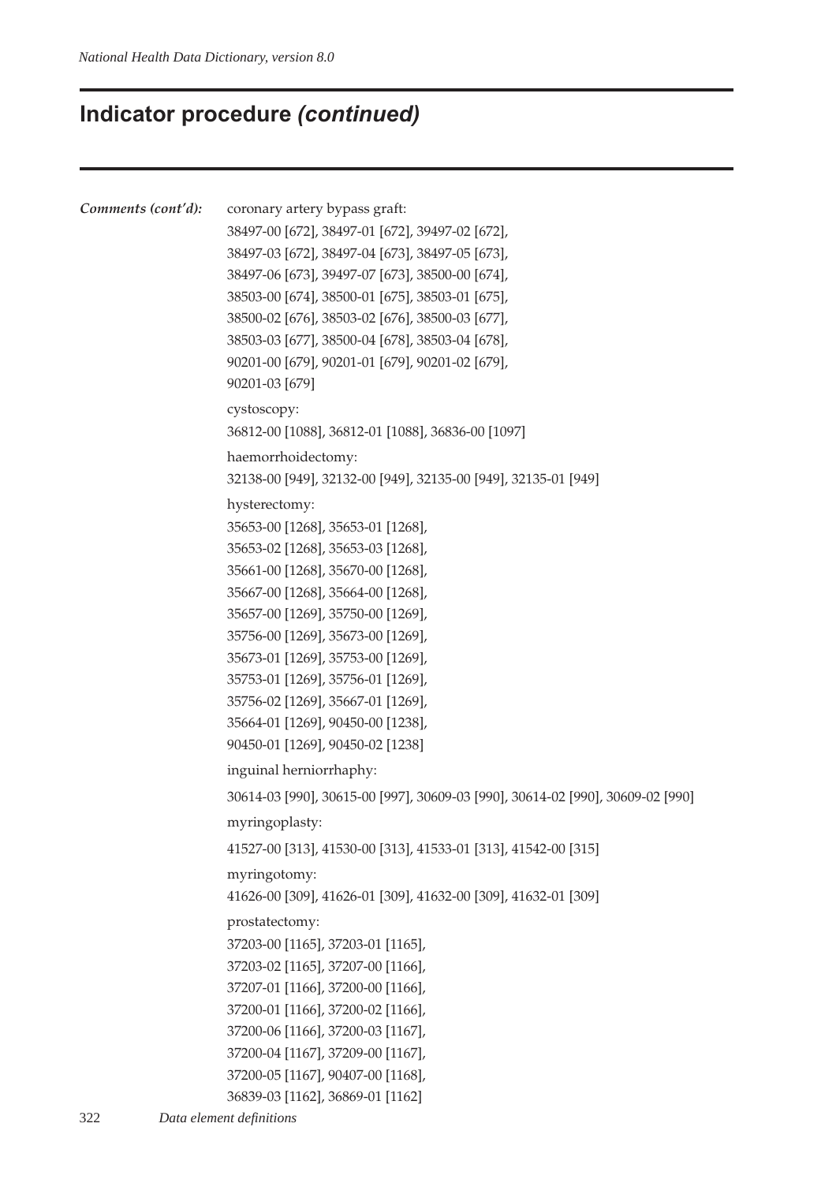## Indicator procedure *(continued)*

***Comments (cont'd):***

coronary artery bypass graft:
38497-00 [672], 38497-01 [672], 39497-02 [672],
38497-03 [672], 38497-04 [673], 38497-05 [673],
38497-06 [673], 39497-07 [673], 38500-00 [674],
38503-00 [674], 38500-01 [675], 38503-01 [675],
38500-02 [676], 38503-02 [676], 38500-03 [677],
38503-03 [677], 38500-04 [678], 38503-04 [678],
90201-00 [679], 90201-01 [679], 90201-02 [679],
90201-03 [679]

cystoscopy:
36812-00 [1088], 36812-01 [1088], 36836-00 [1097]

haemorrhoidectomy:
32138-00 [949], 32132-00 [949], 32135-00 [949], 32135-01 [949]

hysterectomy:
35653-00 [1268], 35653-01 [1268],
35653-02 [1268], 35653-03 [1268],
35661-00 [1268], 35670-00 [1268],
35667-00 [1268], 35664-00 [1268],
35657-00 [1269], 35750-00 [1269],
35756-00 [1269], 35673-00 [1269],
35673-01 [1269], 35753-00 [1269],
35753-01 [1269], 35756-01 [1269],
35756-02 [1269], 35667-01 [1269],
35664-01 [1269], 90450-00 [1238],
90450-01 [1269], 90450-02 [1238]

inguinal herniorrhaphy:
30614-03 [990], 30615-00 [997], 30609-03 [990], 30614-02 [990], 30609-02 [990]

myringoplasty:
41527-00 [313], 41530-00 [313], 41533-01 [313], 41542-00 [315]

myringotomy:
41626-00 [309], 41626-01 [309], 41632-00 [309], 41632-01 [309]

prostatectomy:
37203-00 [1165], 37203-01 [1165],
37203-02 [1165], 37207-00 [1166],
37207-01 [1166], 37200-00 [1166],
37200-01 [1166], 37200-02 [1166],
37200-06 [1166], 37200-03 [1167],
37200-04 [1167], 37209-00 [1167],
37200-05 [1167], 90407-00 [1168],
36839-03 [1162], 36869-01 [1162]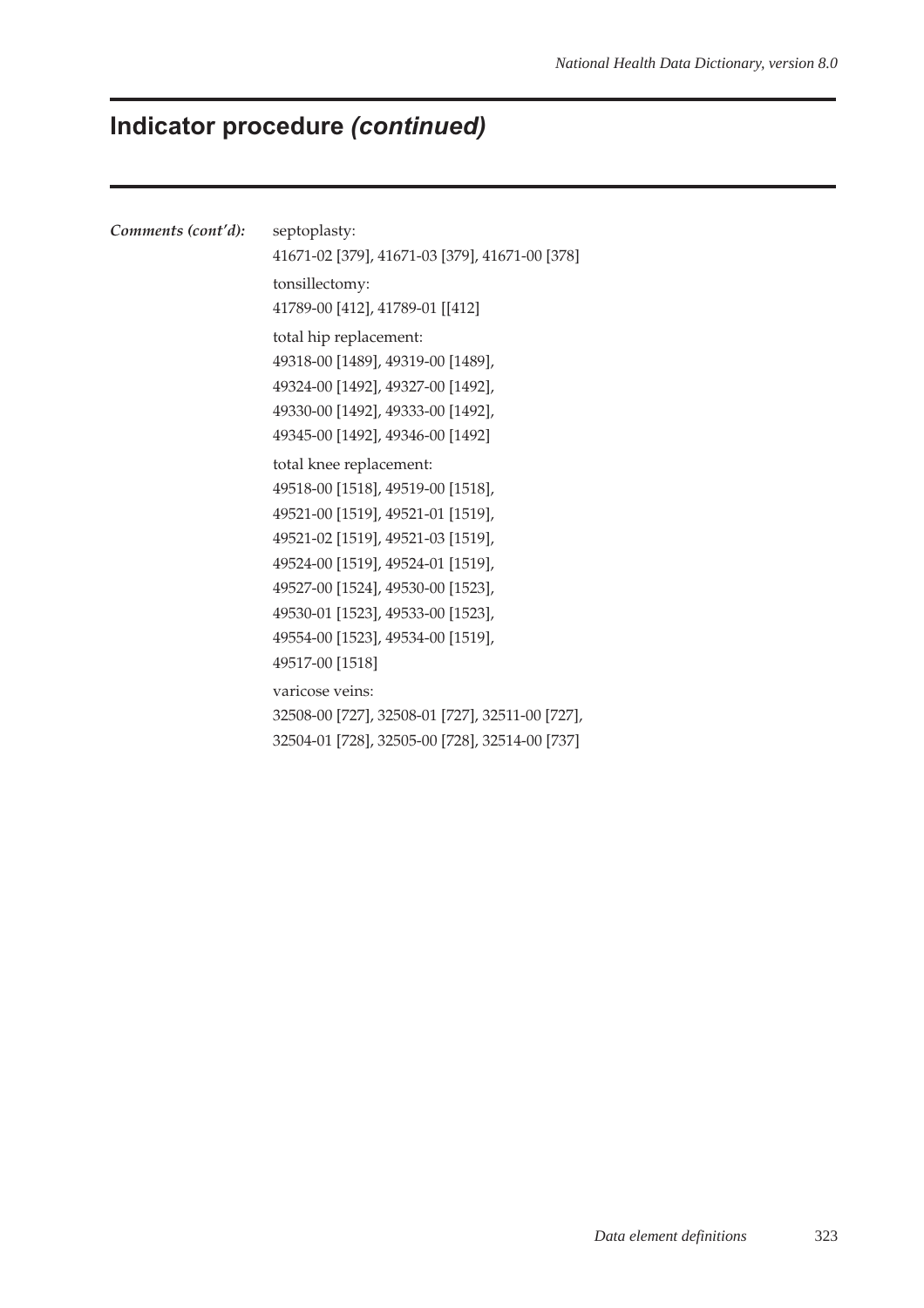# Indicator procedure *(continued)*

***Comments (cont'd):***

septoplasty:
41671-02 [379], 41671-03 [379], 41671-00 [378]

tonsillectomy:
41789-00 [412], 41789-01 [[412]

total hip replacement:
49318-00 [1489], 49319-00 [1489],
49324-00 [1492], 49327-00 [1492],
49330-00 [1492], 49333-00 [1492],
49345-00 [1492], 49346-00 [1492]

total knee replacement:
49518-00 [1518], 49519-00 [1518],
49521-00 [1519], 49521-01 [1519],
49521-02 [1519], 49521-03 [1519],
49524-00 [1519], 49524-01 [1519],
49527-00 [1524], 49530-00 [1523],
49530-01 [1523], 49533-00 [1523],
49554-00 [1523], 49534-00 [1519],
49517-00 [1518]

varicose veins:
32508-00 [727], 32508-01 [727], 32511-00 [727],
32504-01 [728], 32505-00 [728], 32514-00 [737]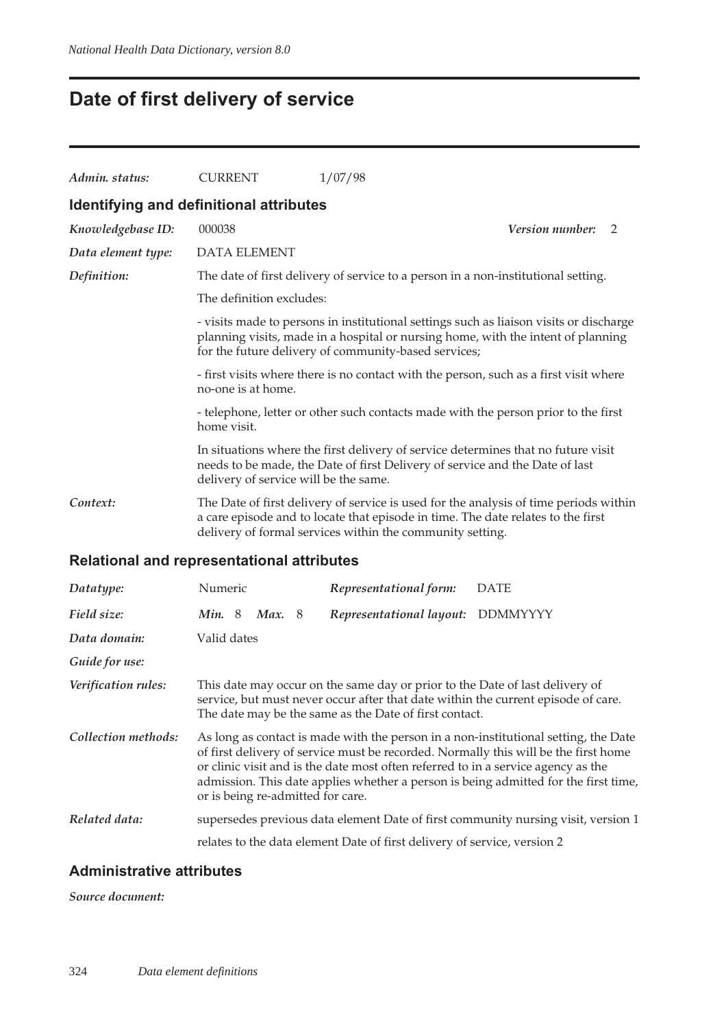# Date of first delivery of service

| | | |
|---|---|---|
| *Admin. status:* | CURRENT | 1/07/98 |

## Identifying and definitional attributes

*Knowledgebase ID:* 000038 *Version number:* 2

*Data element type:* DATA ELEMENT

*Definition:* The date of first delivery of service to a person in a non-institutional setting.

The definition excludes:

- visits made to persons in institutional settings such as liaison visits or discharge planning visits, made in a hospital or nursing home, with the intent of planning for the future delivery of community-based services;

- first visits where there is no contact with the person, such as a first visit where no-one is at home.

- telephone, letter or other such contacts made with the person prior to the first home visit.

In situations where the first delivery of service determines that no future visit needs to be made, the Date of first Delivery of service and the Date of last delivery of service will be the same.

*Context:* The Date of first delivery of service is used for the analysis of time periods within a care episode and to locate that episode in time. The date relates to the first delivery of formal services within the community setting.

## Relational and representational attributes

*Datatype:* Numeric *Representational form:* DATE

*Field size:* ***Min.*** 8 ***Max.*** 8 *Representational layout:* DDMMYYYY

*Data domain:* Valid dates

*Guide for use:*

*Verification rules:* This date may occur on the same day or prior to the Date of last delivery of service, but must never occur after that date within the current episode of care. The date may be the same as the Date of first contact.

*Collection methods:* As long as contact is made with the person in a non-institutional setting, the Date of first delivery of service must be recorded. Normally this will be the first home or clinic visit and is the date most often referred to in a service agency as the admission. This date applies whether a person is being admitted for the first time, or is being re-admitted for care.

*Related data:* supersedes previous data element Date of first community nursing visit, version 1

relates to the data element Date of first delivery of service, version 2

## Administrative attributes

*Source document:*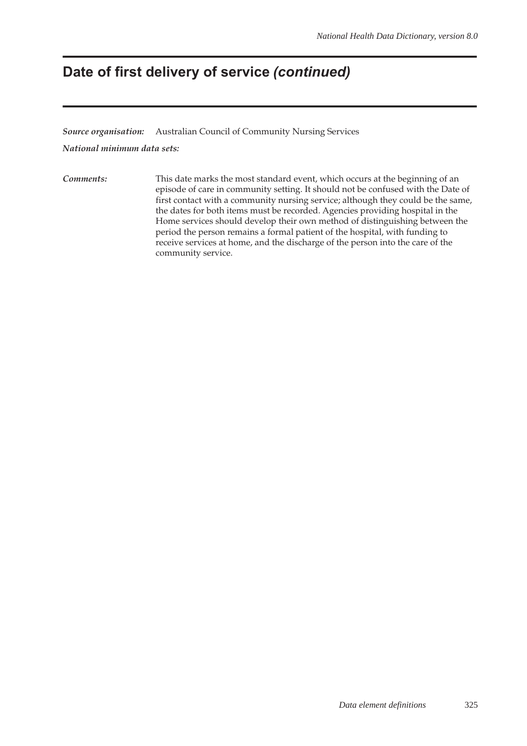# Date of first delivery of service *(continued)*

***Source organisation:*** Australian Council of Community Nursing Services

***National minimum data sets:***

***Comments:*** This date marks the most standard event, which occurs at the beginning of an episode of care in community setting. It should not be confused with the Date of first contact with a community nursing service; although they could be the same, the dates for both items must be recorded. Agencies providing hospital in the Home services should develop their own method of distinguishing between the period the person remains a formal patient of the hospital, with funding to receive services at home, and the discharge of the person into the care of the community service.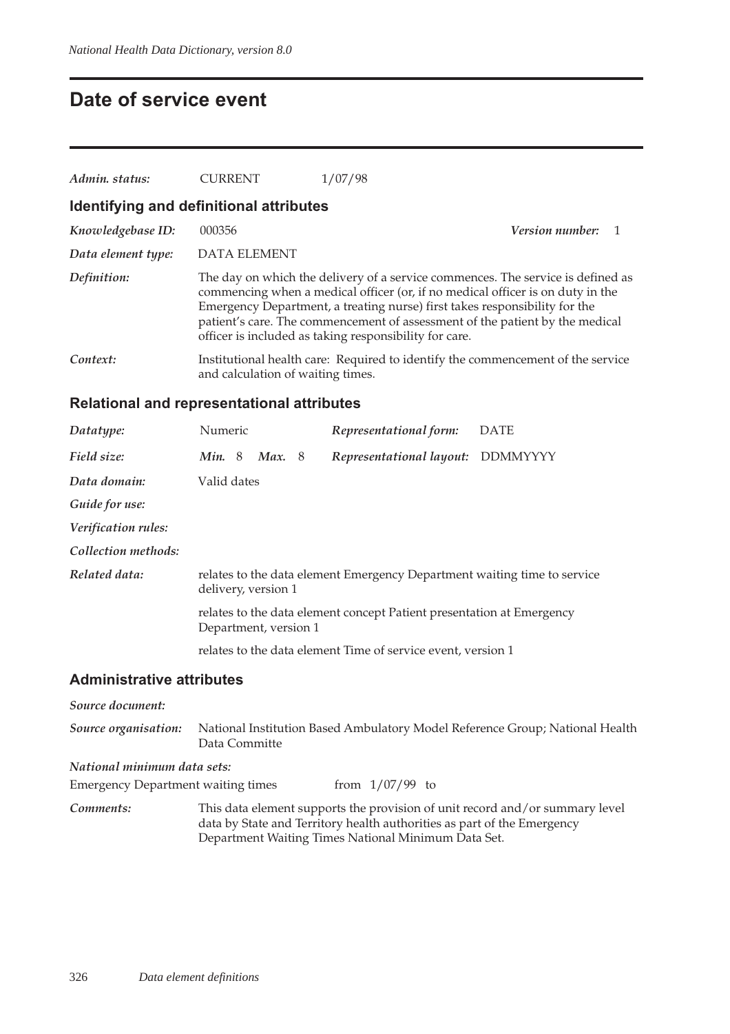# Date of service event

| | | |
|---|---|---|
| *Admin. status:* | CURRENT | 1/07/98 |

## Identifying and definitional attributes

*Knowledgebase ID:* 000356 *Version number:* 1

*Data element type:* DATA ELEMENT

*Definition:* The day on which the delivery of a service commences. The service is defined as commencing when a medical officer (or, if no medical officer is on duty in the Emergency Department, a treating nurse) first takes responsibility for the patient's care. The commencement of assessment of the patient by the medical officer is included as taking responsibility for care.

*Context:* Institutional health care: Required to identify the commencement of the service and calculation of waiting times.

## Relational and representational attributes

| | | | |
|---|---|---|---|
| *Datatype:* | Numeric | *Representational form:* | DATE |
| *Field size:* | *Min.* 8 *Max.* 8 | *Representational layout:* | DDMMYYYY |

*Data domain:* Valid dates

*Guide for use:*

*Verification rules:*

*Collection methods:*

*Related data:* relates to the data element Emergency Department waiting time to service delivery, version 1

relates to the data element concept Patient presentation at Emergency Department, version 1

relates to the data element Time of service event, version 1

## Administrative attributes

*Source document:*

*Source organisation:* National Institution Based Ambulatory Model Reference Group; National Health Data Committe

*National minimum data sets:*

Emergency Department waiting times from 1/07/99 to

*Comments:* This data element supports the provision of unit record and/or summary level data by State and Territory health authorities as part of the Emergency Department Waiting Times National Minimum Data Set.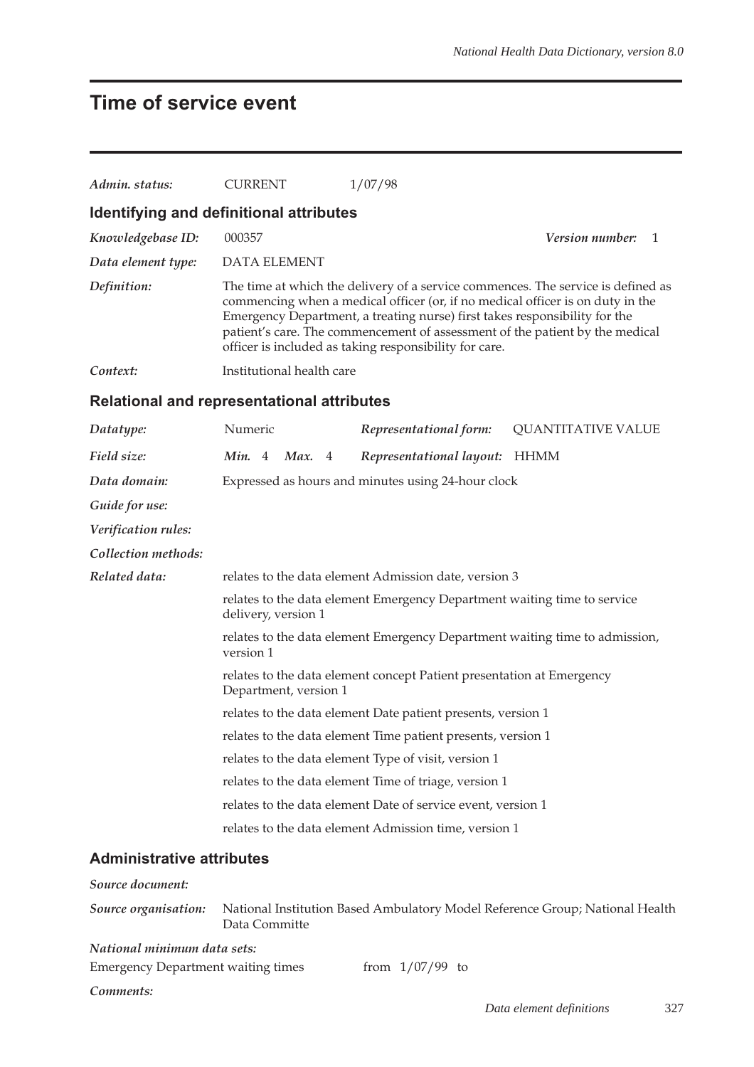# Time of service event

| | | | |
|---|---|---|---|
| *Admin. status:* | CURRENT | 1/07/98 | |

## Identifying and definitional attributes

| | | | |
|---|---|---|---|
| *Knowledgebase ID:* | 000357 | *Version number:* | 1 |
| *Data element type:* | DATA ELEMENT | | |
| *Definition:* | The time at which the delivery of a service commences. The service is defined as commencing when a medical officer (or, if no medical officer is on duty in the Emergency Department, a treating nurse) first takes responsibility for the patient's care. The commencement of assessment of the patient by the medical officer is included as taking responsibility for care. | | |
| *Context:* | Institutional health care | | |

## Relational and representational attributes

| | | | |
|---|---|---|---|
| *Datatype:* | Numeric | *Representational form:* | QUANTITATIVE VALUE |
| *Field size:* | ***Min.*** 4 ***Max.*** 4 | *Representational layout:* | HHMM |
| *Data domain:* | Expressed as hours and minutes using 24-hour clock | | |
| *Guide for use:* | | | |
| *Verification rules:* | | | |
| *Collection methods:* | | | |

*Related data:*

relates to the data element Admission date, version 3

relates to the data element Emergency Department waiting time to service delivery, version 1

relates to the data element Emergency Department waiting time to admission, version 1

relates to the data element concept Patient presentation at Emergency Department, version 1

relates to the data element Date patient presents, version 1

relates to the data element Time patient presents, version 1

relates to the data element Type of visit, version 1

relates to the data element Time of triage, version 1

relates to the data element Date of service event, version 1

relates to the data element Admission time, version 1

## Administrative attributes

*Source document:*

*Source organisation:* National Institution Based Ambulatory Model Reference Group; National Health Data Committe

*National minimum data sets:*

Emergency Department waiting times from 1/07/99 to

*Comments:*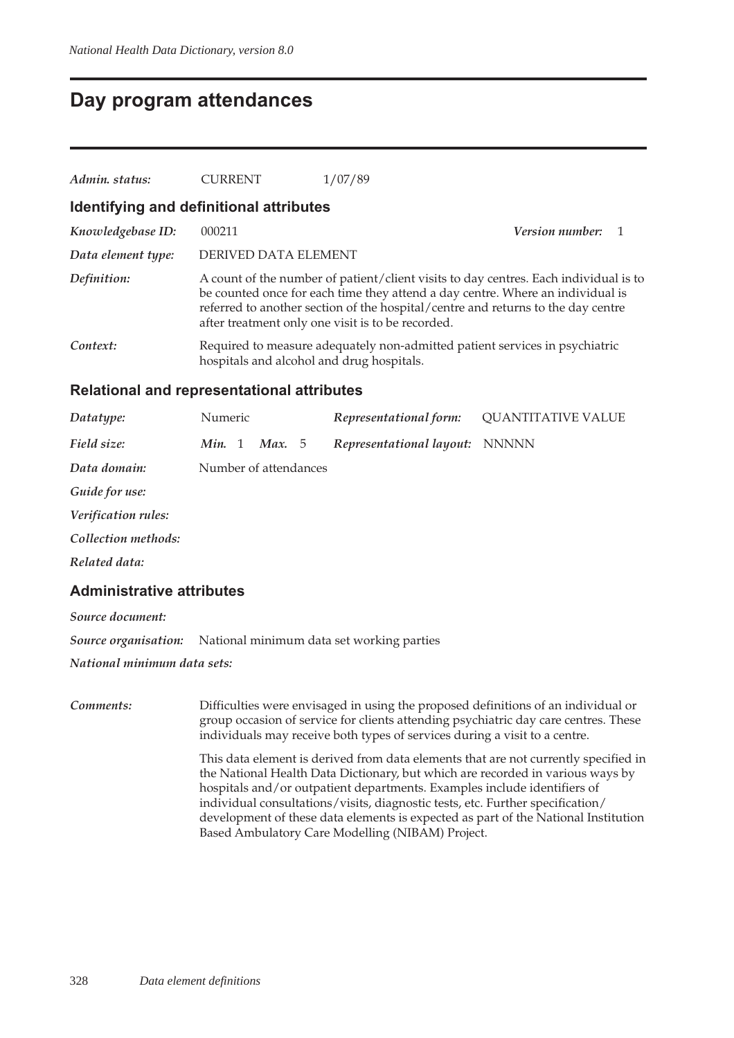# Day program attendances

*Admin. status:* CURRENT 1/07/89

## Identifying and definitional attributes

*Knowledgebase ID:* 000211 *Version number:* 1

*Data element type:* DERIVED DATA ELEMENT

*Definition:* A count of the number of patient/client visits to day centres. Each individual is to be counted once for each time they attend a day centre. Where an individual is referred to another section of the hospital/centre and returns to the day centre after treatment only one visit is to be recorded.

*Context:* Required to measure adequately non-admitted patient services in psychiatric hospitals and alcohol and drug hospitals.

## Relational and representational attributes

*Datatype:* Numeric *Representational form:* QUANTITATIVE VALUE

*Field size:* *Min.* 1 *Max.* 5 *Representational layout:* NNNNN

*Data domain:* Number of attendances

*Guide for use:*

*Verification rules:*

*Collection methods:*

*Related data:*

## Administrative attributes

*Source document:*

*Source organisation:* National minimum data set working parties

*National minimum data sets:*

*Comments:* Difficulties were envisaged in using the proposed definitions of an individual or group occasion of service for clients attending psychiatric day care centres. These individuals may receive both types of services during a visit to a centre.

This data element is derived from data elements that are not currently specified in the National Health Data Dictionary, but which are recorded in various ways by hospitals and/or outpatient departments. Examples include identifiers of individual consultations/visits, diagnostic tests, etc. Further specification/development of these data elements is expected as part of the National Institution Based Ambulatory Care Modelling (NIBAM) Project.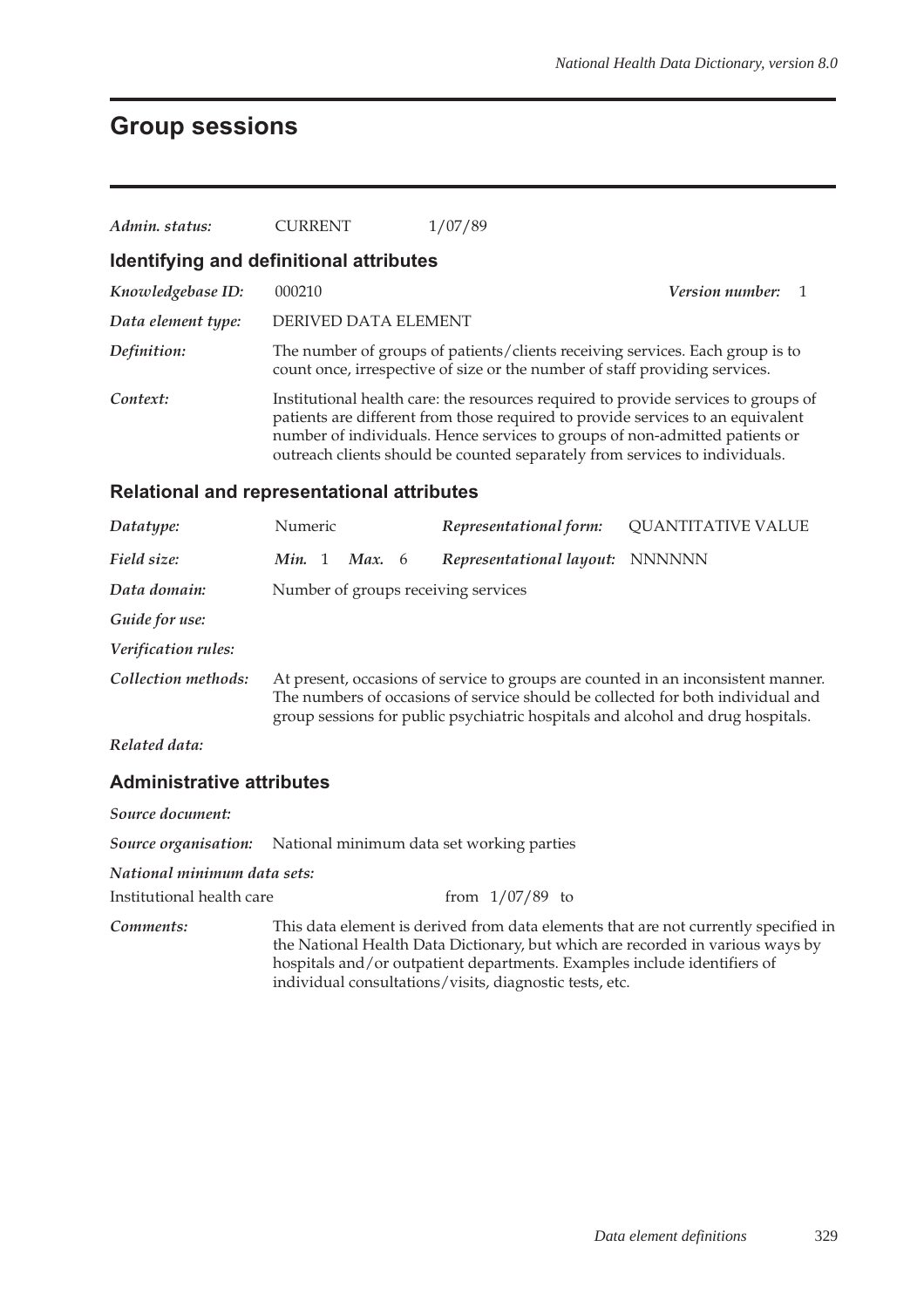# Group sessions

| | | |
|---|---|---|
| *Admin. status:* | CURRENT | 1/07/89 |

## Identifying and definitional attributes

| | |
|---|---|
| *Knowledgebase ID:* | 000210 &nbsp;&nbsp;&nbsp;&nbsp; *Version number:* 1 |
| *Data element type:* | DERIVED DATA ELEMENT |
| *Definition:* | The number of groups of patients/clients receiving services. Each group is to count once, irrespective of size or the number of staff providing services. |
| *Context:* | Institutional health care: the resources required to provide services to groups of patients are different from those required to provide services to an equivalent number of individuals. Hence services to groups of non-admitted patients or outreach clients should be counted separately from services to individuals. |

## Relational and representational attributes

| | | | |
|---|---|---|---|
| *Datatype:* | Numeric | *Representational form:* | QUANTITATIVE VALUE |
| *Field size:* | ***Min.*** 1 ***Max.*** 6 | *Representational layout:* | NNNNNN |
| *Data domain:* | Number of groups receiving services | | |
| *Guide for use:* | | | |
| *Verification rules:* | | | |
| *Collection methods:* | At present, occasions of service to groups are counted in an inconsistent manner. The numbers of occasions of service should be collected for both individual and group sessions for public psychiatric hospitals and alcohol and drug hospitals. | | |
| *Related data:* | | | |

## Administrative attributes

| | |
|---|---|
| *Source document:* | |
| *Source organisation:* | National minimum data set working parties |
| *National minimum data sets:* | |
| Institutional health care | from 1/07/89 to |
| *Comments:* | This data element is derived from data elements that are not currently specified in the National Health Data Dictionary, but which are recorded in various ways by hospitals and/or outpatient departments. Examples include identifiers of individual consultations/visits, diagnostic tests, etc. |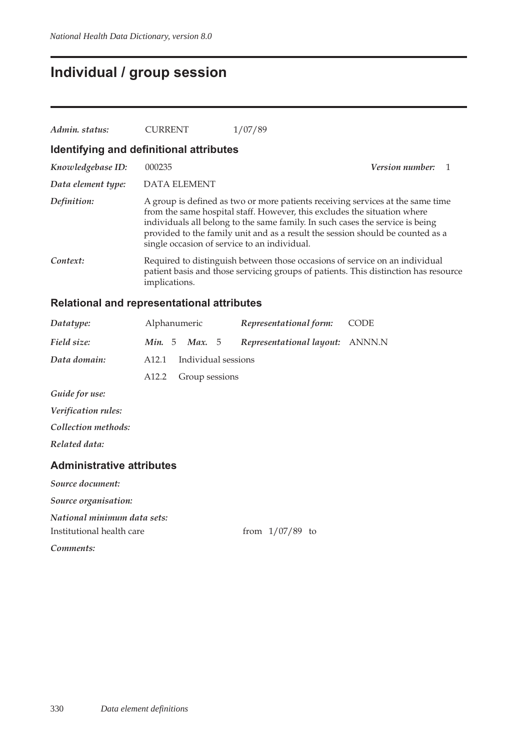# Individual / group session

*Admin. status:* CURRENT 1/07/89

## Identifying and definitional attributes

*Knowledgebase ID:* 000235 *Version number:* 1

*Data element type:* DATA ELEMENT

*Definition:* A group is defined as two or more patients receiving services at the same time from the same hospital staff. However, this excludes the situation where individuals all belong to the same family. In such cases the service is being provided to the family unit and as a result the session should be counted as a single occasion of service to an individual.

*Context:* Required to distinguish between those occasions of service on an individual patient basis and those servicing groups of patients. This distinction has resource implications.

## Relational and representational attributes

*Datatype:* Alphanumeric *Representational form:* CODE

*Field size:* *Min.* 5 *Max.* 5 *Representational layout:* ANNN.N

*Data domain:*
A12.1 Individual sessions
A12.2 Group sessions

*Guide for use:*

*Verification rules:*

*Collection methods:*

*Related data:*

## Administrative attributes

*Source document:*

*Source organisation:*

*National minimum data sets:*

Institutional health care from 1/07/89 to

*Comments:*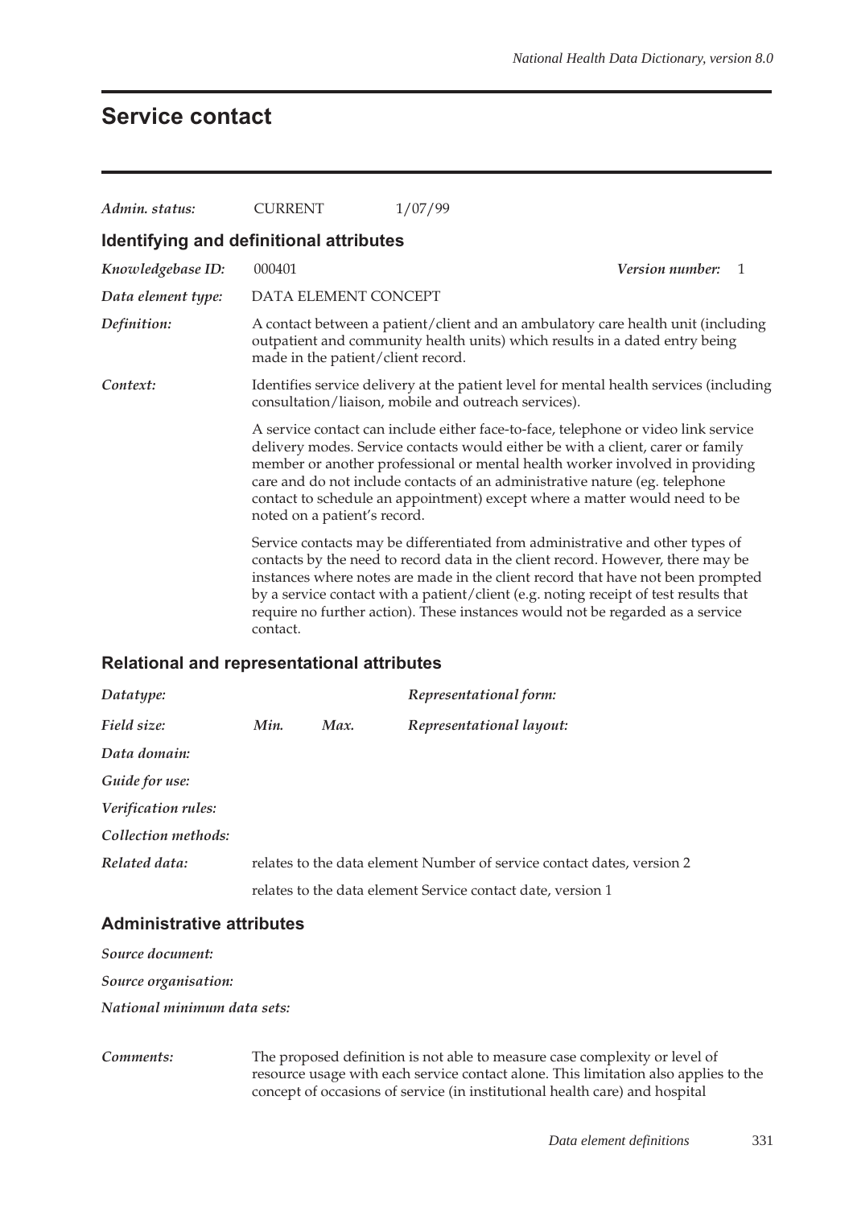# Service contact

*Admin. status:* CURRENT 1/07/99

## Identifying and definitional attributes

*Knowledgebase ID:* 000401 *Version number:* 1

*Data element type:* DATA ELEMENT CONCEPT

*Definition:* A contact between a patient/client and an ambulatory care health unit (including outpatient and community health units) which results in a dated entry being made in the patient/client record.

*Context:* Identifies service delivery at the patient level for mental health services (including consultation/liaison, mobile and outreach services).

A service contact can include either face-to-face, telephone or video link service delivery modes. Service contacts would either be with a client, carer or family member or another professional or mental health worker involved in providing care and do not include contacts of an administrative nature (eg. telephone contact to schedule an appointment) except where a matter would need to be noted on a patient's record.

Service contacts may be differentiated from administrative and other types of contacts by the need to record data in the client record. However, there may be instances where notes are made in the client record that have not been prompted by a service contact with a patient/client (e.g. noting receipt of test results that require no further action). These instances would not be regarded as a service contact.

## Relational and representational attributes

*Datatype:* *Representational form:*

*Field size:* *Min.* *Max.* *Representational layout:*

*Data domain:*

*Guide for use:*

*Verification rules:*

*Collection methods:*

*Related data:* relates to the data element Number of service contact dates, version 2

relates to the data element Service contact date, version 1

## Administrative attributes

*Source document:*

*Source organisation:*

*National minimum data sets:*

*Comments:* The proposed definition is not able to measure case complexity or level of resource usage with each service contact alone. This limitation also applies to the concept of occasions of service (in institutional health care) and hospital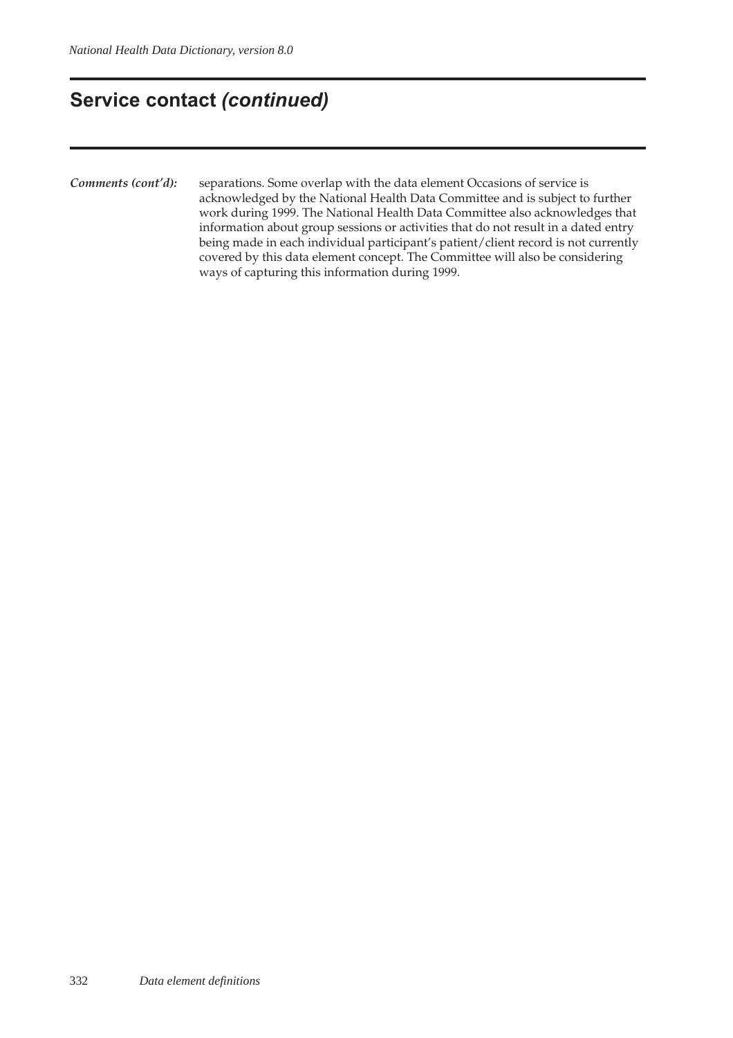## Service contact *(continued)*

***Comments (cont'd):*** separations. Some overlap with the data element Occasions of service is acknowledged by the National Health Data Committee and is subject to further work during 1999. The National Health Data Committee also acknowledges that information about group sessions or activities that do not result in a dated entry being made in each individual participant's patient/client record is not currently covered by this data element concept. The Committee will also be considering ways of capturing this information during 1999.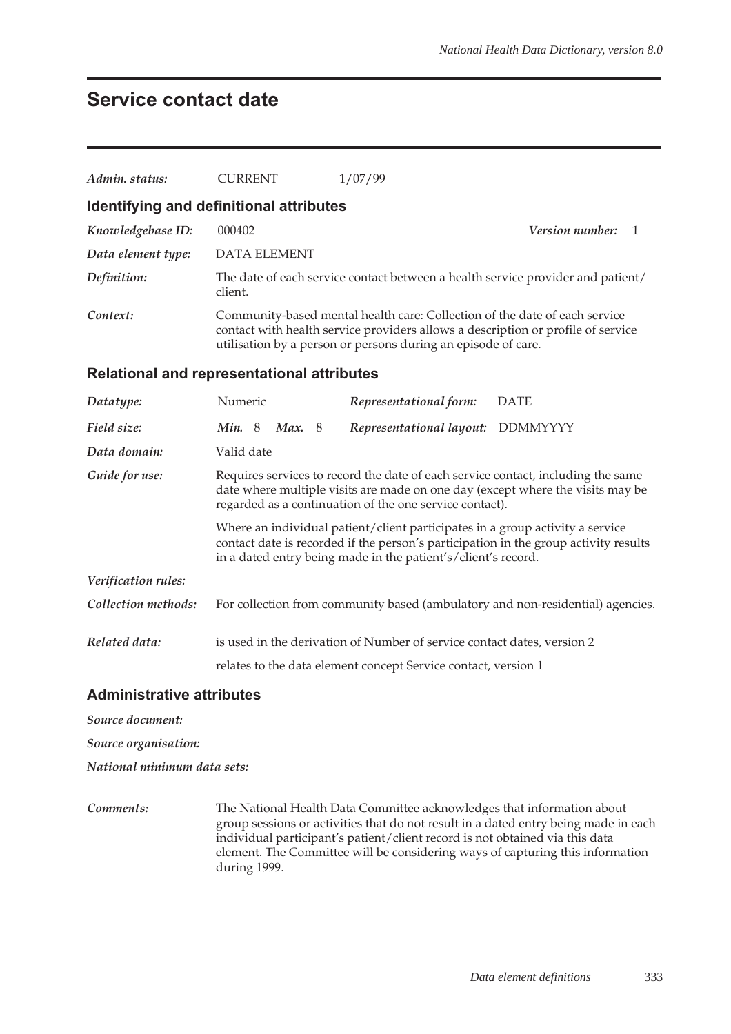# Service contact date

| | | |
|---|---|---|
| *Admin. status:* | CURRENT | 1/07/99 |

## Identifying and definitional attributes

| | |
|---|---|
| *Knowledgebase ID:* | 000402 — *Version number:* 1 |
| *Data element type:* | DATA ELEMENT |
| *Definition:* | The date of each service contact between a health service provider and patient/client. |
| *Context:* | Community-based mental health care: Collection of the date of each service contact with health service providers allows a description or profile of service utilisation by a person or persons during an episode of care. |

## Relational and representational attributes

| | | | |
|---|---|---|---|
| *Datatype:* | Numeric | *Representational form:* | DATE |
| *Field size:* | ***Min.*** 8 ***Max.*** 8 | *Representational layout:* | DDMMYYYY |

| | |
|---|---|
| *Data domain:* | Valid date |
| *Guide for use:* | Requires services to record the date of each service contact, including the same date where multiple visits are made on one day (except where the visits may be regarded as a continuation of the one service contact).<br><br>Where an individual patient/client participates in a group activity a service contact date is recorded if the person's participation in the group activity results in a dated entry being made in the patient's/client's record. |
| *Verification rules:* | |
| *Collection methods:* | For collection from community based (ambulatory and non-residential) agencies. |
| *Related data:* | is used in the derivation of Number of service contact dates, version 2<br><br>relates to the data element concept Service contact, version 1 |

## Administrative attributes

*Source document:*

*Source organisation:*

*National minimum data sets:*

*Comments:* The National Health Data Committee acknowledges that information about group sessions or activities that do not result in a dated entry being made in each individual participant's patient/client record is not obtained via this data element. The Committee will be considering ways of capturing this information during 1999.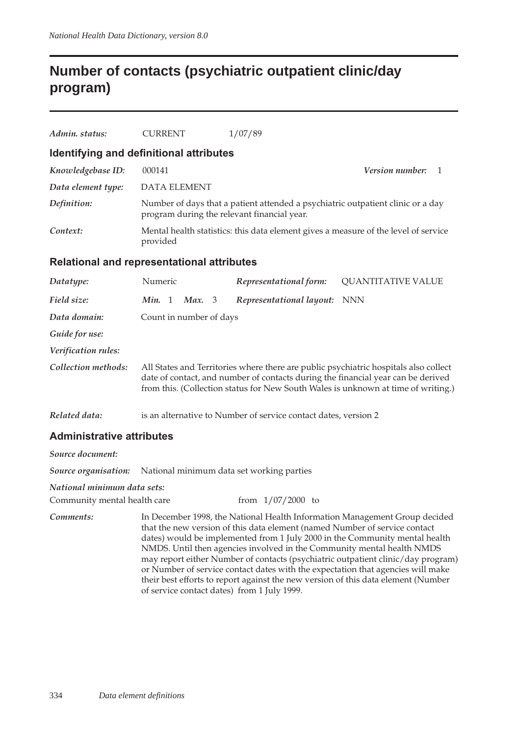# Number of contacts (psychiatric outpatient clinic/day program)

*Admin. status:* CURRENT 1/07/89

## Identifying and definitional attributes

*Knowledgebase ID:* 000141 *Version number:* 1

*Data element type:* DATA ELEMENT

*Definition:* Number of days that a patient attended a psychiatric outpatient clinic or a day program during the relevant financial year.

*Context:* Mental health statistics: this data element gives a measure of the level of service provided

## Relational and representational attributes

*Datatype:* Numeric *Representational form:* QUANTITATIVE VALUE

*Field size:* *Min.* 1 *Max.* 3 *Representational layout:* NNN

*Data domain:* Count in number of days

*Guide for use:*

*Verification rules:*

*Collection methods:* All States and Territories where there are public psychiatric hospitals also collect date of contact, and number of contacts during the financial year can be derived from this. (Collection status for New South Wales is unknown at time of writing.)

*Related data:* is an alternative to Number of service contact dates, version 2

## Administrative attributes

*Source document:*

*Source organisation:* National minimum data set working parties

*National minimum data sets:*

Community mental health care from 1/07/2000 to

*Comments:* In December 1998, the National Health Information Management Group decided that the new version of this data element (named Number of service contact dates) would be implemented from 1 July 2000 in the Community mental health NMDS. Until then agencies involved in the Community mental health NMDS may report either Number of contacts (psychiatric outpatient clinic/day program) or Number of service contact dates with the expectation that agencies will make their best efforts to report against the new version of this data element (Number of service contact dates) from 1 July 1999.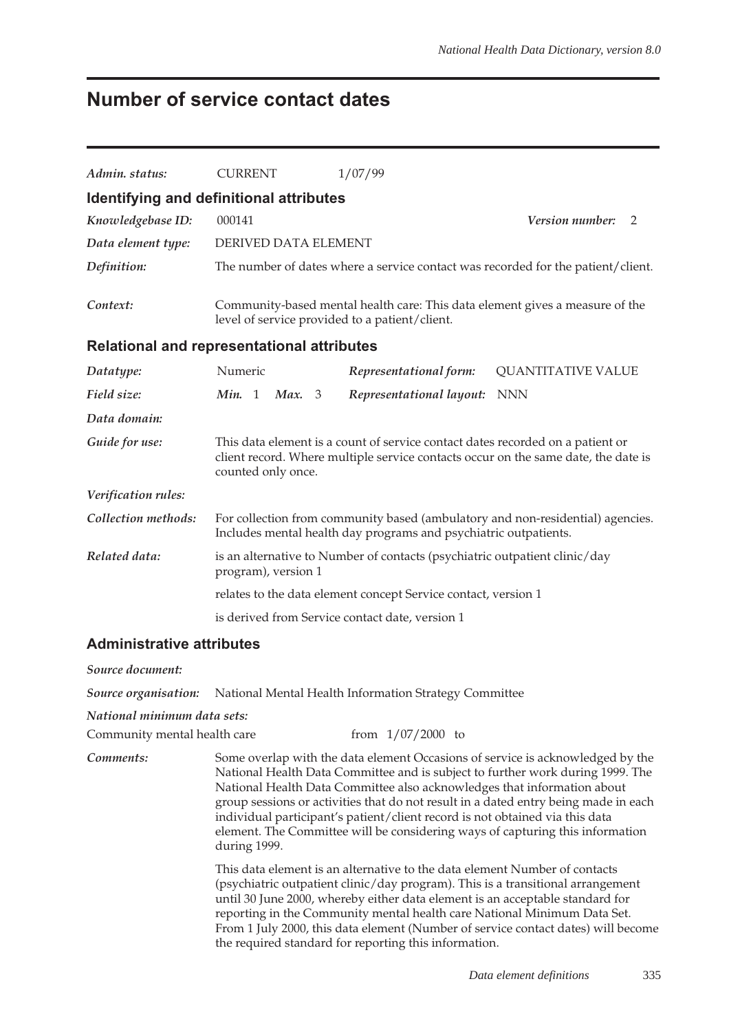# Number of service contact dates

| | | | |
|---|---|---|---|
| *Admin. status:* | CURRENT | 1/07/99 | |

## Identifying and definitional attributes

| | | | |
|---|---|---|---|
| *Knowledgebase ID:* | 000141 | *Version number:* | 2 |
| *Data element type:* | DERIVED DATA ELEMENT | | |
| *Definition:* | The number of dates where a service contact was recorded for the patient/client. | | |
| *Context:* | Community-based mental health care: This data element gives a measure of the level of service provided to a patient/client. | | |

## Relational and representational attributes

| | | | |
|---|---|---|---|
| *Datatype:* | Numeric | *Representational form:* | QUANTITATIVE VALUE |
| *Field size:* | *Min.* 1 *Max.* 3 | *Representational layout:* | NNN |
| *Data domain:* | | | |
| *Guide for use:* | This data element is a count of service contact dates recorded on a patient or client record. Where multiple service contacts occur on the same date, the date is counted only once. | | |
| *Verification rules:* | | | |
| *Collection methods:* | For collection from community based (ambulatory and non-residential) agencies. Includes mental health day programs and psychiatric outpatients. | | |
| *Related data:* | is an alternative to Number of contacts (psychiatric outpatient clinic/day program), version 1 | | |
| | relates to the data element concept Service contact, version 1 | | |
| | is derived from Service contact date, version 1 | | |

## Administrative attributes

*Source document:*

*Source organisation:* National Mental Health Information Strategy Committee

*National minimum data sets:*

Community mental health care from 1/07/2000 to

*Comments:* Some overlap with the data element Occasions of service is acknowledged by the National Health Data Committee and is subject to further work during 1999. The National Health Data Committee also acknowledges that information about group sessions or activities that do not result in a dated entry being made in each individual participant's patient/client record is not obtained via this data element. The Committee will be considering ways of capturing this information during 1999.

This data element is an alternative to the data element Number of contacts (psychiatric outpatient clinic/day program). This is a transitional arrangement until 30 June 2000, whereby either data element is an acceptable standard for reporting in the Community mental health care National Minimum Data Set. From 1 July 2000, this data element (Number of service contact dates) will become the required standard for reporting this information.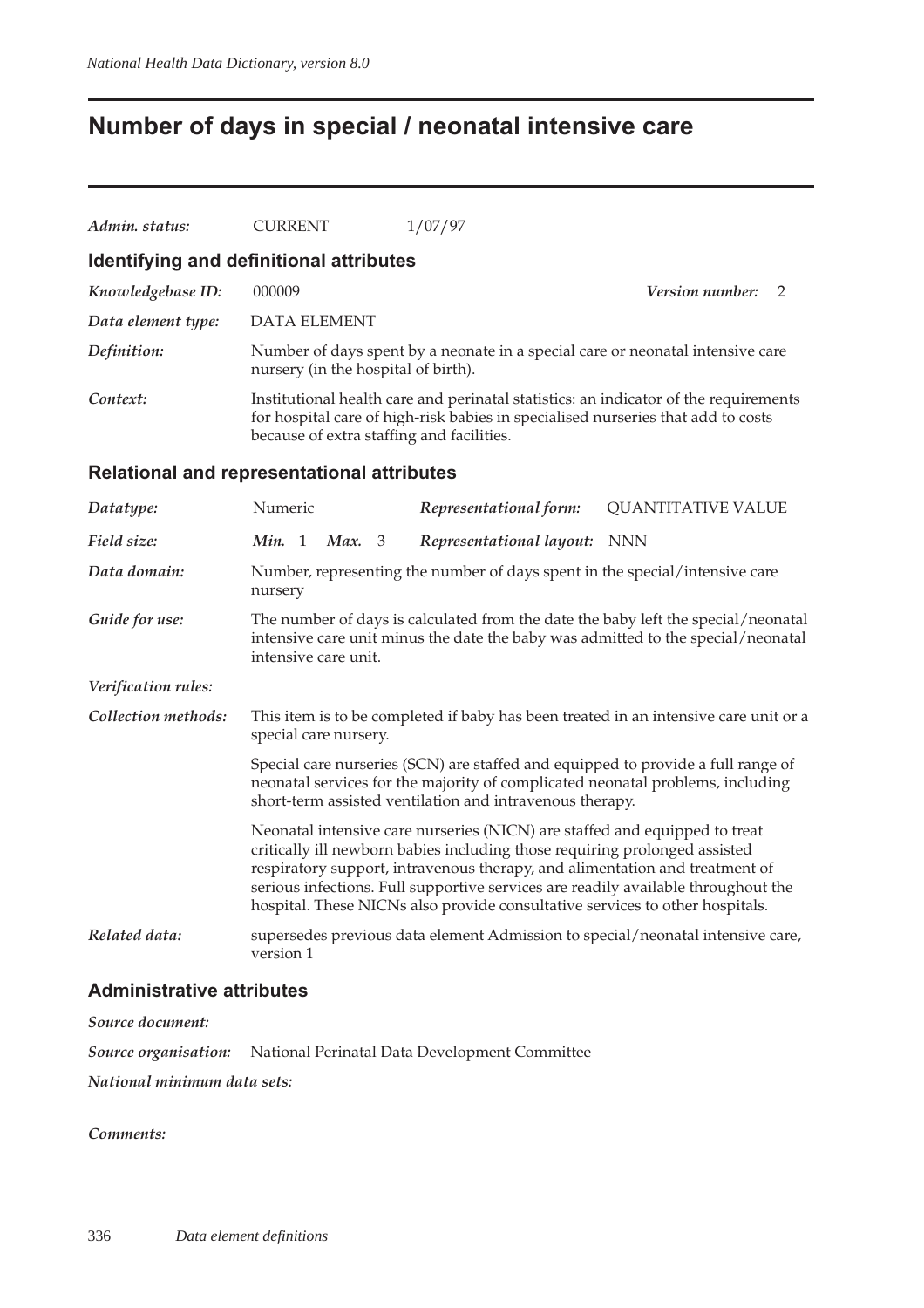# Number of days in special / neonatal intensive care

| | | |
|---|---|---|
| *Admin. status:* | CURRENT | 1/07/97 |

## Identifying and definitional attributes

| | |
|---|---|
| *Knowledgebase ID:* | 000009 — *Version number:* 2 |
| *Data element type:* | DATA ELEMENT |
| *Definition:* | Number of days spent by a neonate in a special care or neonatal intensive care nursery (in the hospital of birth). |
| *Context:* | Institutional health care and perinatal statistics: an indicator of the requirements for hospital care of high-risk babies in specialised nurseries that add to costs because of extra staffing and facilities. |

## Relational and representational attributes

| | | | |
|---|---|---|---|
| *Datatype:* | Numeric | *Representational form:* | QUANTITATIVE VALUE |
| *Field size:* | *Min.* 1 *Max.* 3 | *Representational layout:* | NNN |

*Data domain:* Number, representing the number of days spent in the special/intensive care nursery

*Guide for use:* The number of days is calculated from the date the baby left the special/neonatal intensive care unit minus the date the baby was admitted to the special/neonatal intensive care unit.

*Verification rules:*

*Collection methods:* This item is to be completed if baby has been treated in an intensive care unit or a special care nursery.

Special care nurseries (SCN) are staffed and equipped to provide a full range of neonatal services for the majority of complicated neonatal problems, including short-term assisted ventilation and intravenous therapy.

Neonatal intensive care nurseries (NICN) are staffed and equipped to treat critically ill newborn babies including those requiring prolonged assisted respiratory support, intravenous therapy, and alimentation and treatment of serious infections. Full supportive services are readily available throughout the hospital. These NICNs also provide consultative services to other hospitals.

*Related data:* supersedes previous data element Admission to special/neonatal intensive care, version 1

## Administrative attributes

*Source document:*

*Source organisation:* National Perinatal Data Development Committee

*National minimum data sets:*

*Comments:*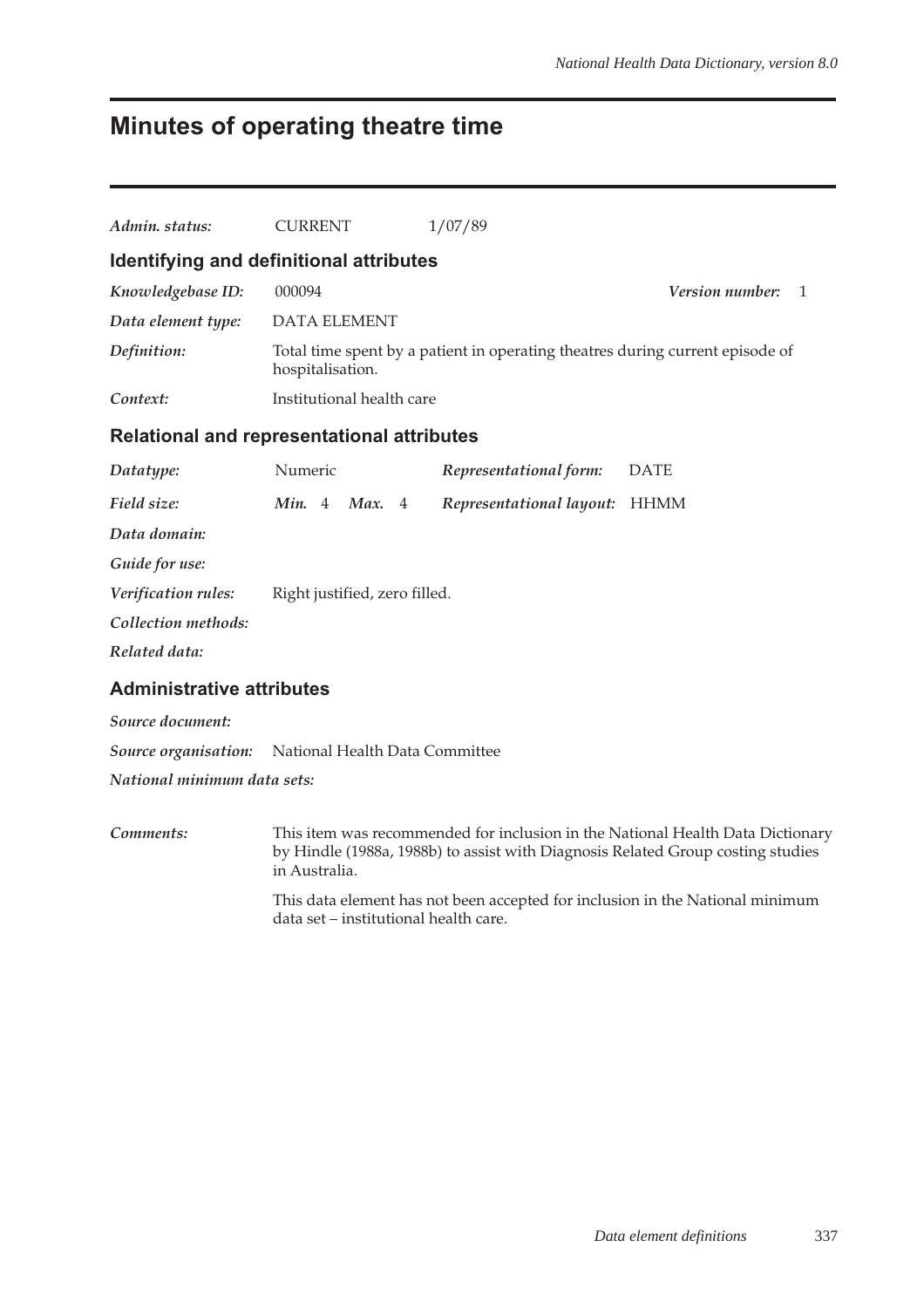# Minutes of operating theatre time

*Admin. status:* CURRENT 1/07/89

## Identifying and definitional attributes

*Knowledgebase ID:* 000094 *Version number:* 1

*Data element type:* DATA ELEMENT

*Definition:* Total time spent by a patient in operating theatres during current episode of hospitalisation.

*Context:* Institutional health care

## Relational and representational attributes

*Datatype:* Numeric *Representational form:* DATE

*Field size:* *Min.* 4 *Max.* 4 *Representational layout:* HHMM

*Data domain:*

*Guide for use:*

*Verification rules:* Right justified, zero filled.

*Collection methods:*

*Related data:*

## Administrative attributes

*Source document:*

*Source organisation:* National Health Data Committee

*National minimum data sets:*

*Comments:* This item was recommended for inclusion in the National Health Data Dictionary by Hindle (1988a, 1988b) to assist with Diagnosis Related Group costing studies in Australia.

This data element has not been accepted for inclusion in the National minimum data set – institutional health care.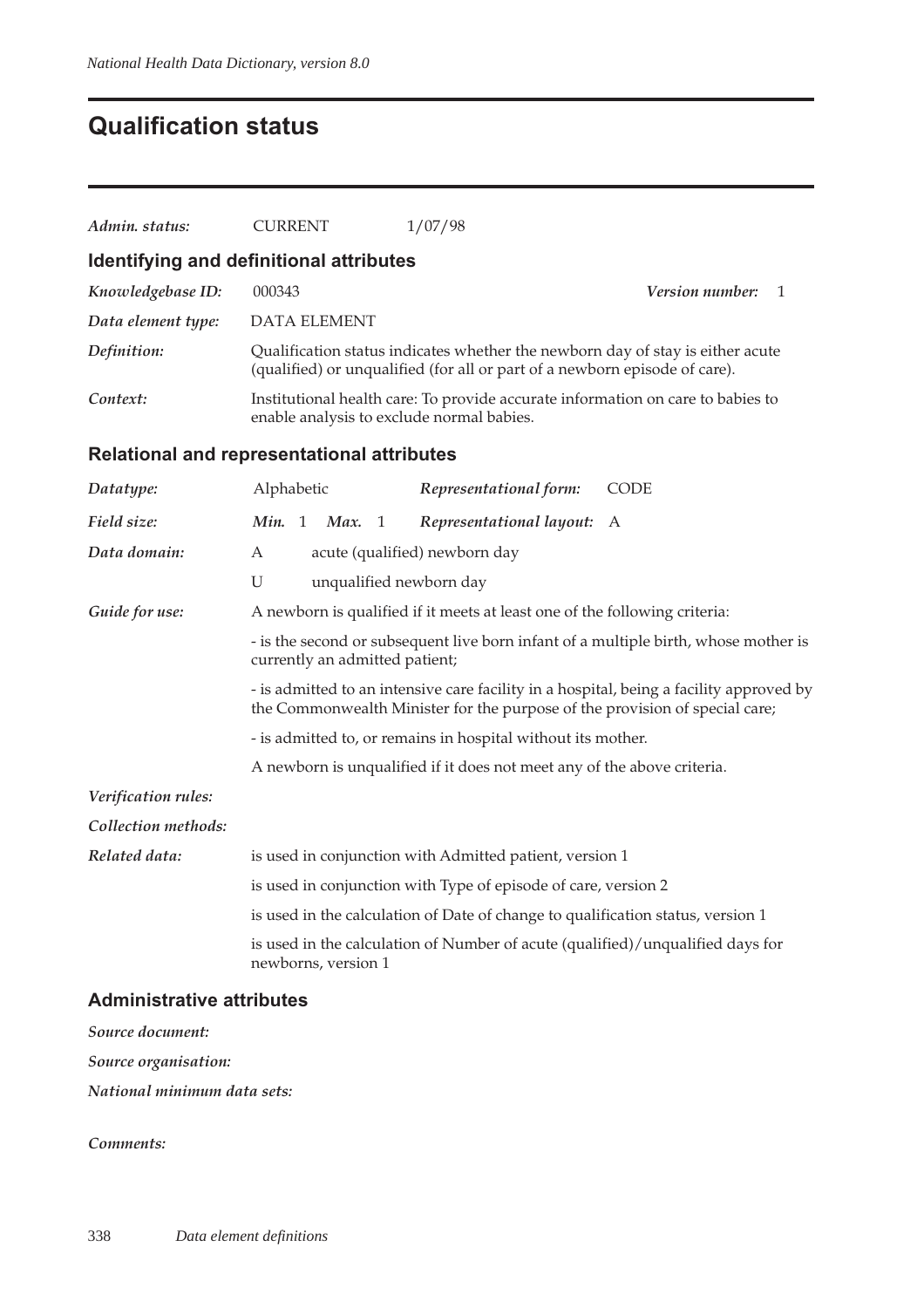# Qualification status

| | | |
|---|---|---|
| ***Admin. status:*** | CURRENT | 1/07/98 |

## Identifying and definitional attributes

***Knowledgebase ID:*** 000343 ***Version number:*** 1

***Data element type:*** DATA ELEMENT

***Definition:*** Qualification status indicates whether the newborn day of stay is either acute (qualified) or unqualified (for all or part of a newborn episode of care).

***Context:*** Institutional health care: To provide accurate information on care to babies to enable analysis to exclude normal babies.

## Relational and representational attributes

***Datatype:*** Alphabetic ***Representational form:*** CODE

***Field size:*** ***Min.*** 1 ***Max.*** 1 ***Representational layout:*** A

***Data domain:***

A acute (qualified) newborn day

U unqualified newborn day

***Guide for use:*** A newborn is qualified if it meets at least one of the following criteria:

- is the second or subsequent live born infant of a multiple birth, whose mother is currently an admitted patient;
- is admitted to an intensive care facility in a hospital, being a facility approved by the Commonwealth Minister for the purpose of the provision of special care;
- is admitted to, or remains in hospital without its mother.

A newborn is unqualified if it does not meet any of the above criteria.

***Verification rules:***

***Collection methods:***

***Related data:***

is used in conjunction with Admitted patient, version 1

is used in conjunction with Type of episode of care, version 2

is used in the calculation of Date of change to qualification status, version 1

is used in the calculation of Number of acute (qualified)/unqualified days for newborns, version 1

## Administrative attributes

***Source document:***

***Source organisation:***

***National minimum data sets:***

***Comments:***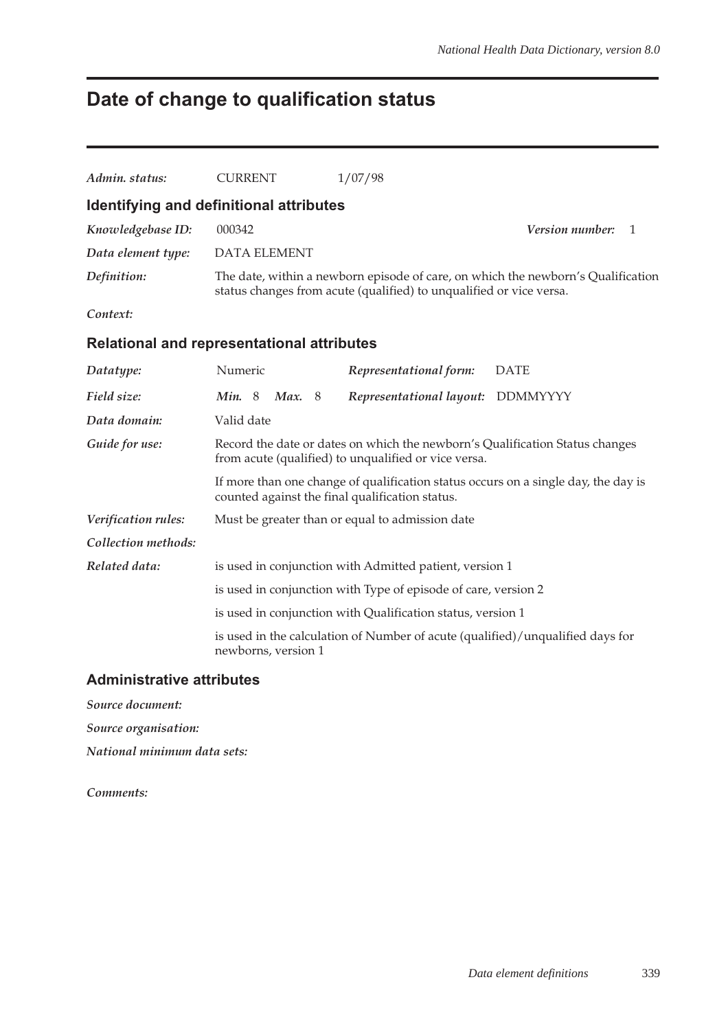# Date of change to qualification status

*Admin. status:* CURRENT 1/07/98

## Identifying and definitional attributes

*Knowledgebase ID:* 000342 *Version number:* 1

*Data element type:* DATA ELEMENT

*Definition:* The date, within a newborn episode of care, on which the newborn's Qualification status changes from acute (qualified) to unqualified or vice versa.

*Context:*

## Relational and representational attributes

*Datatype:* Numeric *Representational form:* DATE

*Field size:* ***Min.*** 8 ***Max.*** 8 *Representational layout:* DDMMYYYY

*Data domain:* Valid date

*Guide for use:* Record the date or dates on which the newborn's Qualification Status changes from acute (qualified) to unqualified or vice versa.

If more than one change of qualification status occurs on a single day, the day is counted against the final qualification status.

*Verification rules:* Must be greater than or equal to admission date

*Collection methods:*

*Related data:* is used in conjunction with Admitted patient, version 1

is used in conjunction with Type of episode of care, version 2

is used in conjunction with Qualification status, version 1

is used in the calculation of Number of acute (qualified)/unqualified days for newborns, version 1

## Administrative attributes

*Source document:*

*Source organisation:*

*National minimum data sets:*

*Comments:*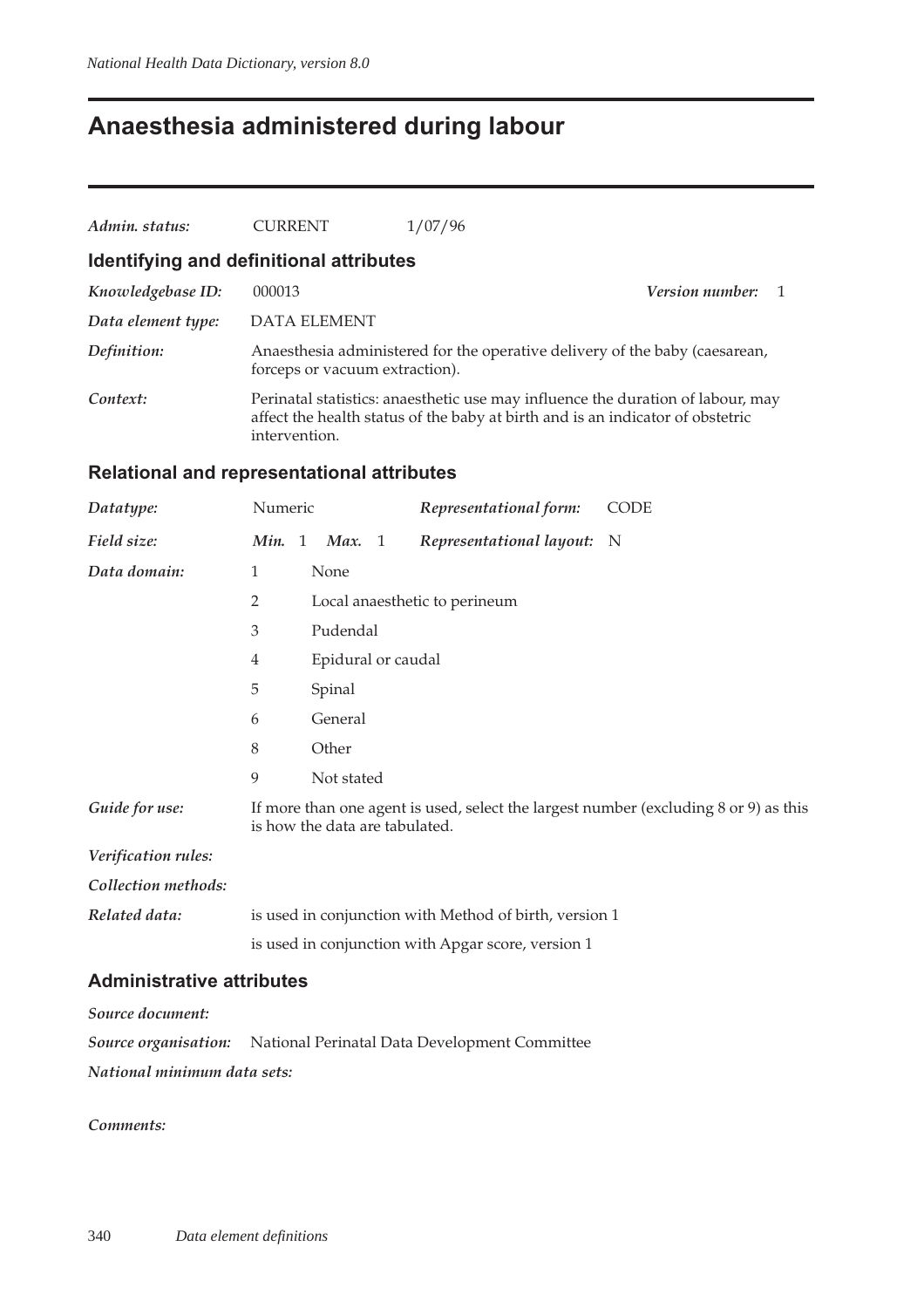# Anaesthesia administered during labour

*Admin. status:* CURRENT 1/07/96

## Identifying and definitional attributes

*Knowledgebase ID:* 000013 *Version number:* 1

*Data element type:* DATA ELEMENT

*Definition:* Anaesthesia administered for the operative delivery of the baby (caesarean, forceps or vacuum extraction).

*Context:* Perinatal statistics: anaesthetic use may influence the duration of labour, may affect the health status of the baby at birth and is an indicator of obstetric intervention.

## Relational and representational attributes

*Datatype:* Numeric *Representational form:* CODE

*Field size:* *Min.* 1 *Max.* 1 *Representational layout:* N

*Data domain:*

| Code | Description |
|---|---|
| 1 | None |
| 2 | Local anaesthetic to perineum |
| 3 | Pudendal |
| 4 | Epidural or caudal |
| 5 | Spinal |
| 6 | General |
| 8 | Other |
| 9 | Not stated |

*Guide for use:* If more than one agent is used, select the largest number (excluding 8 or 9) as this is how the data are tabulated.

*Verification rules:*

*Collection methods:*

*Related data:* is used in conjunction with Method of birth, version 1

is used in conjunction with Apgar score, version 1

## Administrative attributes

*Source document:*

*Source organisation:* National Perinatal Data Development Committee

*National minimum data sets:*

*Comments:*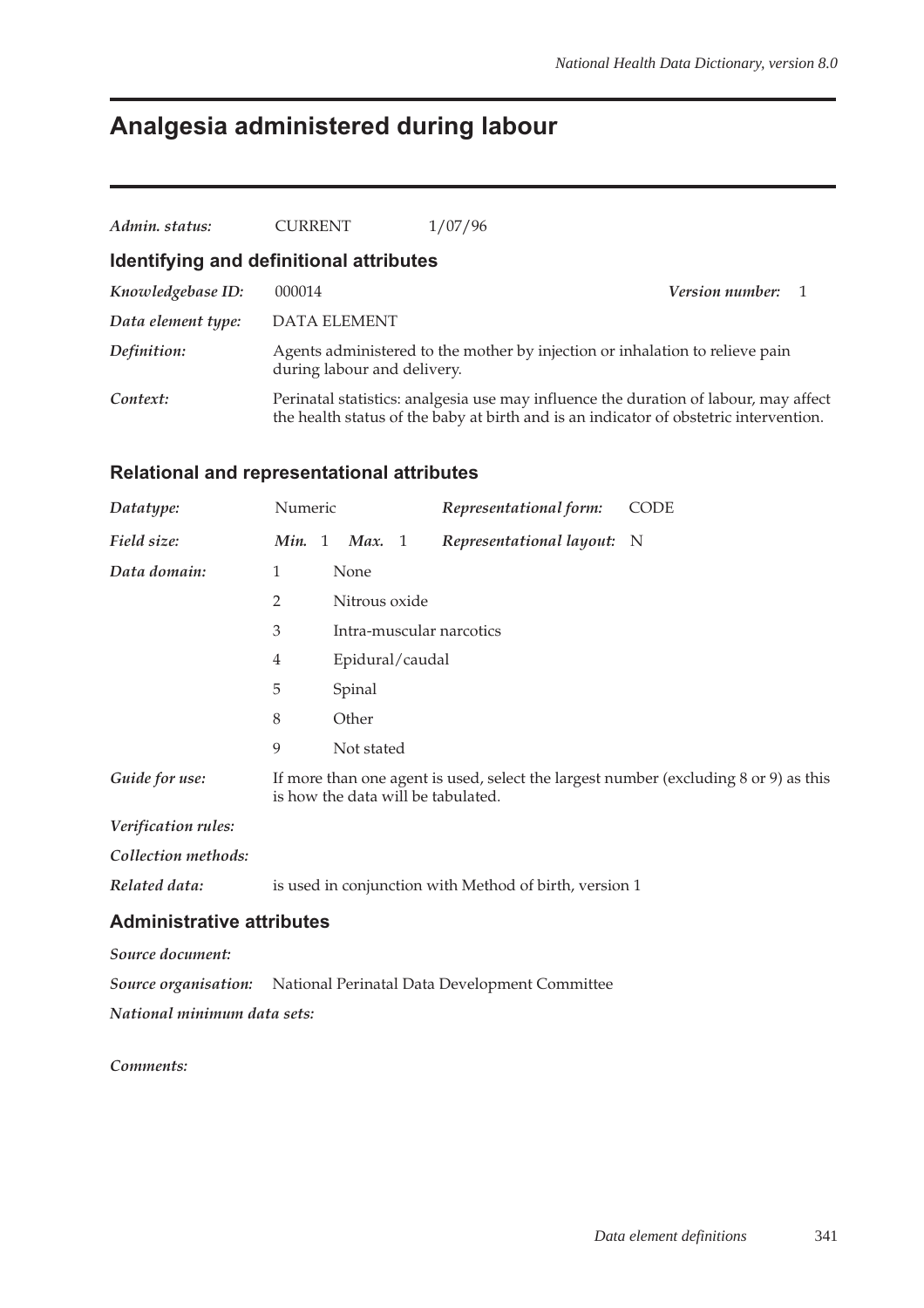# Analgesia administered during labour

| | | |
|---|---|---|
| *Admin. status:* | CURRENT | 1/07/96 |

## Identifying and definitional attributes

*Knowledgebase ID:* 000014 *Version number:* 1

*Data element type:* DATA ELEMENT

*Definition:* Agents administered to the mother by injection or inhalation to relieve pain during labour and delivery.

*Context:* Perinatal statistics: analgesia use may influence the duration of labour, may affect the health status of the baby at birth and is an indicator of obstetric intervention.

## Relational and representational attributes

*Datatype:* Numeric *Representational form:* CODE

*Field size:* *Min.* 1 *Max.* 1 *Representational layout:* N

*Data domain:*

| | |
|---|---|
| 1 | None |
| 2 | Nitrous oxide |
| 3 | Intra-muscular narcotics |
| 4 | Epidural/caudal |
| 5 | Spinal |
| 8 | Other |
| 9 | Not stated |

*Guide for use:* If more than one agent is used, select the largest number (excluding 8 or 9) as this is how the data will be tabulated.

*Verification rules:*

*Collection methods:*

*Related data:* is used in conjunction with Method of birth, version 1

## Administrative attributes

*Source document:*

*Source organisation:* National Perinatal Data Development Committee

*National minimum data sets:*

*Comments:*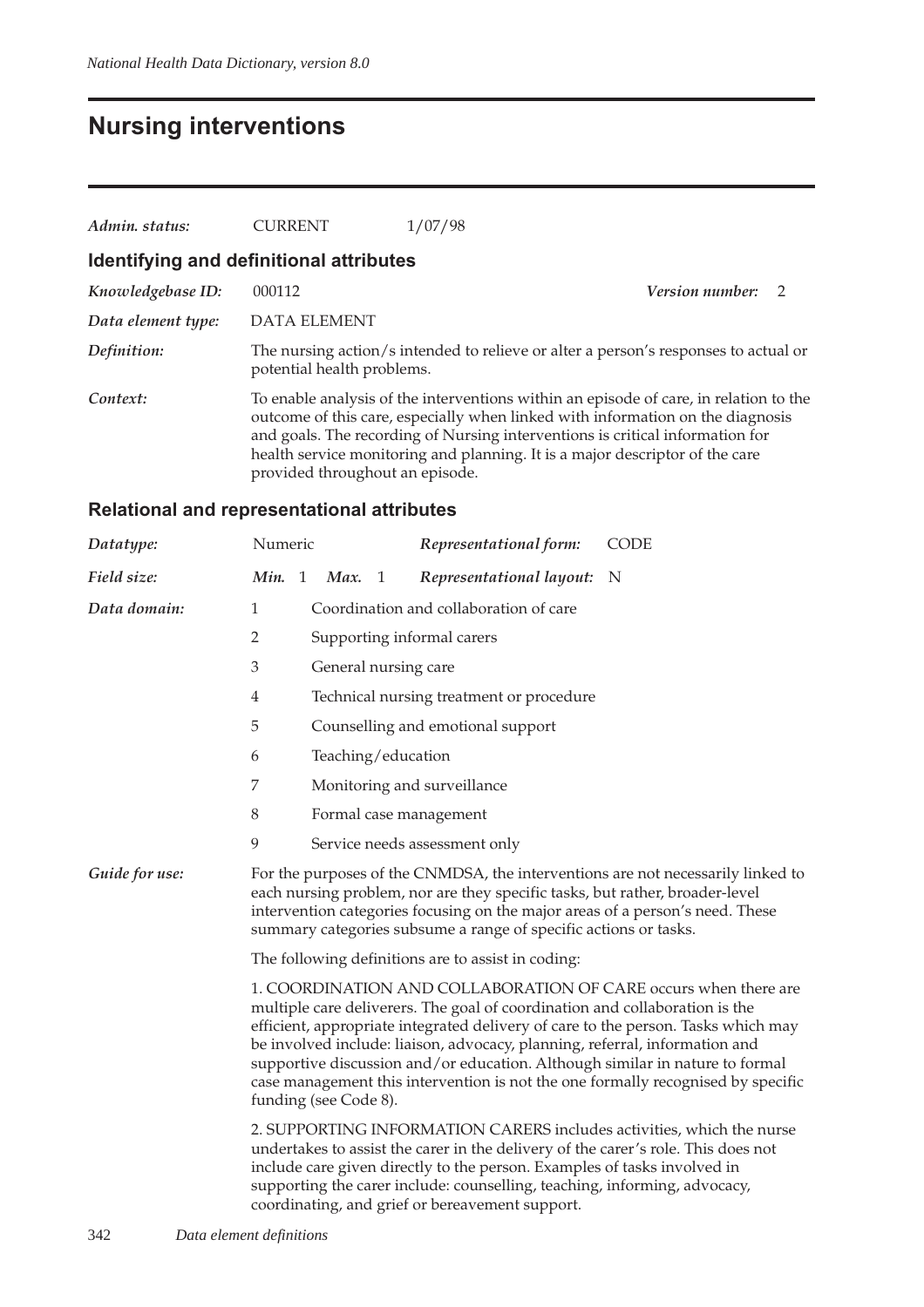# Nursing interventions

| | | |
|---|---|---|
| *Admin. status:* | CURRENT | 1/07/98 |

## Identifying and definitional attributes

*Knowledgebase ID:* 000112 *Version number:* 2

*Data element type:* DATA ELEMENT

*Definition:* The nursing action/s intended to relieve or alter a person's responses to actual or potential health problems.

*Context:* To enable analysis of the interventions within an episode of care, in relation to the outcome of this care, especially when linked with information on the diagnosis and goals. The recording of Nursing interventions is critical information for health service monitoring and planning. It is a major descriptor of the care provided throughout an episode.

## Relational and representational attributes

*Datatype:* Numeric *Representational form:* CODE

*Field size:* *Min.* 1 *Max.* 1 *Representational layout:* N

*Data domain:*

| | |
|---|---|
| 1 | Coordination and collaboration of care |
| 2 | Supporting informal carers |
| 3 | General nursing care |
| 4 | Technical nursing treatment or procedure |
| 5 | Counselling and emotional support |
| 6 | Teaching/education |
| 7 | Monitoring and surveillance |
| 8 | Formal case management |
| 9 | Service needs assessment only |

*Guide for use:* For the purposes of the CNMDSA, the interventions are not necessarily linked to each nursing problem, nor are they specific tasks, but rather, broader-level intervention categories focusing on the major areas of a person's need. These summary categories subsume a range of specific actions or tasks.

The following definitions are to assist in coding:

1. COORDINATION AND COLLABORATION OF CARE occurs when there are multiple care deliverers. The goal of coordination and collaboration is the efficient, appropriate integrated delivery of care to the person. Tasks which may be involved include: liaison, advocacy, planning, referral, information and supportive discussion and/or education. Although similar in nature to formal case management this intervention is not the one formally recognised by specific funding (see Code 8).

2. SUPPORTING INFORMATION CARERS includes activities, which the nurse undertakes to assist the carer in the delivery of the carer's role. This does not include care given directly to the person. Examples of tasks involved in supporting the carer include: counselling, teaching, informing, advocacy, coordinating, and grief or bereavement support.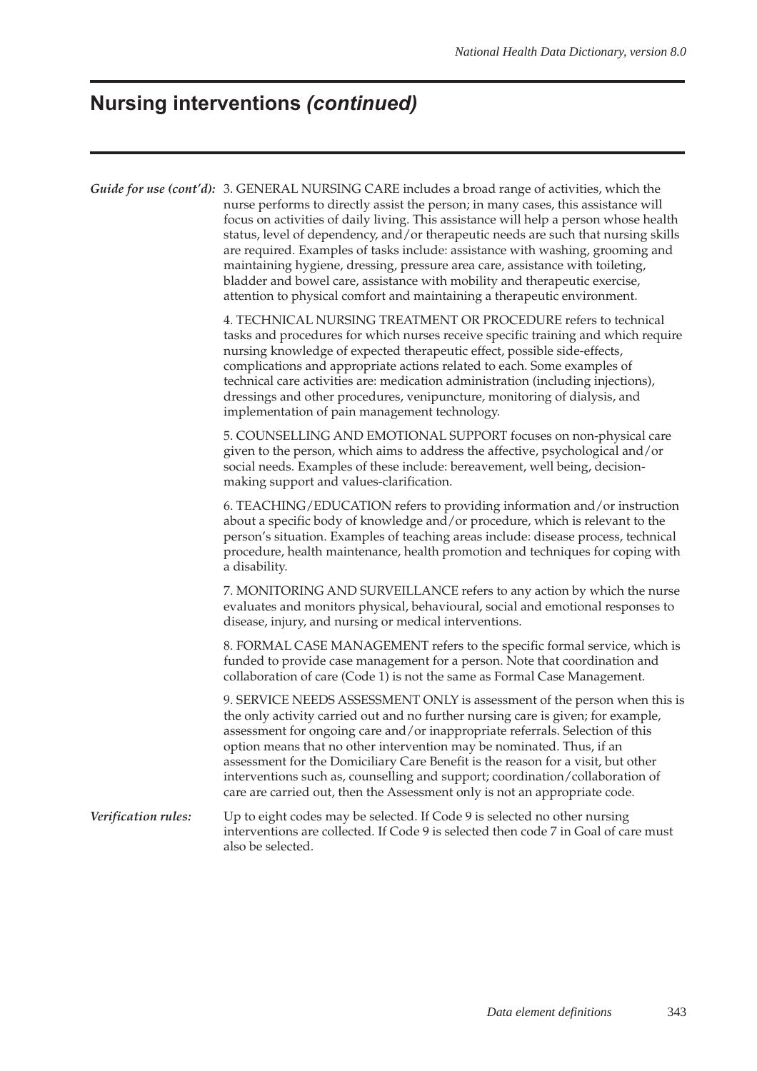## Nursing interventions *(continued)*

***Guide for use (cont'd):*** 3. GENERAL NURSING CARE includes a broad range of activities, which the nurse performs to directly assist the person; in many cases, this assistance will focus on activities of daily living. This assistance will help a person whose health status, level of dependency, and/or therapeutic needs are such that nursing skills are required. Examples of tasks include: assistance with washing, grooming and maintaining hygiene, dressing, pressure area care, assistance with toileting, bladder and bowel care, assistance with mobility and therapeutic exercise, attention to physical comfort and maintaining a therapeutic environment.

4. TECHNICAL NURSING TREATMENT OR PROCEDURE refers to technical tasks and procedures for which nurses receive specific training and which require nursing knowledge of expected therapeutic effect, possible side-effects, complications and appropriate actions related to each. Some examples of technical care activities are: medication administration (including injections), dressings and other procedures, venipuncture, monitoring of dialysis, and implementation of pain management technology.

5. COUNSELLING AND EMOTIONAL SUPPORT focuses on non-physical care given to the person, which aims to address the affective, psychological and/or social needs. Examples of these include: bereavement, well being, decision-making support and values-clarification.

6. TEACHING/EDUCATION refers to providing information and/or instruction about a specific body of knowledge and/or procedure, which is relevant to the person's situation. Examples of teaching areas include: disease process, technical procedure, health maintenance, health promotion and techniques for coping with a disability.

7. MONITORING AND SURVEILLANCE refers to any action by which the nurse evaluates and monitors physical, behavioural, social and emotional responses to disease, injury, and nursing or medical interventions.

8. FORMAL CASE MANAGEMENT refers to the specific formal service, which is funded to provide case management for a person. Note that coordination and collaboration of care (Code 1) is not the same as Formal Case Management.

9. SERVICE NEEDS ASSESSMENT ONLY is assessment of the person when this is the only activity carried out and no further nursing care is given; for example, assessment for ongoing care and/or inappropriate referrals. Selection of this option means that no other intervention may be nominated. Thus, if an assessment for the Domiciliary Care Benefit is the reason for a visit, but other interventions such as, counselling and support; coordination/collaboration of care are carried out, then the Assessment only is not an appropriate code.

***Verification rules:*** Up to eight codes may be selected. If Code 9 is selected no other nursing interventions are collected. If Code 9 is selected then code 7 in Goal of care must also be selected.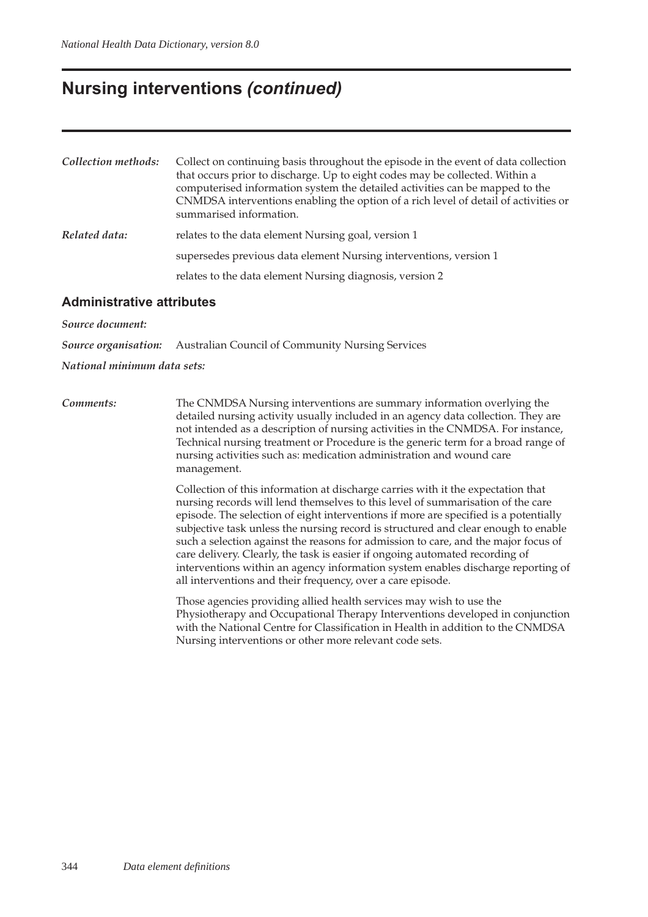# Nursing interventions *(continued)*

| | |
|---|---|
| ***Collection methods:*** | Collect on continuing basis throughout the episode in the event of data collection that occurs prior to discharge. Up to eight codes may be collected. Within a computerised information system the detailed activities can be mapped to the CNMDSA interventions enabling the option of a rich level of detail of activities or summarised information. |
| ***Related data:*** | relates to the data element Nursing goal, version 1 |
| | supersedes previous data element Nursing interventions, version 1 |
| | relates to the data element Nursing diagnosis, version 2 |

## Administrative attributes

***Source document:***

***Source organisation:*** Australian Council of Community Nursing Services

***National minimum data sets:***

***Comments:*** The CNMDSA Nursing interventions are summary information overlying the detailed nursing activity usually included in an agency data collection. They are not intended as a description of nursing activities in the CNMDSA. For instance, Technical nursing treatment or Procedure is the generic term for a broad range of nursing activities such as: medication administration and wound care management.

Collection of this information at discharge carries with it the expectation that nursing records will lend themselves to this level of summarisation of the care episode. The selection of eight interventions if more are specified is a potentially subjective task unless the nursing record is structured and clear enough to enable such a selection against the reasons for admission to care, and the major focus of care delivery. Clearly, the task is easier if ongoing automated recording of interventions within an agency information system enables discharge reporting of all interventions and their frequency, over a care episode.

Those agencies providing allied health services may wish to use the Physiotherapy and Occupational Therapy Interventions developed in conjunction with the National Centre for Classification in Health in addition to the CNMDSA Nursing interventions or other more relevant code sets.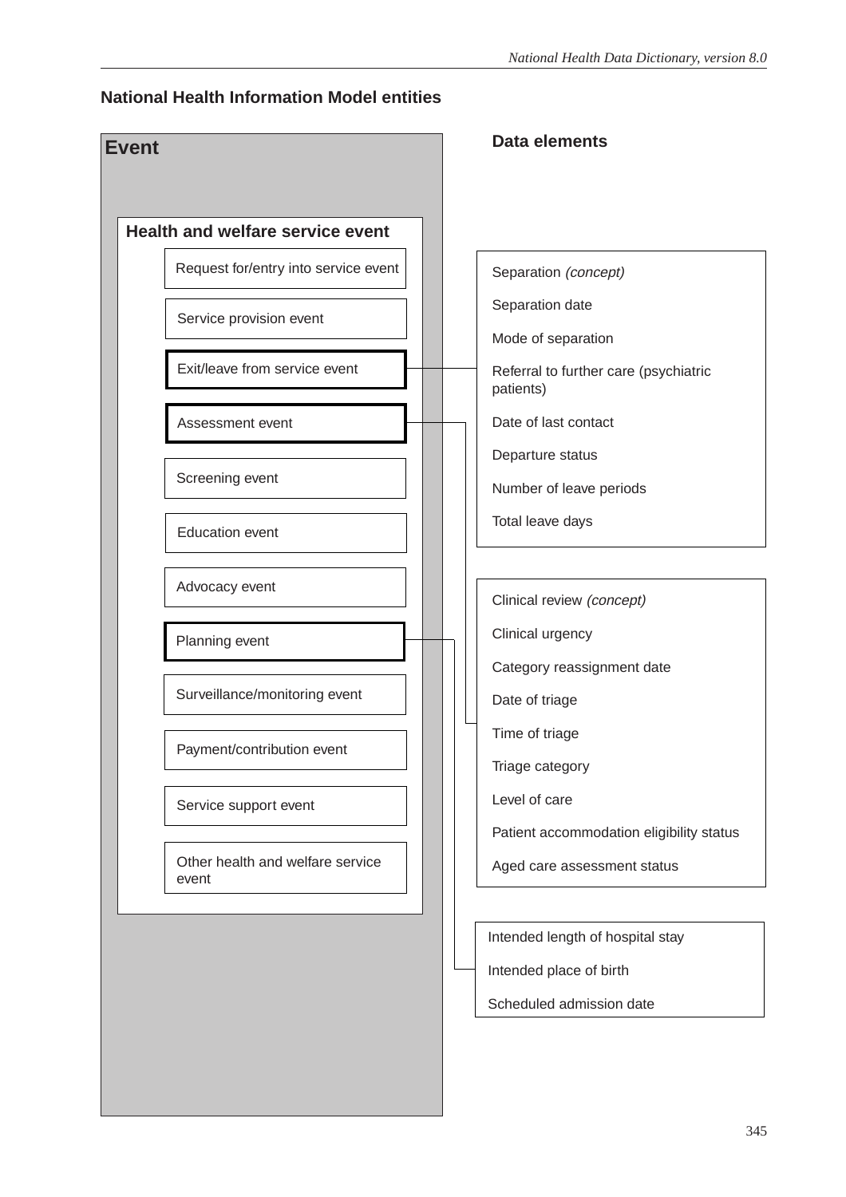## National Health Information Model entities

### Event

#### Health and welfare service event

- Request for/entry into service event
- Service provision event
- **Exit/leave from service event**
- **Assessment event**
- Screening event
- Education event
- Advocacy event
- **Planning event**
- Surveillance/monitoring event
- Payment/contribution event
- Service support event
- Other health and welfare service event

### Data elements

**Exit/leave from service event:**

- Separation *(concept)*
- Separation date
- Mode of separation
- Referral to further care (psychiatric patients)
- Date of last contact
- Departure status
- Number of leave periods
- Total leave days

**Assessment event:**

- Clinical review *(concept)*
- Clinical urgency
- Category reassignment date
- Date of triage
- Time of triage
- Triage category
- Level of care
- Patient accommodation eligibility status
- Aged care assessment status

**Planning event:**

- Intended length of hospital stay
- Intended place of birth
- Scheduled admission date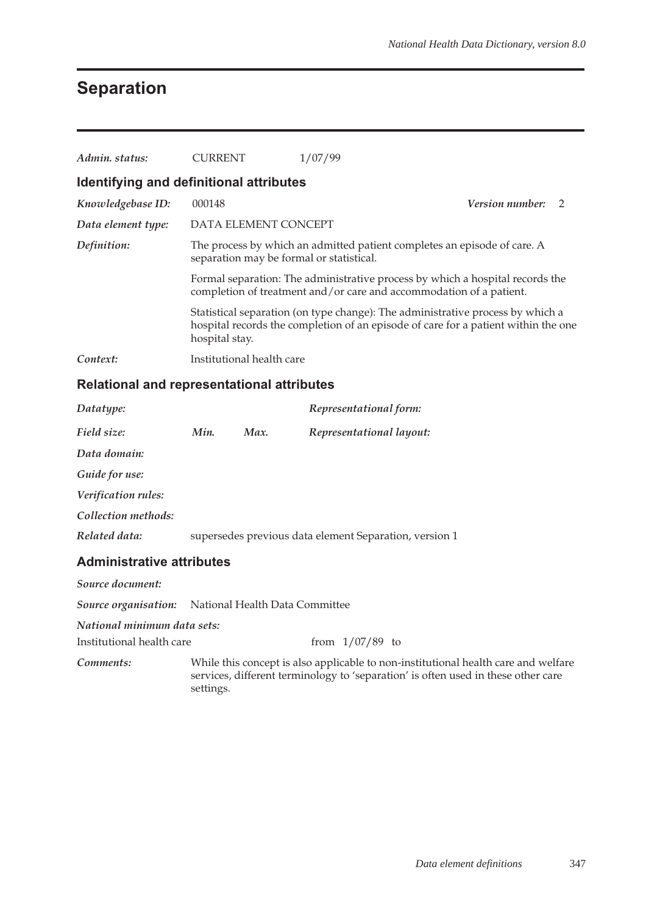# Separation

*Admin. status:* CURRENT 1/07/99

## Identifying and definitional attributes

*Knowledgebase ID:* 000148 *Version number:* 2

*Data element type:* DATA ELEMENT CONCEPT

*Definition:* The process by which an admitted patient completes an episode of care. A separation may be formal or statistical.

Formal separation: The administrative process by which a hospital records the completion of treatment and/or care and accommodation of a patient.

Statistical separation (on type change): The administrative process by which a hospital records the completion of an episode of care for a patient within the one hospital stay.

*Context:* Institutional health care

## Relational and representational attributes

*Datatype:* *Representational form:*

*Field size:* *Min.* *Max.* *Representational layout:*

*Data domain:*

*Guide for use:*

*Verification rules:*

*Collection methods:*

*Related data:* supersedes previous data element Separation, version 1

## Administrative attributes

*Source document:*

*Source organisation:* National Health Data Committee

*National minimum data sets:*

Institutional health care from 1/07/89 to

*Comments:* While this concept is also applicable to non-institutional health care and welfare services, different terminology to 'separation' is often used in these other care settings.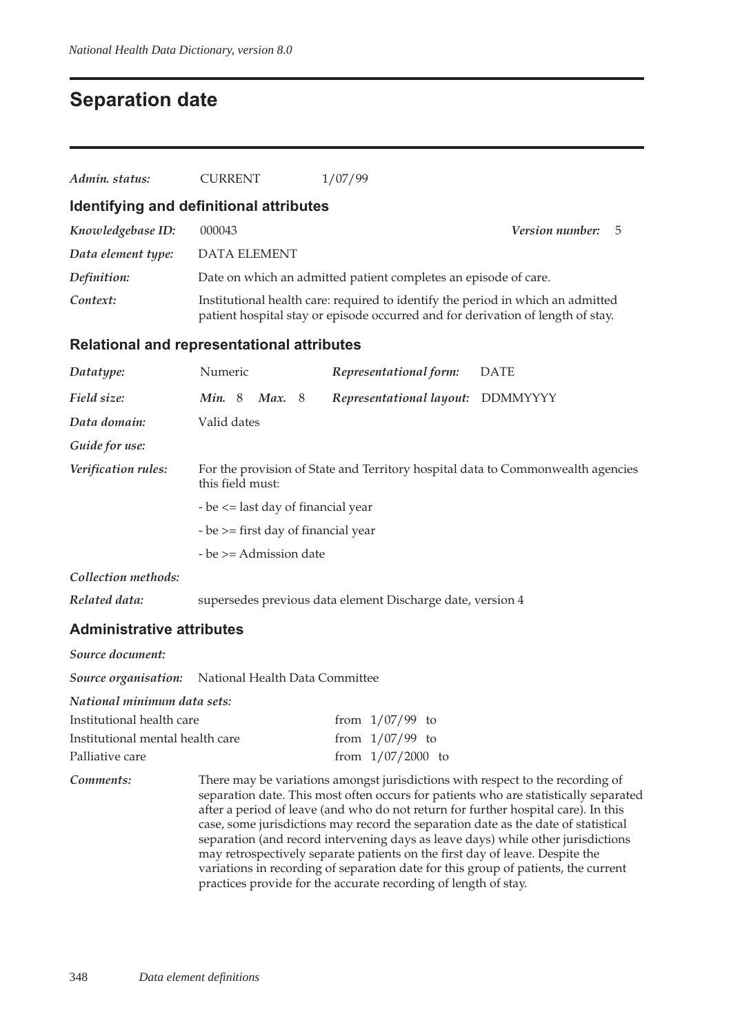# Separation date

| | | |
|---|---|---|
| *Admin. status:* | CURRENT | 1/07/99 |

## Identifying and definitional attributes

| | |
|---|---|
| *Knowledgebase ID:* | 000043 &nbsp;&nbsp;&nbsp;&nbsp; ***Version number:*** 5 |
| *Data element type:* | DATA ELEMENT |
| *Definition:* | Date on which an admitted patient completes an episode of care. |
| *Context:* | Institutional health care: required to identify the period in which an admitted patient hospital stay or episode occurred and for derivation of length of stay. |

## Relational and representational attributes

| | | | |
|---|---|---|---|
| *Datatype:* | Numeric | *Representational form:* | DATE |
| *Field size:* | ***Min.*** 8 &nbsp; ***Max.*** 8 | *Representational layout:* | DDMMYYYY |

*Data domain:* Valid dates

*Guide for use:*

*Verification rules:* For the provision of State and Territory hospital data to Commonwealth agencies this field must:

- be <= last day of financial year
- be >= first day of financial year
- be >= Admission date

*Collection methods:*

*Related data:* supersedes previous data element Discharge date, version 4

## Administrative attributes

*Source document:*

*Source organisation:* National Health Data Committee

*National minimum data sets:*

| | |
|---|---|
| Institutional health care | from 1/07/99 to |
| Institutional mental health care | from 1/07/99 to |
| Palliative care | from 1/07/2000 to |

*Comments:* There may be variations amongst jurisdictions with respect to the recording of separation date. This most often occurs for patients who are statistically separated after a period of leave (and who do not return for further hospital care). In this case, some jurisdictions may record the separation date as the date of statistical separation (and record intervening days as leave days) while other jurisdictions may retrospectively separate patients on the first day of leave. Despite the variations in recording of separation date for this group of patients, the current practices provide for the accurate recording of length of stay.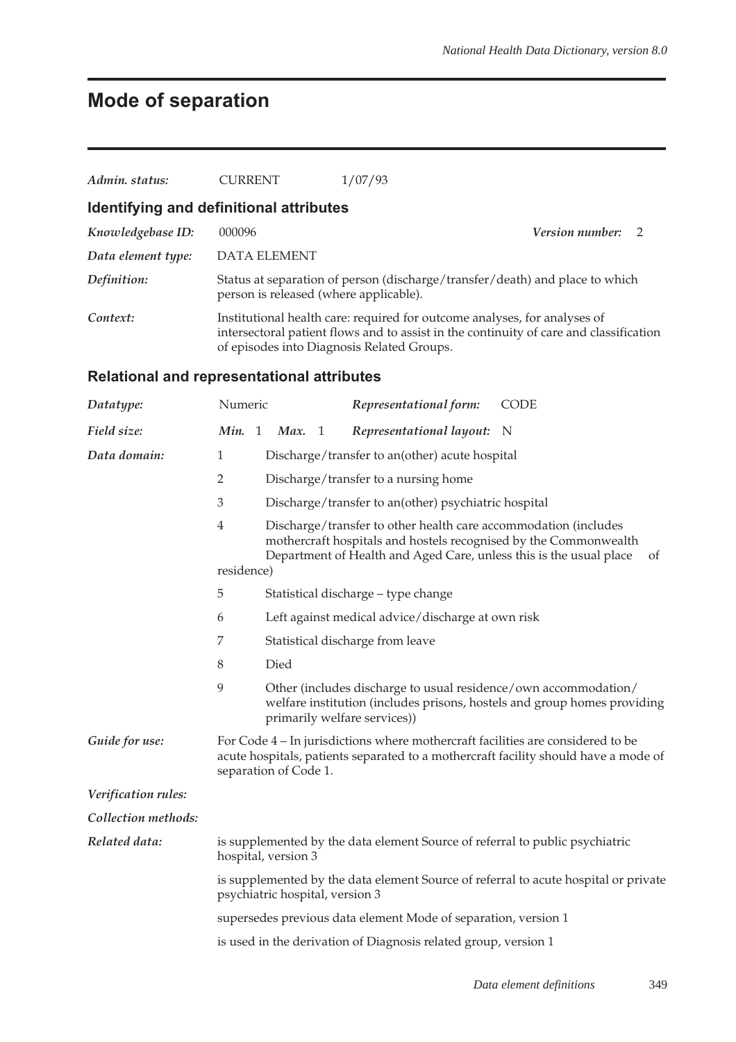# Mode of separation

***Admin. status:*** CURRENT 1/07/93

## Identifying and definitional attributes

***Knowledgebase ID:*** 000096 ***Version number:*** 2

***Data element type:*** DATA ELEMENT

***Definition:*** Status at separation of person (discharge/transfer/death) and place to which person is released (where applicable).

***Context:*** Institutional health care: required for outcome analyses, for analyses of intersectoral patient flows and to assist in the continuity of care and classification of episodes into Diagnosis Related Groups.

## Relational and representational attributes

***Datatype:*** Numeric ***Representational form:*** CODE

***Field size:*** ***Min.*** 1 ***Max.*** 1 ***Representational layout:*** N

***Data domain:***

1 Discharge/transfer to an(other) acute hospital

2 Discharge/transfer to a nursing home

3 Discharge/transfer to an(other) psychiatric hospital

4 Discharge/transfer to other health care accommodation (includes mothercraft hospitals and hostels recognised by the Commonwealth Department of Health and Aged Care, unless this is the usual place of residence)

5 Statistical discharge – type change

6 Left against medical advice/discharge at own risk

7 Statistical discharge from leave

8 Died

9 Other (includes discharge to usual residence/own accommodation/ welfare institution (includes prisons, hostels and group homes providing primarily welfare services))

***Guide for use:*** For Code 4 – In jurisdictions where mothercraft facilities are considered to be acute hospitals, patients separated to a mothercraft facility should have a mode of separation of Code 1.

***Verification rules:***

***Collection methods:***

***Related data:***

is supplemented by the data element Source of referral to public psychiatric hospital, version 3

is supplemented by the data element Source of referral to acute hospital or private psychiatric hospital, version 3

supersedes previous data element Mode of separation, version 1

is used in the derivation of Diagnosis related group, version 1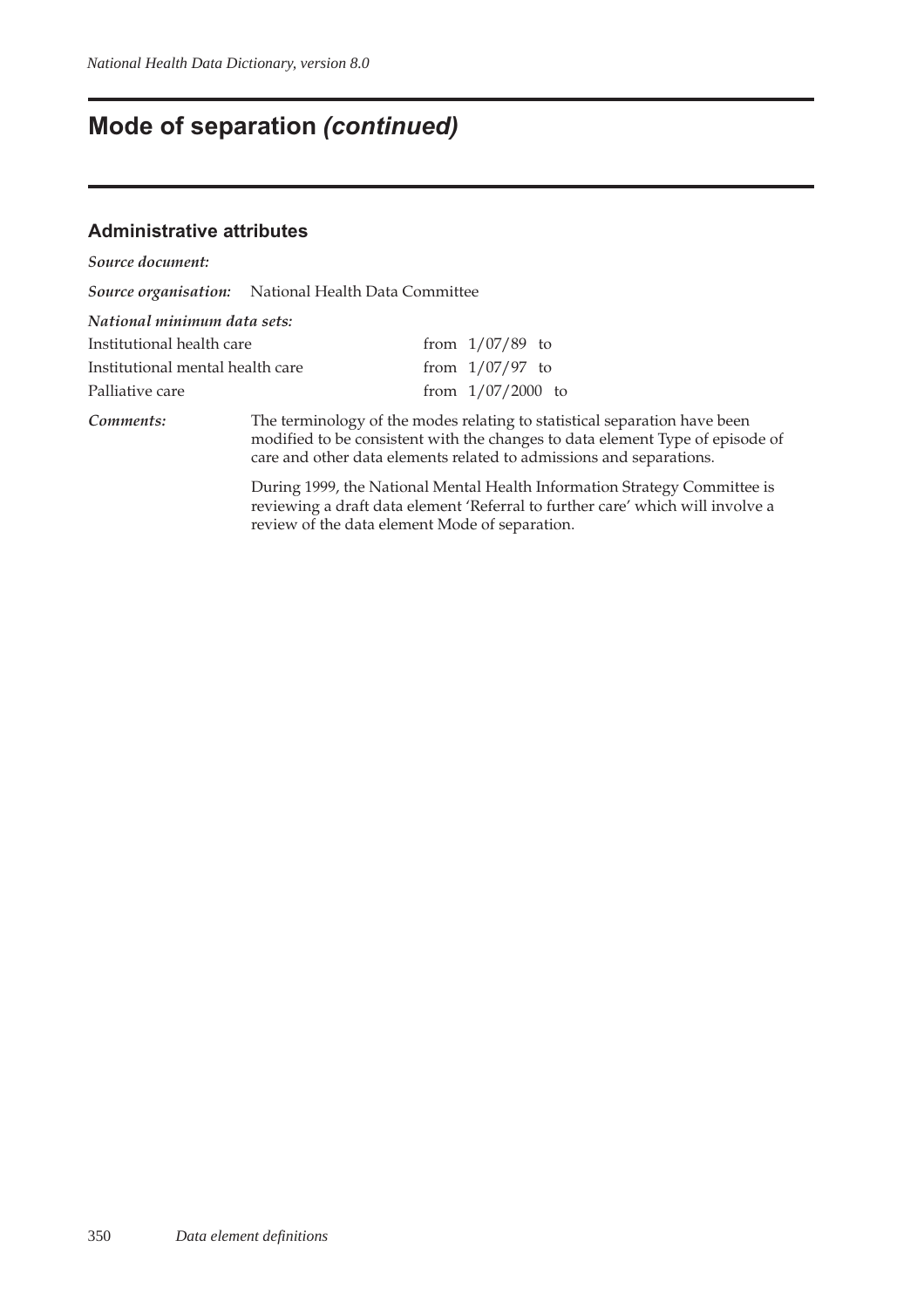# Mode of separation *(continued)*

## Administrative attributes

***Source document:***

***Source organisation:*** National Health Data Committee

***National minimum data sets:***

| | |
|---|---|
| Institutional health care | from 1/07/89 to |
| Institutional mental health care | from 1/07/97 to |
| Palliative care | from 1/07/2000 to |

***Comments:*** The terminology of the modes relating to statistical separation have been modified to be consistent with the changes to data element Type of episode of care and other data elements related to admissions and separations.

During 1999, the National Mental Health Information Strategy Committee is reviewing a draft data element 'Referral to further care' which will involve a review of the data element Mode of separation.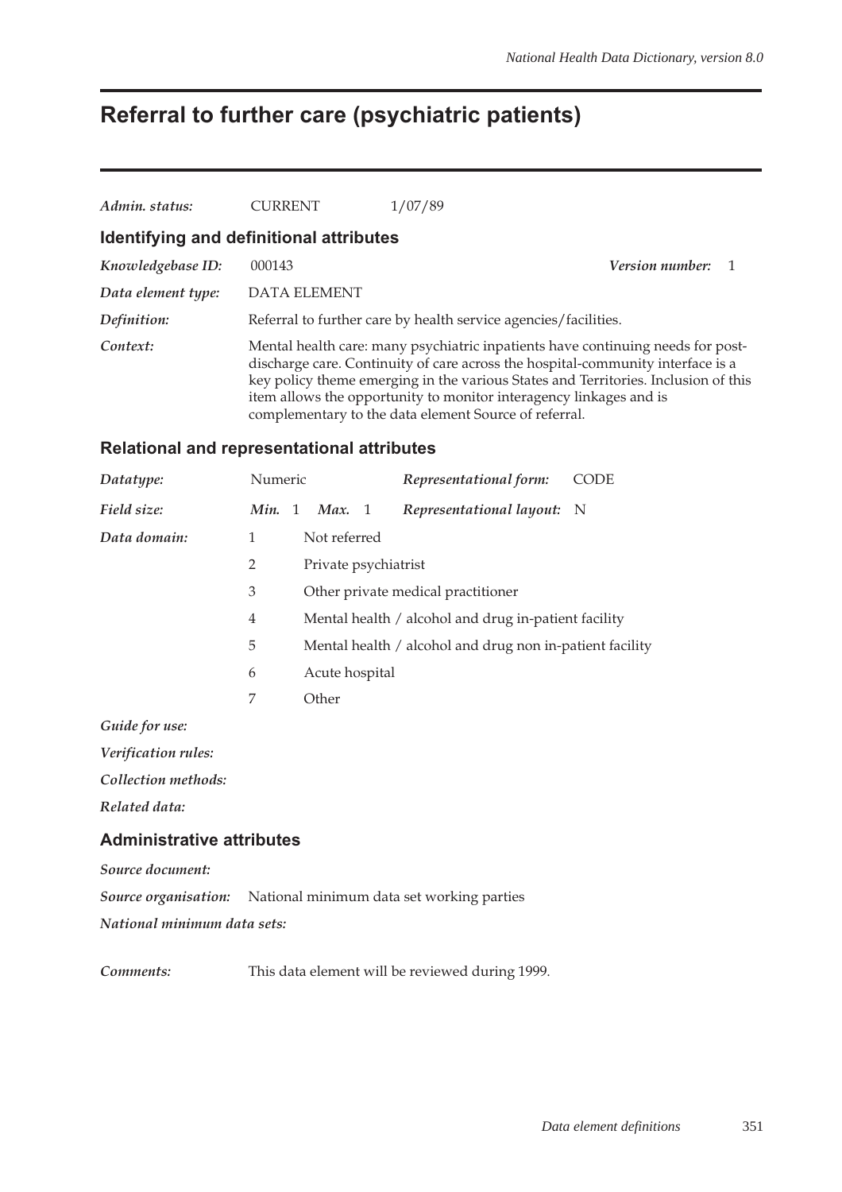# Referral to further care (psychiatric patients)

*Admin. status:* CURRENT 1/07/89

## Identifying and definitional attributes

*Knowledgebase ID:* 000143 *Version number:* 1

*Data element type:* DATA ELEMENT

*Definition:* Referral to further care by health service agencies/facilities.

*Context:* Mental health care: many psychiatric inpatients have continuing needs for post-discharge care. Continuity of care across the hospital-community interface is a key policy theme emerging in the various States and Territories. Inclusion of this item allows the opportunity to monitor interagency linkages and is complementary to the data element Source of referral.

## Relational and representational attributes

*Datatype:* Numeric *Representational form:* CODE

*Field size:* *Min.* 1 *Max.* 1 *Representational layout:* N

*Data domain:*

| Code | Description |
|---|---|
| 1 | Not referred |
| 2 | Private psychiatrist |
| 3 | Other private medical practitioner |
| 4 | Mental health / alcohol and drug in-patient facility |
| 5 | Mental health / alcohol and drug non in-patient facility |
| 6 | Acute hospital |
| 7 | Other |

*Guide for use:*

*Verification rules:*

*Collection methods:*

*Related data:*

## Administrative attributes

*Source document:*

*Source organisation:* National minimum data set working parties

*National minimum data sets:*

*Comments:* This data element will be reviewed during 1999.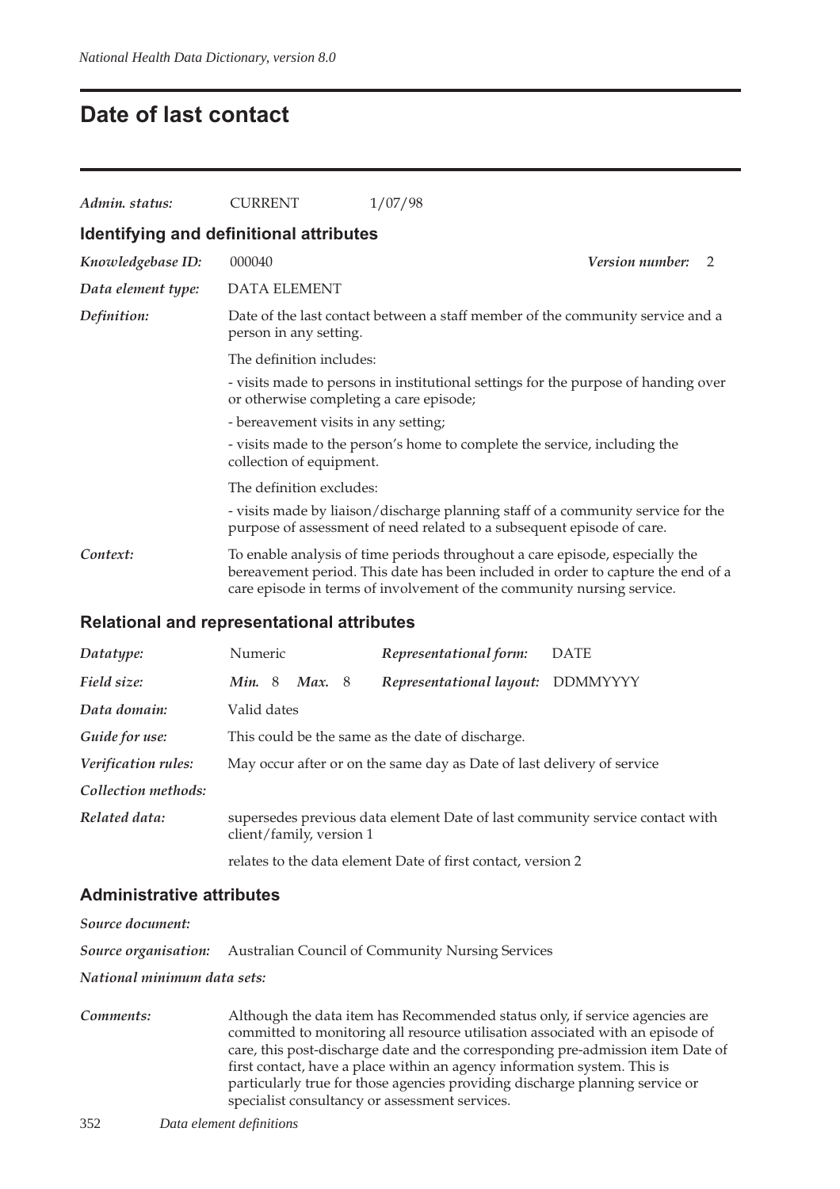# Date of last contact

*Admin. status:* CURRENT 1/07/98

## Identifying and definitional attributes

*Knowledgebase ID:* 000040 *Version number:* 2

*Data element type:* DATA ELEMENT

*Definition:* Date of the last contact between a staff member of the community service and a person in any setting.

The definition includes:

- visits made to persons in institutional settings for the purpose of handing over or otherwise completing a care episode;

- bereavement visits in any setting;

- visits made to the person's home to complete the service, including the collection of equipment.

The definition excludes:

- visits made by liaison/discharge planning staff of a community service for the purpose of assessment of need related to a subsequent episode of care.

*Context:* To enable analysis of time periods throughout a care episode, especially the bereavement period. This date has been included in order to capture the end of a care episode in terms of involvement of the community nursing service.

## Relational and representational attributes

*Datatype:* Numeric *Representational form:* DATE

*Field size:* *Min.* 8 *Max.* 8 *Representational layout:* DDMMYYYY

*Data domain:* Valid dates

*Guide for use:* This could be the same as the date of discharge.

*Verification rules:* May occur after or on the same day as Date of last delivery of service

*Collection methods:*

*Related data:* supersedes previous data element Date of last community service contact with client/family, version 1

relates to the data element Date of first contact, version 2

## Administrative attributes

*Source document:*

*Source organisation:* Australian Council of Community Nursing Services

*National minimum data sets:*

*Comments:* Although the data item has Recommended status only, if service agencies are committed to monitoring all resource utilisation associated with an episode of care, this post-discharge date and the corresponding pre-admission item Date of first contact, have a place within an agency information system. This is particularly true for those agencies providing discharge planning service or specialist consultancy or assessment services.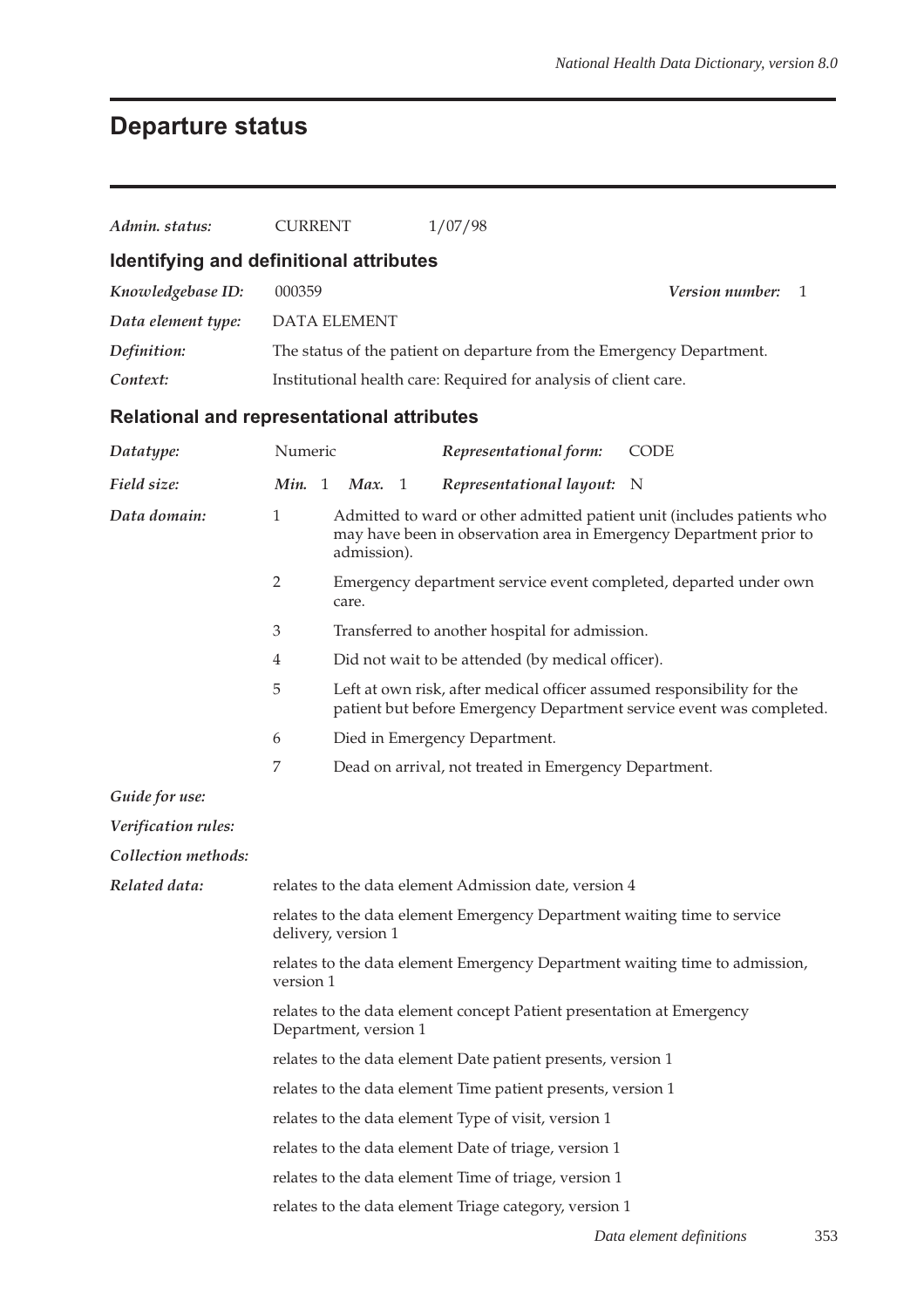# Departure status

| | | |
|---|---|---|
| *Admin. status:* | CURRENT | 1/07/98 |

## Identifying and definitional attributes

| | |
|---|---|
| *Knowledgebase ID:* | 000359 &nbsp;&nbsp;&nbsp;&nbsp; ***Version number:*** 1 |
| *Data element type:* | DATA ELEMENT |
| *Definition:* | The status of the patient on departure from the Emergency Department. |
| *Context:* | Institutional health care: Required for analysis of client care. |

## Relational and representational attributes

| | |
|---|---|
| *Datatype:* | Numeric &nbsp;&nbsp;&nbsp;&nbsp; ***Representational form:*** CODE |
| *Field size:* | ***Min.*** 1 &nbsp; ***Max.*** 1 &nbsp;&nbsp;&nbsp;&nbsp; ***Representational layout:*** N |

*Data domain:*

| Code | Description |
|---|---|
| 1 | Admitted to ward or other admitted patient unit (includes patients who may have been in observation area in Emergency Department prior to admission). |
| 2 | Emergency department service event completed, departed under own care. |
| 3 | Transferred to another hospital for admission. |
| 4 | Did not wait to be attended (by medical officer). |
| 5 | Left at own risk, after medical officer assumed responsibility for the patient but before Emergency Department service event was completed. |
| 6 | Died in Emergency Department. |
| 7 | Dead on arrival, not treated in Emergency Department. |

*Guide for use:*

*Verification rules:*

*Collection methods:*

*Related data:*

relates to the data element Admission date, version 4

relates to the data element Emergency Department waiting time to service delivery, version 1

relates to the data element Emergency Department waiting time to admission, version 1

relates to the data element concept Patient presentation at Emergency Department, version 1

relates to the data element Date patient presents, version 1

relates to the data element Time patient presents, version 1

relates to the data element Type of visit, version 1

relates to the data element Date of triage, version 1

relates to the data element Time of triage, version 1

relates to the data element Triage category, version 1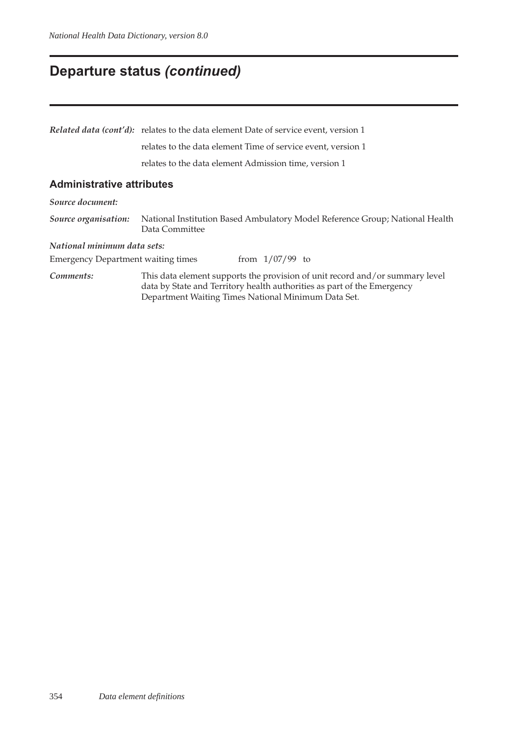# Departure status *(continued)*

***Related data (cont'd):*** relates to the data element Date of service event, version 1

relates to the data element Time of service event, version 1

relates to the data element Admission time, version 1

## Administrative attributes

***Source document:***

***Source organisation:*** National Institution Based Ambulatory Model Reference Group; National Health Data Committee

***National minimum data sets:***

Emergency Department waiting times from 1/07/99 to

***Comments:*** This data element supports the provision of unit record and/or summary level data by State and Territory health authorities as part of the Emergency Department Waiting Times National Minimum Data Set.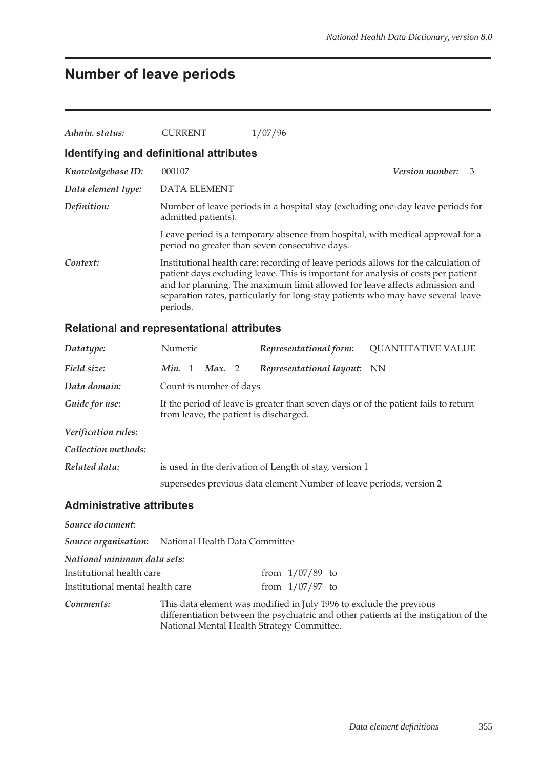# Number of leave periods

*Admin. status:* CURRENT 1/07/96

## Identifying and definitional attributes

*Knowledgebase ID:* 000107 *Version number:* 3

*Data element type:* DATA ELEMENT

*Definition:* Number of leave periods in a hospital stay (excluding one-day leave periods for admitted patients).

Leave period is a temporary absence from hospital, with medical approval for a period no greater than seven consecutive days.

*Context:* Institutional health care: recording of leave periods allows for the calculation of patient days excluding leave. This is important for analysis of costs per patient and for planning. The maximum limit allowed for leave affects admission and separation rates, particularly for long-stay patients who may have several leave periods.

## Relational and representational attributes

*Datatype:* Numeric *Representational form:* QUANTITATIVE VALUE

*Field size:* *Min.* 1 *Max.* 2 *Representational layout:* NN

*Data domain:* Count is number of days

*Guide for use:* If the period of leave is greater than seven days or of the patient fails to return from leave, the patient is discharged.

*Verification rules:*

*Collection methods:*

*Related data:* is used in the derivation of Length of stay, version 1

supersedes previous data element Number of leave periods, version 2

## Administrative attributes

*Source document:*

*Source organisation:* National Health Data Committee

*National minimum data sets:*

| | |
|---|---|
| Institutional health care | from 1/07/89 to |
| Institutional mental health care | from 1/07/97 to |

*Comments:* This data element was modified in July 1996 to exclude the previous differentiation between the psychiatric and other patients at the instigation of the National Mental Health Strategy Committee.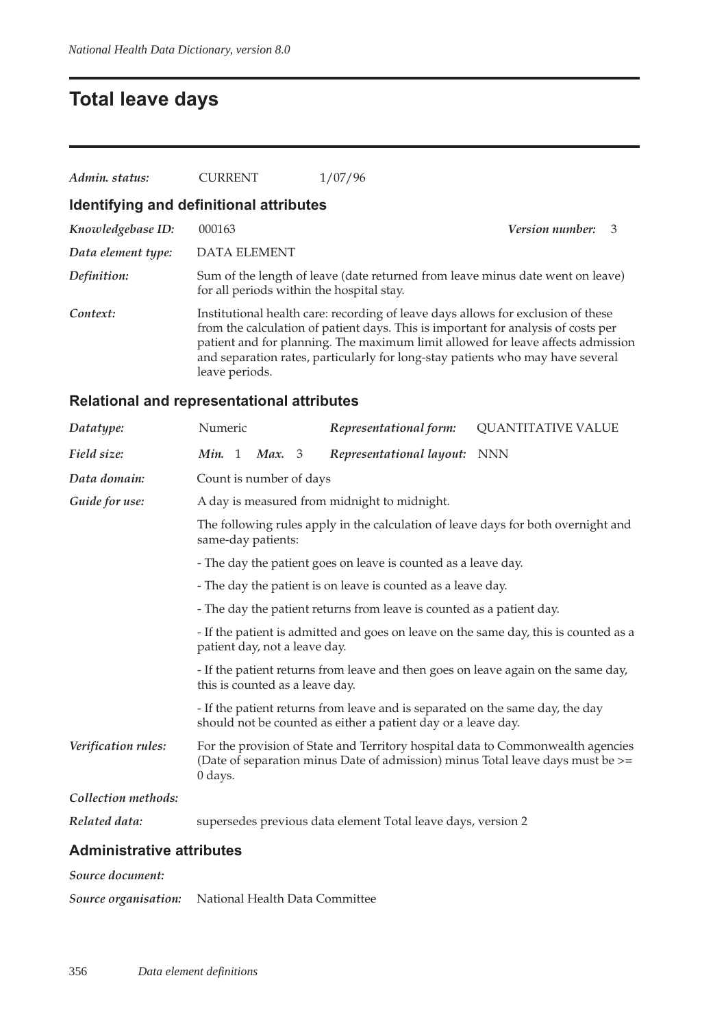# Total leave days

| | | |
|---|---|---|
| *Admin. status:* | CURRENT | 1/07/96 |

## Identifying and definitional attributes

| | |
|---|---|
| *Knowledgebase ID:* | 000163 &nbsp;&nbsp;&nbsp;&nbsp; ***Version number:*** 3 |
| *Data element type:* | DATA ELEMENT |
| *Definition:* | Sum of the length of leave (date returned from leave minus date went on leave) for all periods within the hospital stay. |
| *Context:* | Institutional health care: recording of leave days allows for exclusion of these from the calculation of patient days. This is important for analysis of costs per patient and for planning. The maximum limit allowed for leave affects admission and separation rates, particularly for long-stay patients who may have several leave periods. |

## Relational and representational attributes

| | | | |
|---|---|---|---|
| *Datatype:* | Numeric | ***Representational form:*** | QUANTITATIVE VALUE |
| *Field size:* | ***Min.*** 1 ***Max.*** 3 | ***Representational layout:*** | NNN |

*Data domain:* Count is number of days

*Guide for use:* A day is measured from midnight to midnight.

The following rules apply in the calculation of leave days for both overnight and same-day patients:

- The day the patient goes on leave is counted as a leave day.
- The day the patient is on leave is counted as a leave day.
- The day the patient returns from leave is counted as a patient day.
- If the patient is admitted and goes on leave on the same day, this is counted as a patient day, not a leave day.
- If the patient returns from leave and then goes on leave again on the same day, this is counted as a leave day.
- If the patient returns from leave and is separated on the same day, the day should not be counted as either a patient day or a leave day.

*Verification rules:* For the provision of State and Territory hospital data to Commonwealth agencies (Date of separation minus Date of admission) minus Total leave days must be >= 0 days.

*Collection methods:*

*Related data:* supersedes previous data element Total leave days, version 2

## Administrative attributes

*Source document:*

*Source organisation:* National Health Data Committee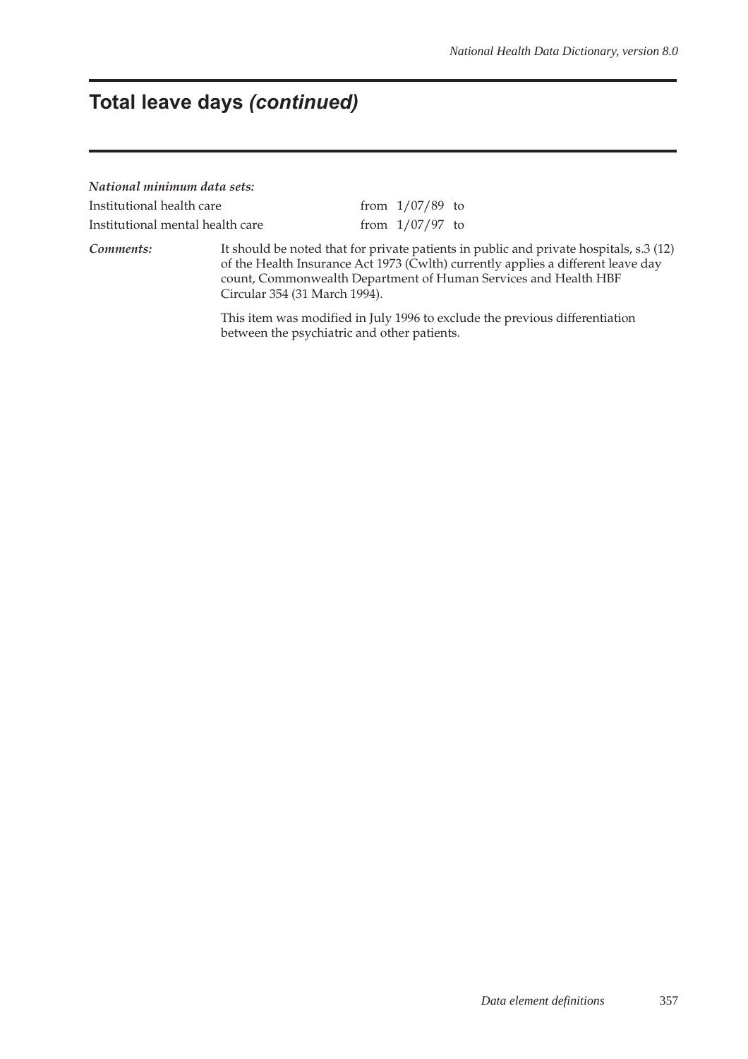# Total leave days *(continued)*

***National minimum data sets:***

| | |
|---|---|
| Institutional health care | from 1/07/89 to |
| Institutional mental health care | from 1/07/97 to |

***Comments:*** It should be noted that for private patients in public and private hospitals, s.3 (12) of the Health Insurance Act 1973 (Cwlth) currently applies a different leave day count, Commonwealth Department of Human Services and Health HBF Circular 354 (31 March 1994).

This item was modified in July 1996 to exclude the previous differentiation between the psychiatric and other patients.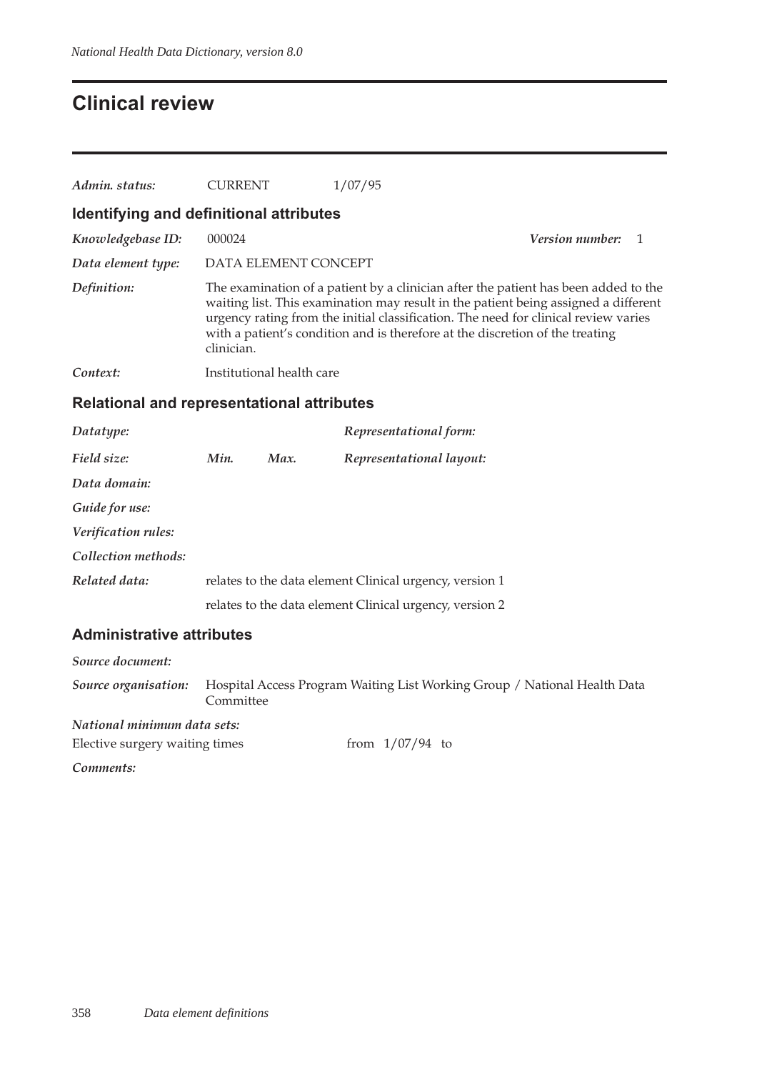# Clinical review

*Admin. status:* CURRENT 1/07/95

## Identifying and definitional attributes

*Knowledgebase ID:* 000024 *Version number:* 1

*Data element type:* DATA ELEMENT CONCEPT

*Definition:* The examination of a patient by a clinician after the patient has been added to the waiting list. This examination may result in the patient being assigned a different urgency rating from the initial classification. The need for clinical review varies with a patient's condition and is therefore at the discretion of the treating clinician.

*Context:* Institutional health care

## Relational and representational attributes

*Datatype:* *Representational form:*

*Field size:* *Min.* *Max.* *Representational layout:*

*Data domain:*

*Guide for use:*

*Verification rules:*

*Collection methods:*

*Related data:* relates to the data element Clinical urgency, version 1

relates to the data element Clinical urgency, version 2

## Administrative attributes

*Source document:*

*Source organisation:* Hospital Access Program Waiting List Working Group / National Health Data Committee

*National minimum data sets:*

Elective surgery waiting times from 1/07/94 to

*Comments:*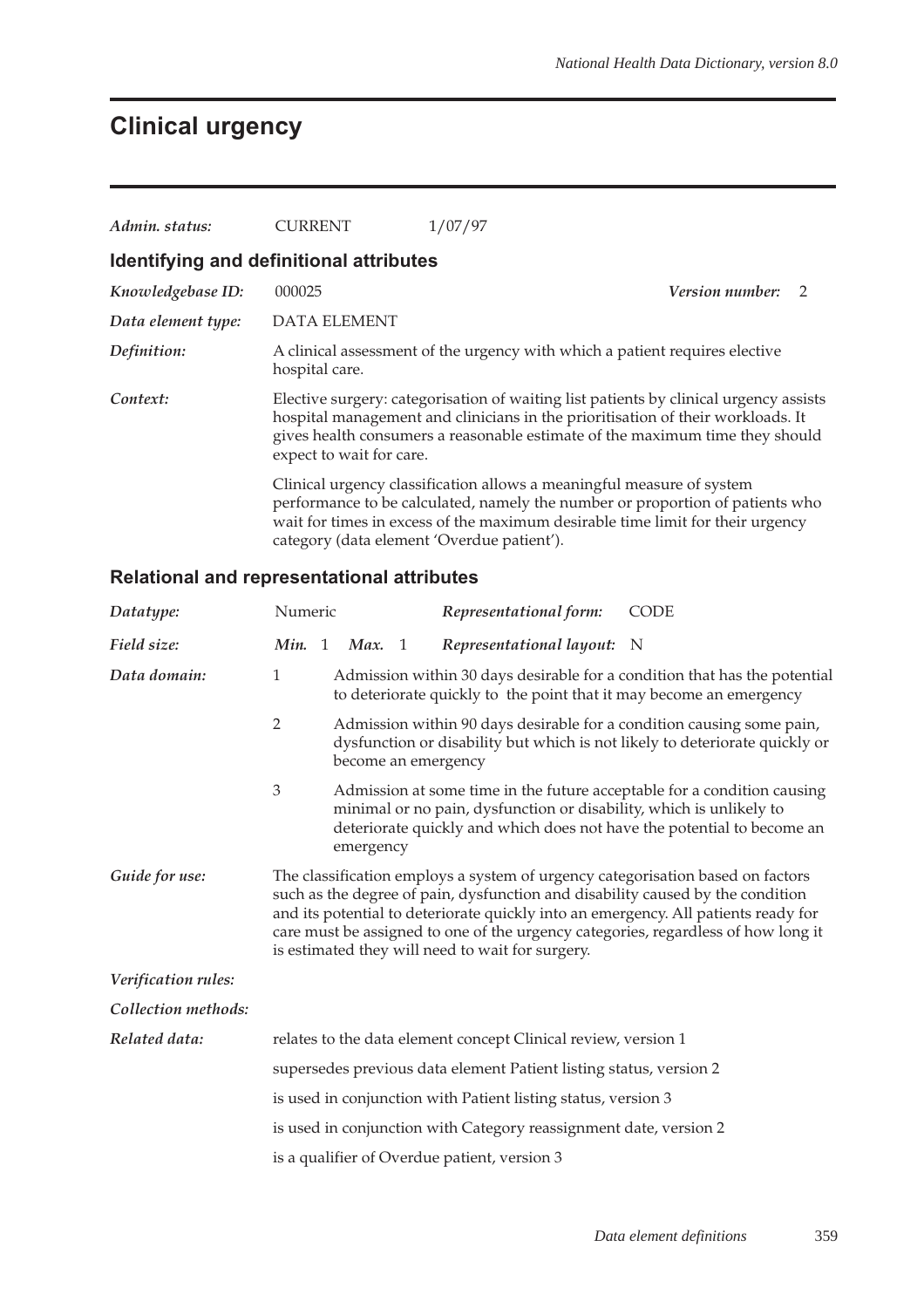# Clinical urgency

*Admin. status:* CURRENT 1/07/97

## Identifying and definitional attributes

*Knowledgebase ID:* 000025 *Version number:* 2

*Data element type:* DATA ELEMENT

*Definition:* A clinical assessment of the urgency with which a patient requires elective hospital care.

*Context:* Elective surgery: categorisation of waiting list patients by clinical urgency assists hospital management and clinicians in the prioritisation of their workloads. It gives health consumers a reasonable estimate of the maximum time they should expect to wait for care.

Clinical urgency classification allows a meaningful measure of system performance to be calculated, namely the number or proportion of patients who wait for times in excess of the maximum desirable time limit for their urgency category (data element 'Overdue patient').

## Relational and representational attributes

*Datatype:* Numeric *Representational form:* CODE

*Field size:* *Min.* 1 *Max.* 1 *Representational layout:* N

*Data domain:*

1 Admission within 30 days desirable for a condition that has the potential to deteriorate quickly to the point that it may become an emergency

2 Admission within 90 days desirable for a condition causing some pain, dysfunction or disability but which is not likely to deteriorate quickly or become an emergency

3 Admission at some time in the future acceptable for a condition causing minimal or no pain, dysfunction or disability, which is unlikely to deteriorate quickly and which does not have the potential to become an emergency

*Guide for use:* The classification employs a system of urgency categorisation based on factors such as the degree of pain, dysfunction and disability caused by the condition and its potential to deteriorate quickly into an emergency. All patients ready for care must be assigned to one of the urgency categories, regardless of how long it is estimated they will need to wait for surgery.

*Verification rules:*

*Collection methods:*

*Related data:* relates to the data element concept Clinical review, version 1

supersedes previous data element Patient listing status, version 2

is used in conjunction with Patient listing status, version 3

is used in conjunction with Category reassignment date, version 2

is a qualifier of Overdue patient, version 3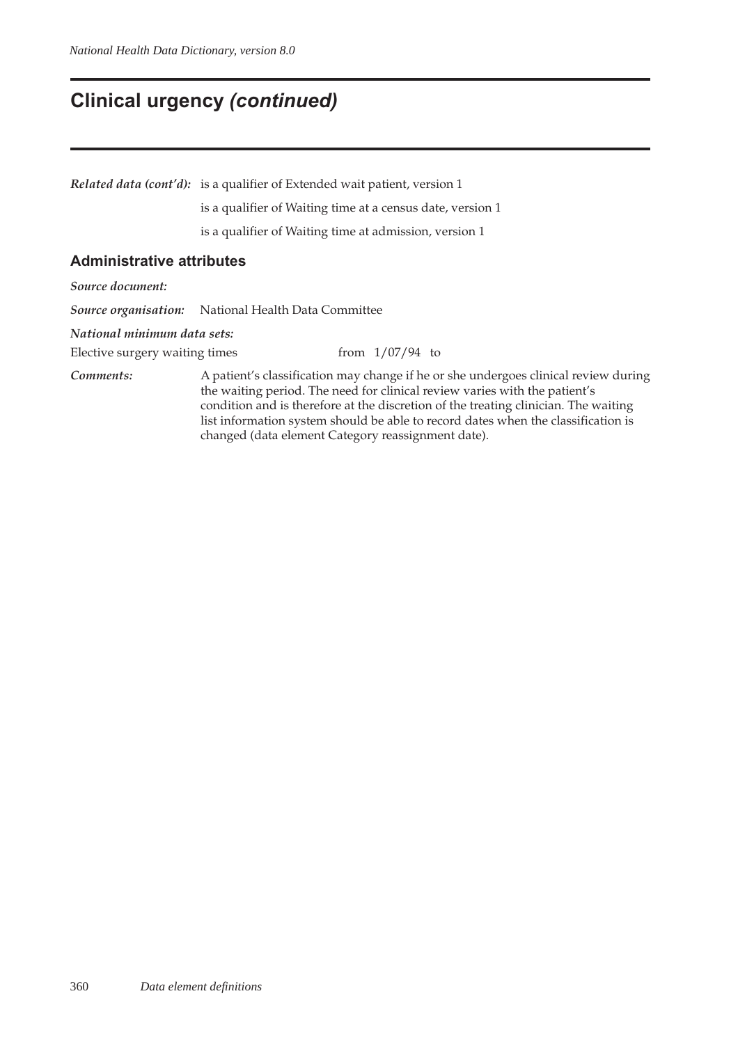# Clinical urgency *(continued)*

***Related data (cont'd):*** is a qualifier of Extended wait patient, version 1

is a qualifier of Waiting time at a census date, version 1

is a qualifier of Waiting time at admission, version 1

## Administrative attributes

***Source document:***

***Source organisation:*** National Health Data Committee

***National minimum data sets:***

Elective surgery waiting times from 1/07/94 to

***Comments:*** A patient's classification may change if he or she undergoes clinical review during the waiting period. The need for clinical review varies with the patient's condition and is therefore at the discretion of the treating clinician. The waiting list information system should be able to record dates when the classification is changed (data element Category reassignment date).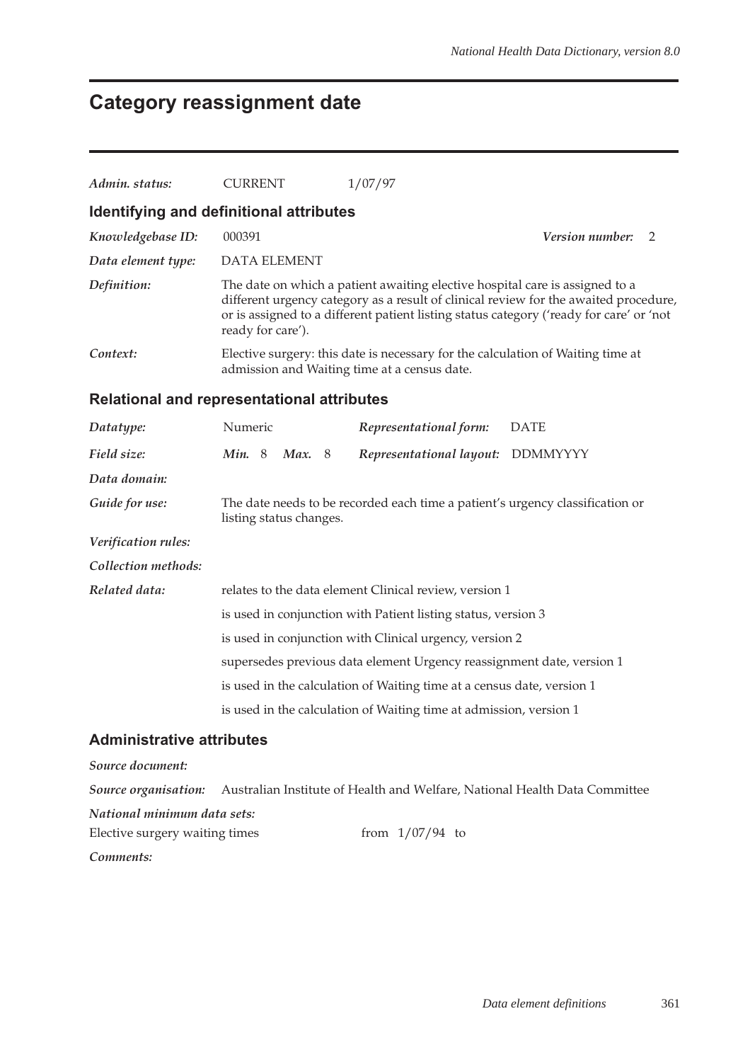# Category reassignment date

*Admin. status:* CURRENT 1/07/97

## Identifying and definitional attributes

*Knowledgebase ID:* 000391 *Version number:* 2

*Data element type:* DATA ELEMENT

*Definition:* The date on which a patient awaiting elective hospital care is assigned to a different urgency category as a result of clinical review for the awaited procedure, or is assigned to a different patient listing status category ('ready for care' or 'not ready for care').

*Context:* Elective surgery: this date is necessary for the calculation of Waiting time at admission and Waiting time at a census date.

## Relational and representational attributes

*Datatype:* Numeric *Representational form:* DATE

*Field size:* ***Min.*** 8 ***Max.*** 8 *Representational layout:* DDMMYYYY

*Data domain:*

*Guide for use:* The date needs to be recorded each time a patient's urgency classification or listing status changes.

*Verification rules:*

*Collection methods:*

*Related data:* relates to the data element Clinical review, version 1

is used in conjunction with Patient listing status, version 3

is used in conjunction with Clinical urgency, version 2

supersedes previous data element Urgency reassignment date, version 1

is used in the calculation of Waiting time at a census date, version 1

is used in the calculation of Waiting time at admission, version 1

## Administrative attributes

*Source document:*

*Source organisation:* Australian Institute of Health and Welfare, National Health Data Committee

*National minimum data sets:*

Elective surgery waiting times from 1/07/94 to

*Comments:*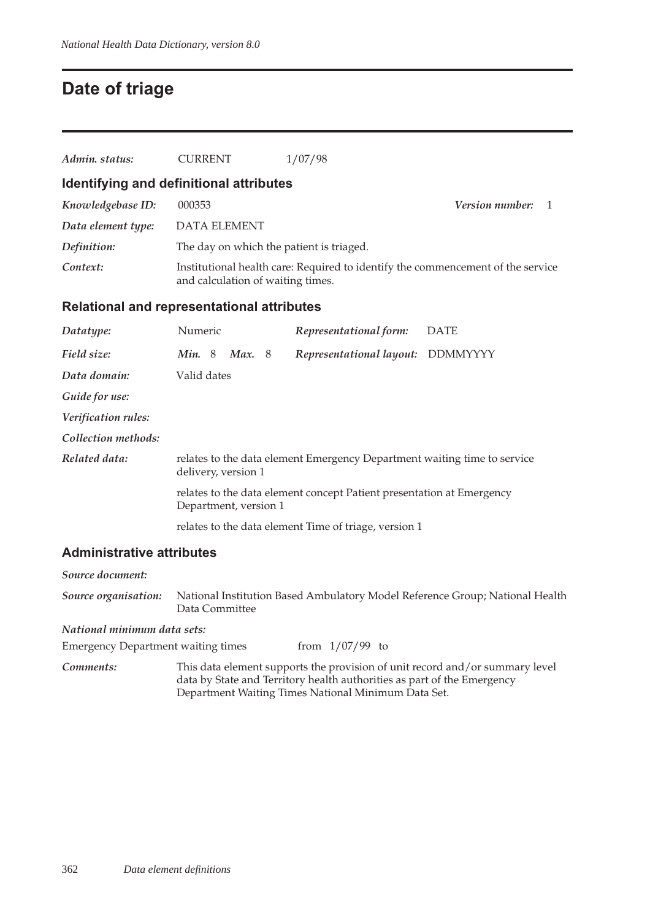# Date of triage

*Admin. status:* CURRENT 1/07/98

## Identifying and definitional attributes

*Knowledgebase ID:* 000353 *Version number:* 1

*Data element type:* DATA ELEMENT

*Definition:* The day on which the patient is triaged.

*Context:* Institutional health care: Required to identify the commencement of the service and calculation of waiting times.

## Relational and representational attributes

*Datatype:* Numeric *Representational form:* DATE

*Field size:* *Min.* 8 *Max.* 8 *Representational layout:* DDMMYYYY

*Data domain:* Valid dates

*Guide for use:*

*Verification rules:*

*Collection methods:*

*Related data:* relates to the data element Emergency Department waiting time to service delivery, version 1

relates to the data element concept Patient presentation at Emergency Department, version 1

relates to the data element Time of triage, version 1

## Administrative attributes

*Source document:*

*Source organisation:* National Institution Based Ambulatory Model Reference Group; National Health Data Committee

*National minimum data sets:*

Emergency Department waiting times from 1/07/99 to

*Comments:* This data element supports the provision of unit record and/or summary level data by State and Territory health authorities as part of the Emergency Department Waiting Times National Minimum Data Set.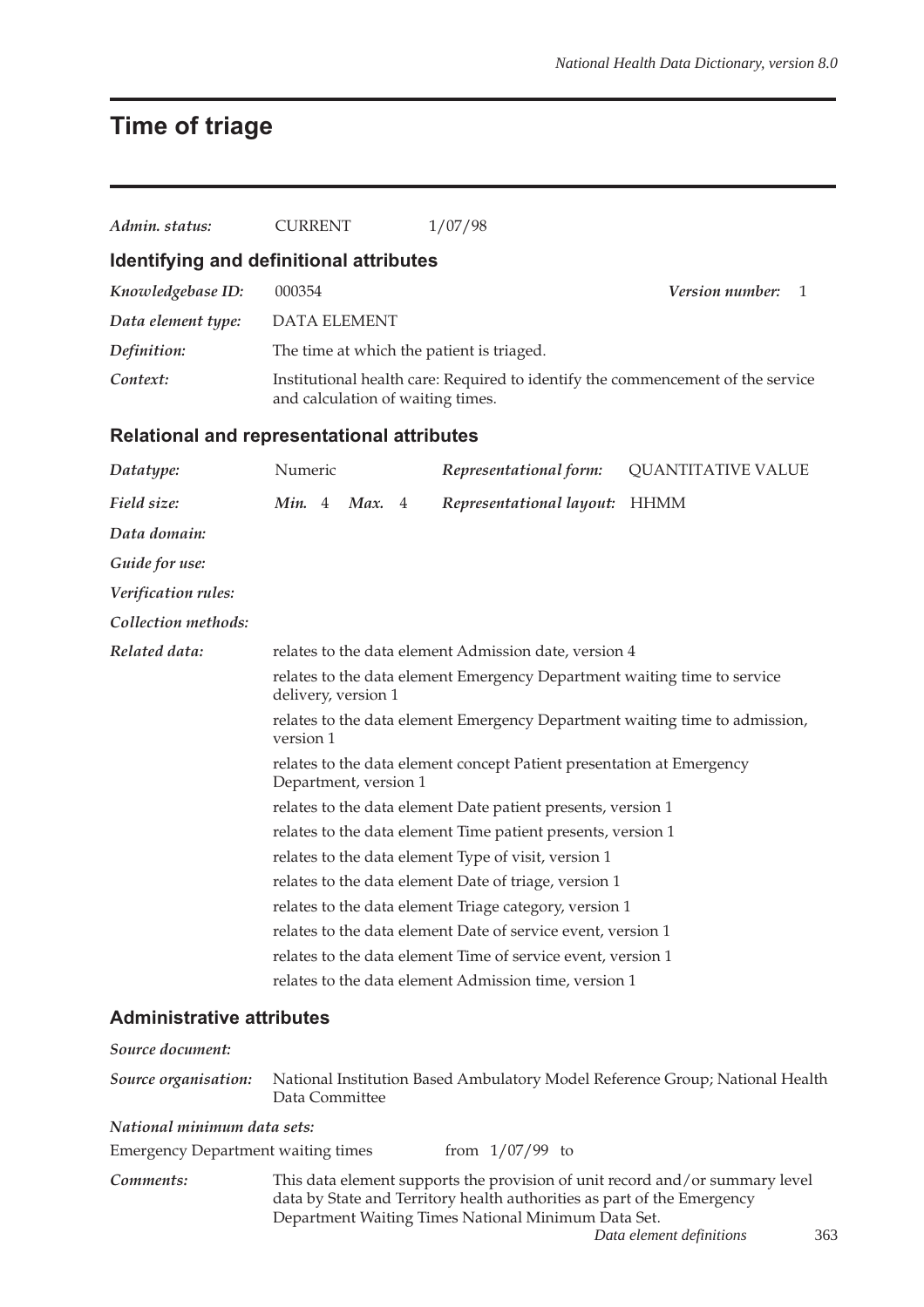# Time of triage

*Admin. status:* CURRENT 1/07/98

## Identifying and definitional attributes

*Knowledgebase ID:* 000354 *Version number:* 1

*Data element type:* DATA ELEMENT

*Definition:* The time at which the patient is triaged.

*Context:* Institutional health care: Required to identify the commencement of the service and calculation of waiting times.

## Relational and representational attributes

*Datatype:* Numeric *Representational form:* QUANTITATIVE VALUE

*Field size:* *Min.* 4 *Max.* 4 *Representational layout:* HHMM

*Data domain:*

*Guide for use:*

*Verification rules:*

*Collection methods:*

*Related data:*

relates to the data element Admission date, version 4

relates to the data element Emergency Department waiting time to service delivery, version 1

relates to the data element Emergency Department waiting time to admission, version 1

relates to the data element concept Patient presentation at Emergency Department, version 1

relates to the data element Date patient presents, version 1

relates to the data element Time patient presents, version 1

relates to the data element Type of visit, version 1

relates to the data element Date of triage, version 1

relates to the data element Triage category, version 1

relates to the data element Date of service event, version 1

relates to the data element Time of service event, version 1

relates to the data element Admission time, version 1

## Administrative attributes

*Source document:*

*Source organisation:* National Institution Based Ambulatory Model Reference Group; National Health Data Committee

*National minimum data sets:*

Emergency Department waiting times from 1/07/99 to

*Comments:* This data element supports the provision of unit record and/or summary level data by State and Territory health authorities as part of the Emergency Department Waiting Times National Minimum Data Set.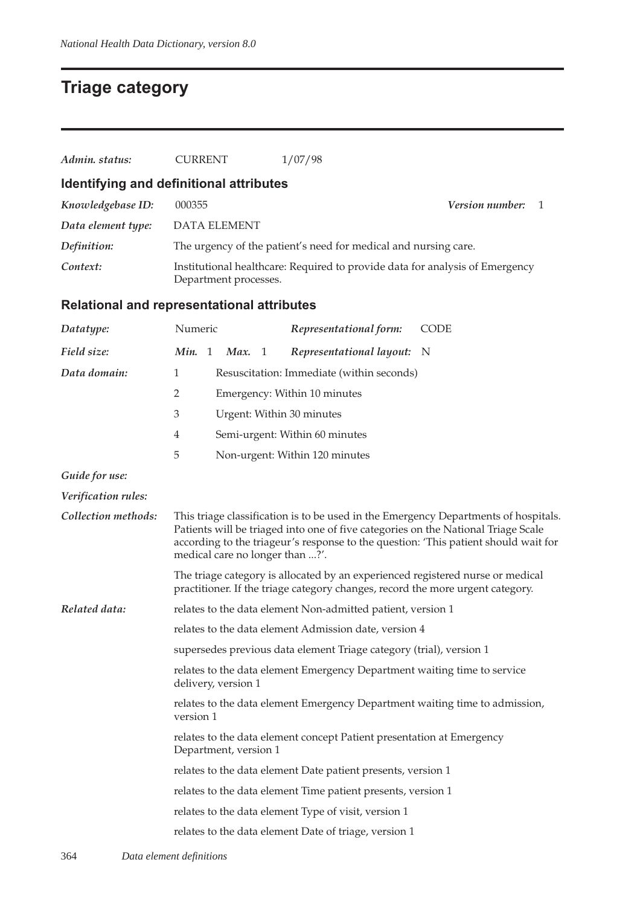# Triage category

*Admin. status:* CURRENT 1/07/98

## Identifying and definitional attributes

*Knowledgebase ID:* 000355 *Version number:* 1

*Data element type:* DATA ELEMENT

*Definition:* The urgency of the patient's need for medical and nursing care.

*Context:* Institutional healthcare: Required to provide data for analysis of Emergency Department processes.

## Relational and representational attributes

*Datatype:* Numeric *Representational form:* CODE

*Field size:* *Min.* 1 *Max.* 1 *Representational layout:* N

*Data domain:*

1 Resuscitation: Immediate (within seconds)

2 Emergency: Within 10 minutes

3 Urgent: Within 30 minutes

4 Semi-urgent: Within 60 minutes

5 Non-urgent: Within 120 minutes

*Guide for use:*

*Verification rules:*

*Collection methods:* This triage classification is to be used in the Emergency Departments of hospitals. Patients will be triaged into one of five categories on the National Triage Scale according to the triageur's response to the question: 'This patient should wait for medical care no longer than ...?'.

The triage category is allocated by an experienced registered nurse or medical practitioner. If the triage category changes, record the more urgent category.

*Related data:* relates to the data element Non-admitted patient, version 1

relates to the data element Admission date, version 4

supersedes previous data element Triage category (trial), version 1

relates to the data element Emergency Department waiting time to service delivery, version 1

relates to the data element Emergency Department waiting time to admission, version 1

relates to the data element concept Patient presentation at Emergency Department, version 1

relates to the data element Date patient presents, version 1

relates to the data element Time patient presents, version 1

relates to the data element Type of visit, version 1

relates to the data element Date of triage, version 1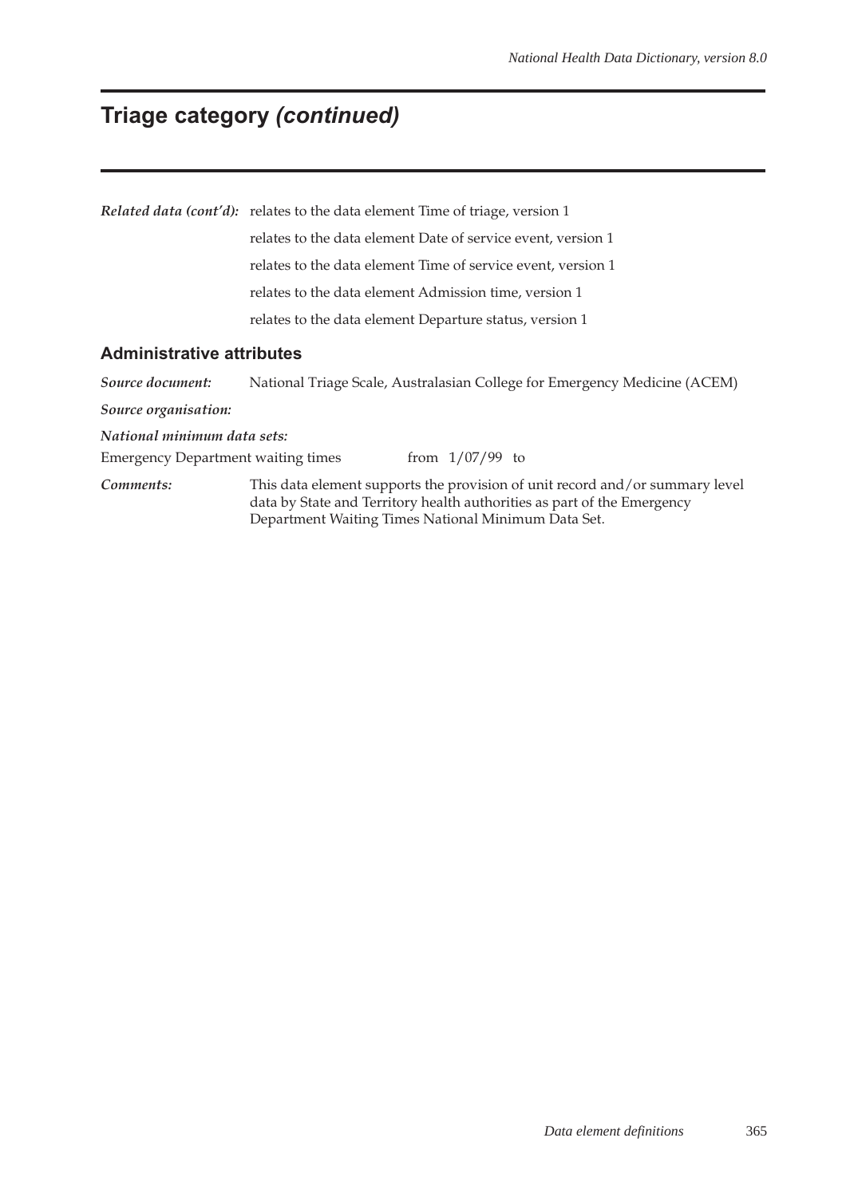# Triage category *(continued)*

***Related data (cont'd):*** relates to the data element Time of triage, version 1

relates to the data element Date of service event, version 1

relates to the data element Time of service event, version 1

relates to the data element Admission time, version 1

relates to the data element Departure status, version 1

## Administrative attributes

***Source document:*** National Triage Scale, Australasian College for Emergency Medicine (ACEM)

***Source organisation:***

***National minimum data sets:***

Emergency Department waiting times from 1/07/99 to

***Comments:*** This data element supports the provision of unit record and/or summary level data by State and Territory health authorities as part of the Emergency Department Waiting Times National Minimum Data Set.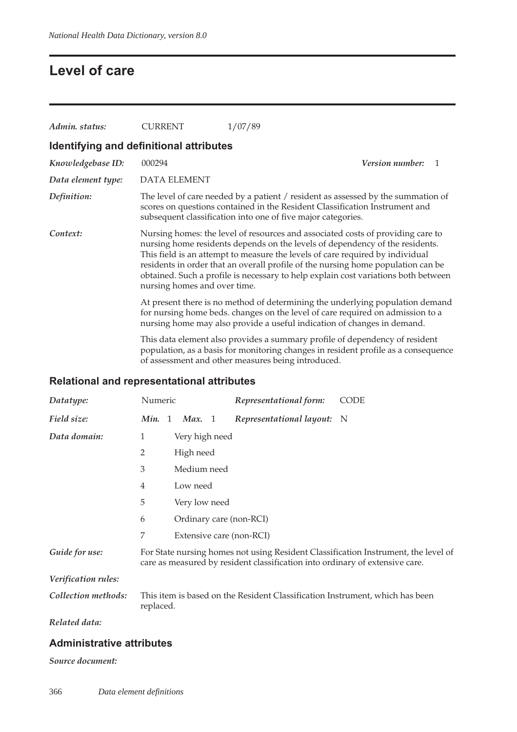# Level of care

| | | |
|---|---|---|
| *Admin. status:* | CURRENT | 1/07/89 |

## Identifying and definitional attributes

*Knowledgebase ID:* 000294 &nbsp;&nbsp;&nbsp;&nbsp; ***Version number:*** 1

*Data element type:* DATA ELEMENT

*Definition:* The level of care needed by a patient / resident as assessed by the summation of scores on questions contained in the Resident Classification Instrument and subsequent classification into one of five major categories.

*Context:* Nursing homes: the level of resources and associated costs of providing care to nursing home residents depends on the levels of dependency of the residents. This field is an attempt to measure the levels of care required by individual residents in order that an overall profile of the nursing home population can be obtained. Such a profile is necessary to help explain cost variations both between nursing homes and over time.

At present there is no method of determining the underlying population demand for nursing home beds. changes on the level of care required on admission to a nursing home may also provide a useful indication of changes in demand.

This data element also provides a summary profile of dependency of resident population, as a basis for monitoring changes in resident profile as a consequence of assessment and other measures being introduced.

## Relational and representational attributes

*Datatype:* Numeric &nbsp;&nbsp;&nbsp;&nbsp; ***Representational form:*** CODE

*Field size:* ***Min.*** 1 ***Max.*** 1 &nbsp;&nbsp;&nbsp;&nbsp; ***Representational layout:*** N

*Data domain:*

| Code | Description |
|---|---|
| 1 | Very high need |
| 2 | High need |
| 3 | Medium need |
| 4 | Low need |
| 5 | Very low need |
| 6 | Ordinary care (non-RCI) |
| 7 | Extensive care (non-RCI) |

*Guide for use:* For State nursing homes not using Resident Classification Instrument, the level of care as measured by resident classification into ordinary of extensive care.

*Verification rules:*

*Collection methods:* This item is based on the Resident Classification Instrument, which has been replaced.

*Related data:*

## Administrative attributes

*Source document:*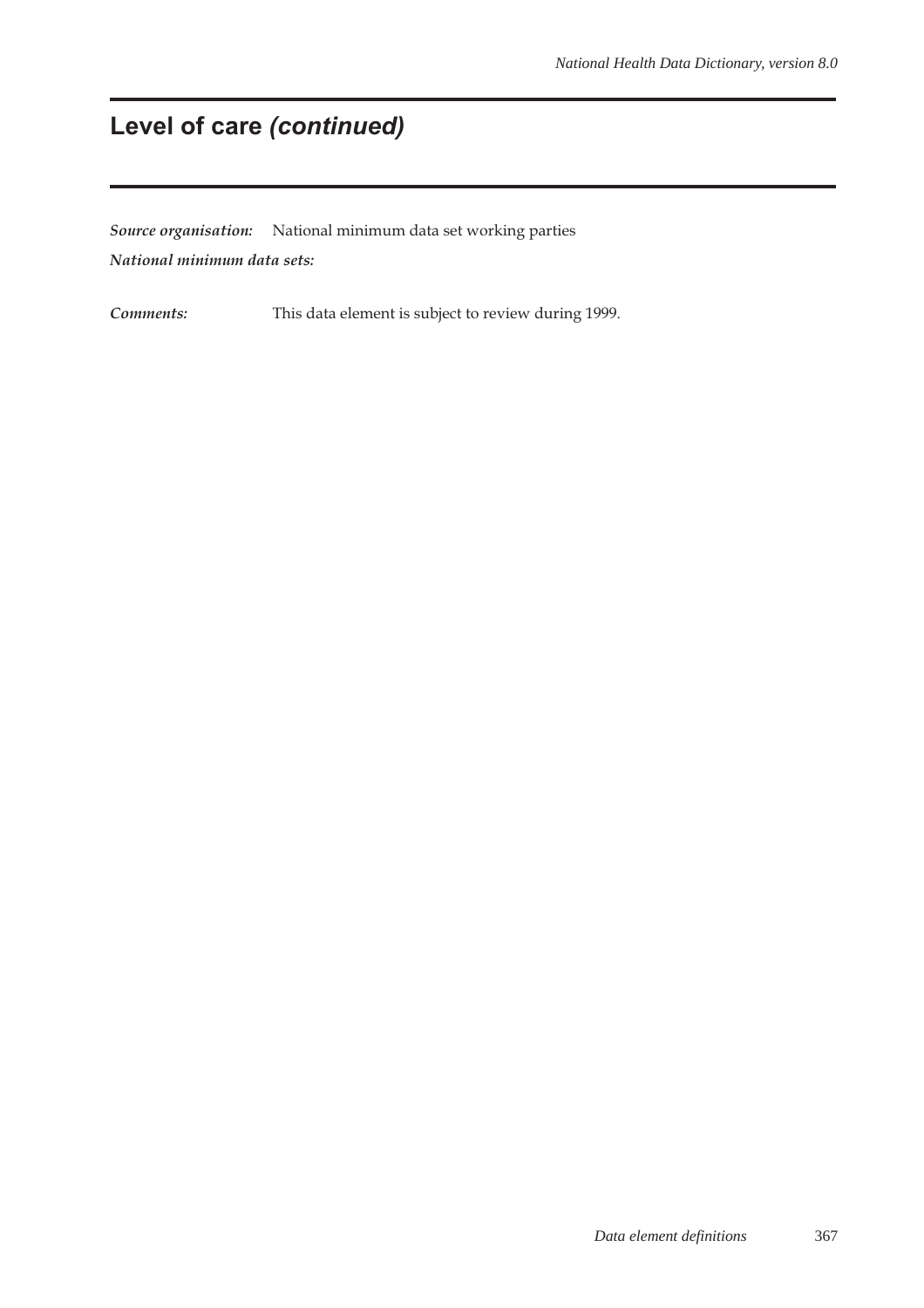## Level of care *(continued)*

***Source organisation:*** National minimum data set working parties

***National minimum data sets:***

***Comments:*** This data element is subject to review during 1999.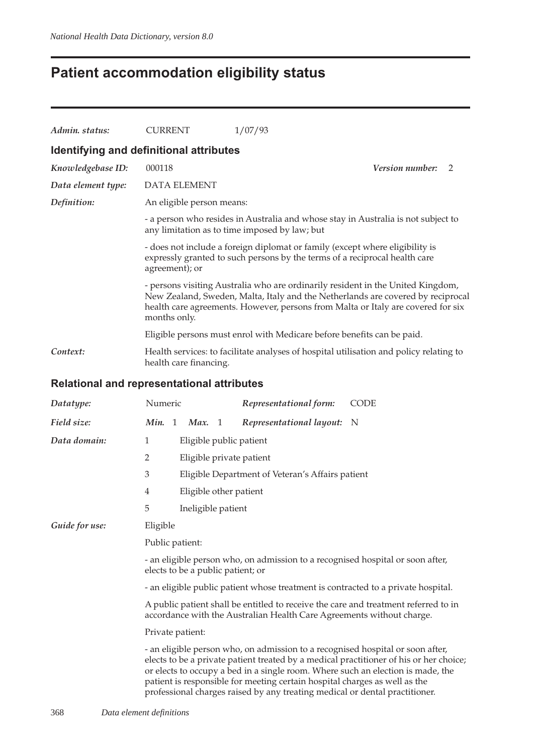# Patient accommodation eligibility status

***Admin. status:*** CURRENT 1/07/93

## Identifying and definitional attributes

***Knowledgebase ID:*** 000118 ***Version number:*** 2

***Data element type:*** DATA ELEMENT

***Definition:*** An eligible person means:

- a person who resides in Australia and whose stay in Australia is not subject to any limitation as to time imposed by law; but

- does not include a foreign diplomat or family (except where eligibility is expressly granted to such persons by the terms of a reciprocal health care agreement); or

- persons visiting Australia who are ordinarily resident in the United Kingdom, New Zealand, Sweden, Malta, Italy and the Netherlands are covered by reciprocal health care agreements. However, persons from Malta or Italy are covered for six months only.

Eligible persons must enrol with Medicare before benefits can be paid.

***Context:*** Health services: to facilitate analyses of hospital utilisation and policy relating to health care financing.

## Relational and representational attributes

***Datatype:*** Numeric ***Representational form:*** CODE

***Field size:*** ***Min.*** 1 ***Max.*** 1 ***Representational layout:*** N

***Data domain:***

| | |
|---|---|
| 1 | Eligible public patient |
| 2 | Eligible private patient |
| 3 | Eligible Department of Veteran's Affairs patient |
| 4 | Eligible other patient |
| 5 | Ineligible patient |

***Guide for use:*** Eligible

Public patient:

- an eligible person who, on admission to a recognised hospital or soon after, elects to be a public patient; or

- an eligible public patient whose treatment is contracted to a private hospital.

A public patient shall be entitled to receive the care and treatment referred to in accordance with the Australian Health Care Agreements without charge.

Private patient:

- an eligible person who, on admission to a recognised hospital or soon after, elects to be a private patient treated by a medical practitioner of his or her choice; or elects to occupy a bed in a single room. Where such an election is made, the patient is responsible for meeting certain hospital charges as well as the professional charges raised by any treating medical or dental practitioner.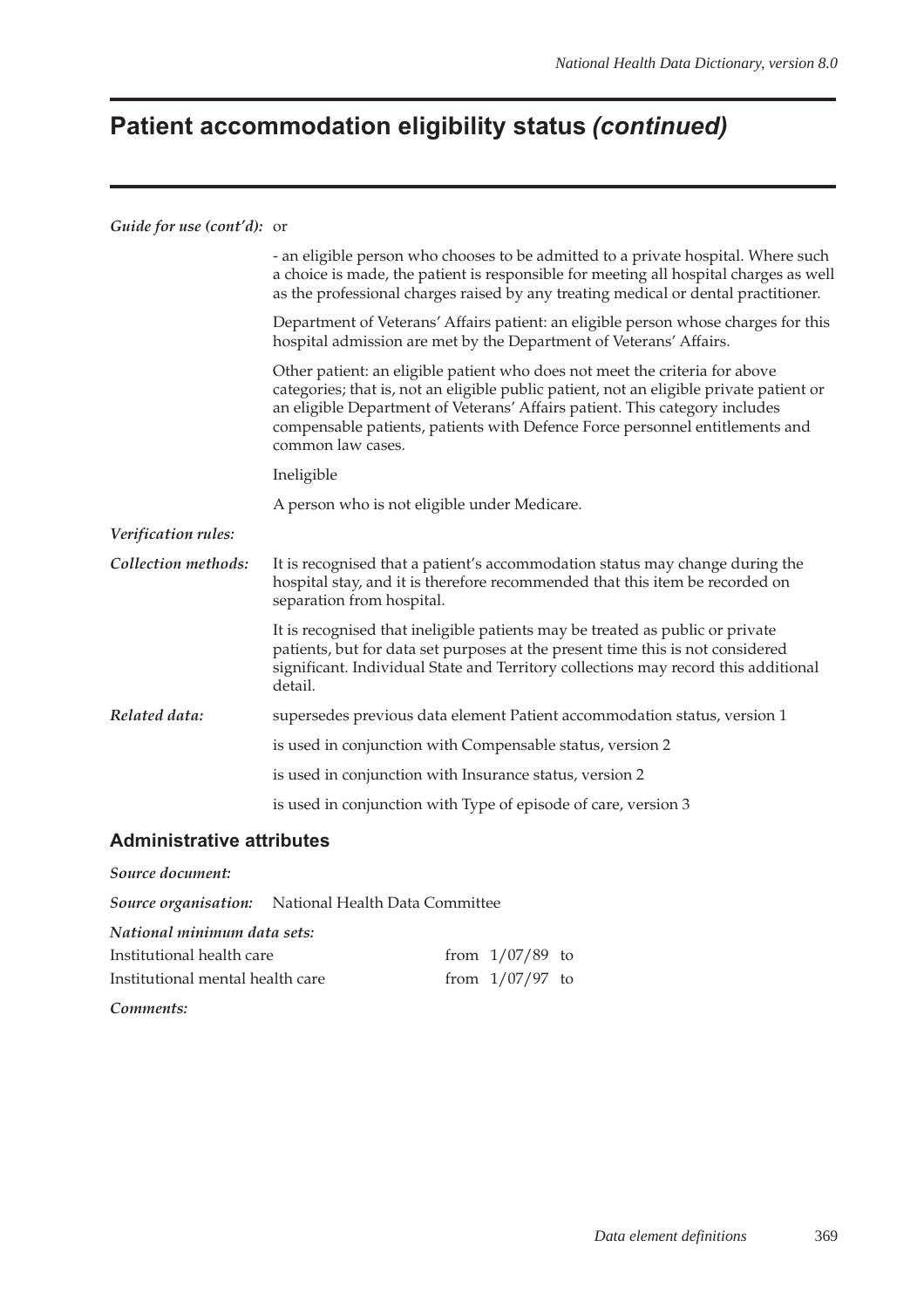# Patient accommodation eligibility status *(continued)*

***Guide for use (cont'd):*** or

- an eligible person who chooses to be admitted to a private hospital. Where such a choice is made, the patient is responsible for meeting all hospital charges as well as the professional charges raised by any treating medical or dental practitioner.

Department of Veterans' Affairs patient: an eligible person whose charges for this hospital admission are met by the Department of Veterans' Affairs.

Other patient: an eligible patient who does not meet the criteria for above categories; that is, not an eligible public patient, not an eligible private patient or an eligible Department of Veterans' Affairs patient. This category includes compensable patients, patients with Defence Force personnel entitlements and common law cases.

Ineligible

A person who is not eligible under Medicare.

***Verification rules:***

***Collection methods:*** It is recognised that a patient's accommodation status may change during the hospital stay, and it is therefore recommended that this item be recorded on separation from hospital.

It is recognised that ineligible patients may be treated as public or private patients, but for data set purposes at the present time this is not considered significant. Individual State and Territory collections may record this additional detail.

***Related data:*** supersedes previous data element Patient accommodation status, version 1

is used in conjunction with Compensable status, version 2

is used in conjunction with Insurance status, version 2

is used in conjunction with Type of episode of care, version 3

## Administrative attributes

***Source document:***

***Source organisation:*** National Health Data Committee

***National minimum data sets:***

| | |
|---|---|
| Institutional health care | from 1/07/89 to |
| Institutional mental health care | from 1/07/97 to |

***Comments:***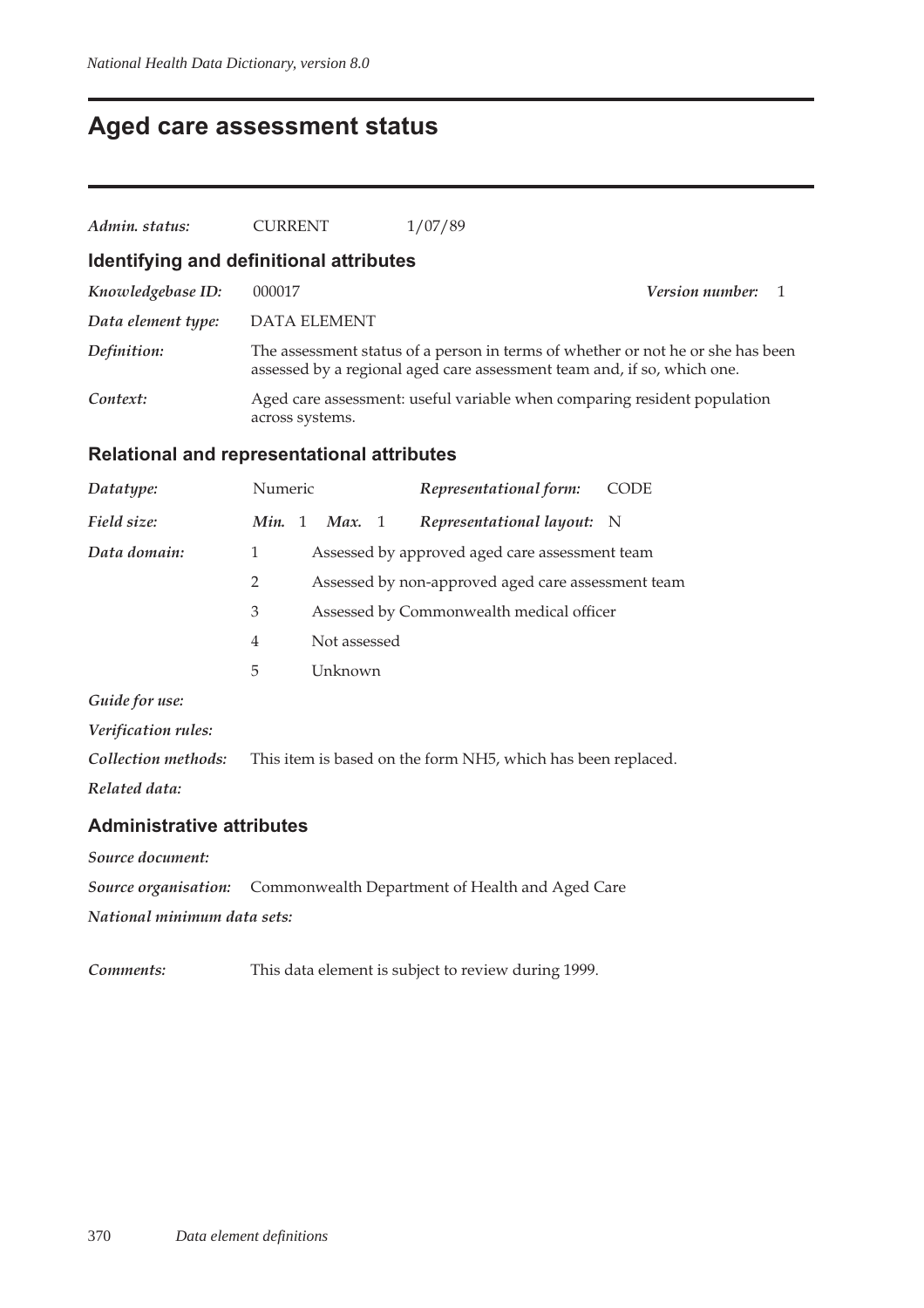# Aged care assessment status

| | | |
|---|---|---|
| *Admin. status:* | CURRENT | 1/07/89 |

## Identifying and definitional attributes

| | | |
|---|---|---|
| *Knowledgebase ID:* | 000017 | *Version number:* 1 |
| *Data element type:* | DATA ELEMENT | |
| *Definition:* | The assessment status of a person in terms of whether or not he or she has been assessed by a regional aged care assessment team and, if so, which one. | |
| *Context:* | Aged care assessment: useful variable when comparing resident population across systems. | |

## Relational and representational attributes

| | | |
|---|---|---|
| *Datatype:* | Numeric | *Representational form:* CODE |
| *Field size:* | *Min.* 1 *Max.* 1 | *Representational layout:* N |

*Data domain:*

| | |
|---|---|
| 1 | Assessed by approved aged care assessment team |
| 2 | Assessed by non-approved aged care assessment team |
| 3 | Assessed by Commonwealth medical officer |
| 4 | Not assessed |
| 5 | Unknown |

*Guide for use:*

*Verification rules:*

*Collection methods:* This item is based on the form NH5, which has been replaced.

*Related data:*

## Administrative attributes

*Source document:*

*Source organisation:* Commonwealth Department of Health and Aged Care

*National minimum data sets:*

*Comments:* This data element is subject to review during 1999.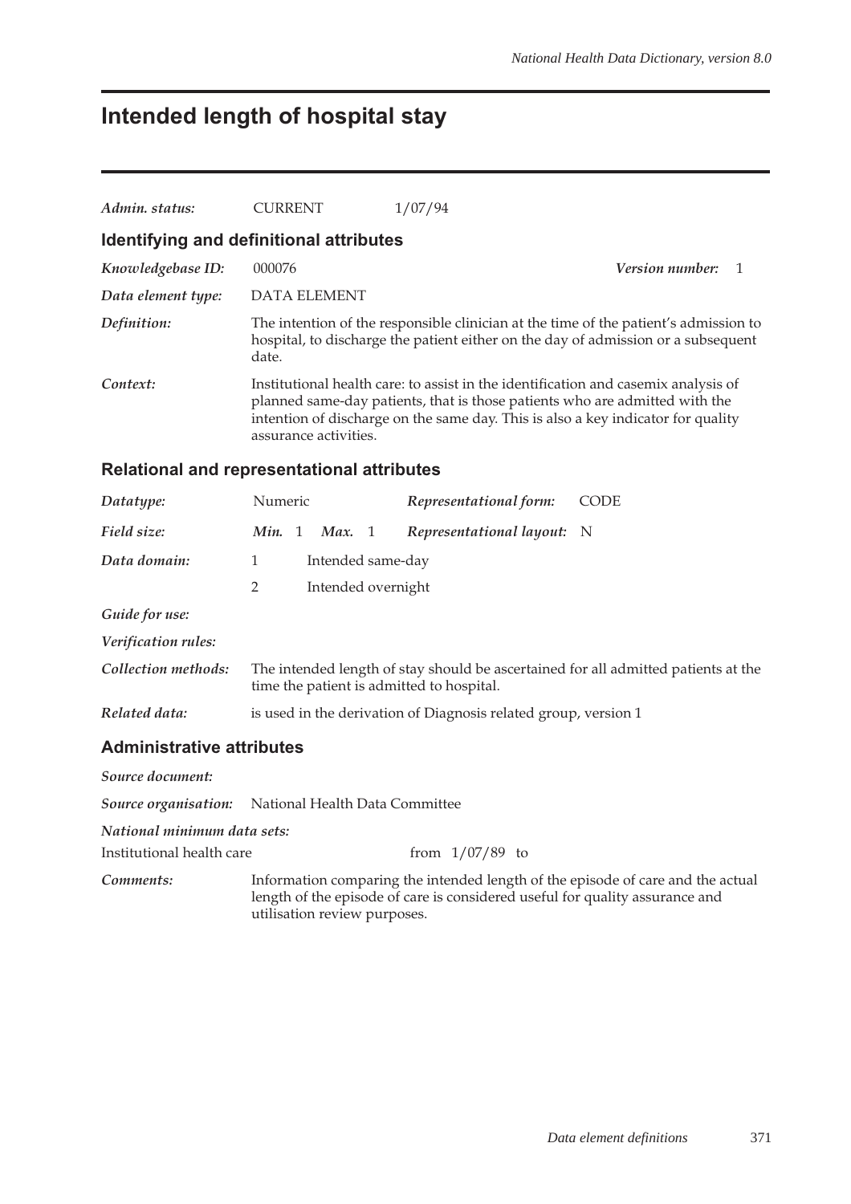# Intended length of hospital stay

*Admin. status:* CURRENT 1/07/94

## Identifying and definitional attributes

*Knowledgebase ID:* 000076 *Version number:* 1

*Data element type:* DATA ELEMENT

*Definition:* The intention of the responsible clinician at the time of the patient's admission to hospital, to discharge the patient either on the day of admission or a subsequent date.

*Context:* Institutional health care: to assist in the identification and casemix analysis of planned same-day patients, that is those patients who are admitted with the intention of discharge on the same day. This is also a key indicator for quality assurance activities.

## Relational and representational attributes

*Datatype:* Numeric *Representational form:* CODE

*Field size:* *Min.* 1 *Max.* 1 *Representational layout:* N

*Data domain:*

1 Intended same-day

2 Intended overnight

*Guide for use:*

*Verification rules:*

*Collection methods:* The intended length of stay should be ascertained for all admitted patients at the time the patient is admitted to hospital.

*Related data:* is used in the derivation of Diagnosis related group, version 1

## Administrative attributes

*Source document:*

*Source organisation:* National Health Data Committee

*National minimum data sets:*

Institutional health care from 1/07/89 to

*Comments:* Information comparing the intended length of the episode of care and the actual length of the episode of care is considered useful for quality assurance and utilisation review purposes.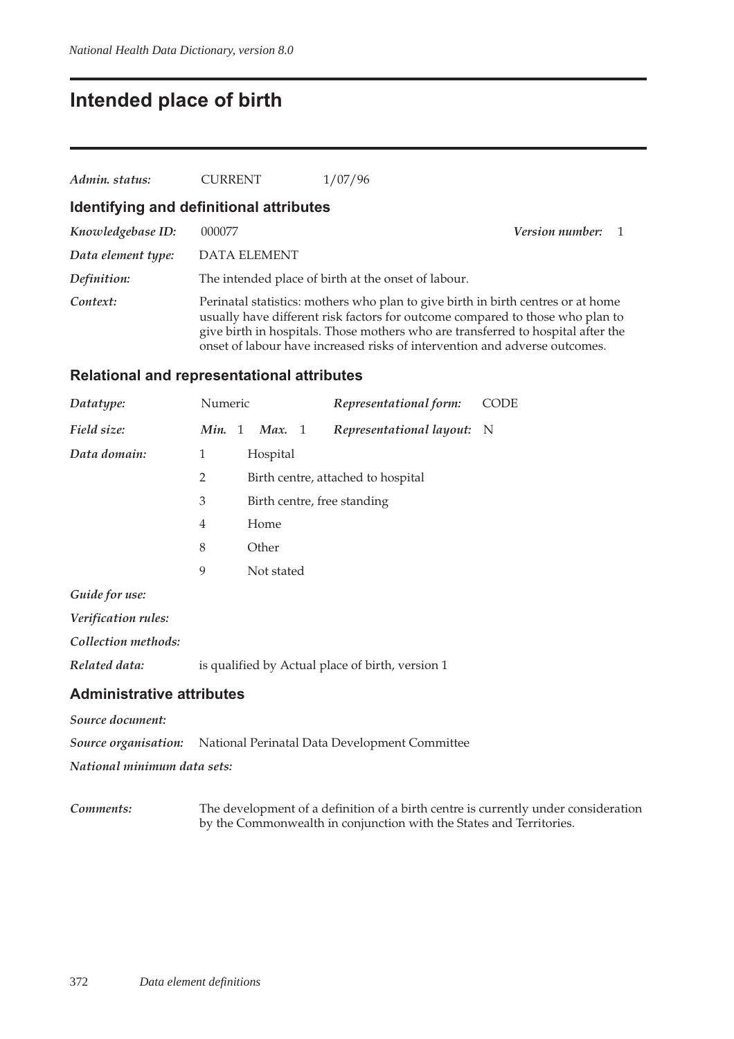# Intended place of birth

*Admin. status:* CURRENT 1/07/96

## Identifying and definitional attributes

*Knowledgebase ID:* 000077 *Version number:* 1

*Data element type:* DATA ELEMENT

*Definition:* The intended place of birth at the onset of labour.

*Context:* Perinatal statistics: mothers who plan to give birth in birth centres or at home usually have different risk factors for outcome compared to those who plan to give birth in hospitals. Those mothers who are transferred to hospital after the onset of labour have increased risks of intervention and adverse outcomes.

## Relational and representational attributes

*Datatype:* Numeric *Representational form:* CODE

*Field size:* *Min.* 1 *Max.* 1 *Representational layout:* N

*Data domain:*

| | |
|---|---|
| 1 | Hospital |
| 2 | Birth centre, attached to hospital |
| 3 | Birth centre, free standing |
| 4 | Home |
| 8 | Other |
| 9 | Not stated |

*Guide for use:*

*Verification rules:*

*Collection methods:*

*Related data:* is qualified by Actual place of birth, version 1

## Administrative attributes

*Source document:*

*Source organisation:* National Perinatal Data Development Committee

*National minimum data sets:*

*Comments:* The development of a definition of a birth centre is currently under consideration by the Commonwealth in conjunction with the States and Territories.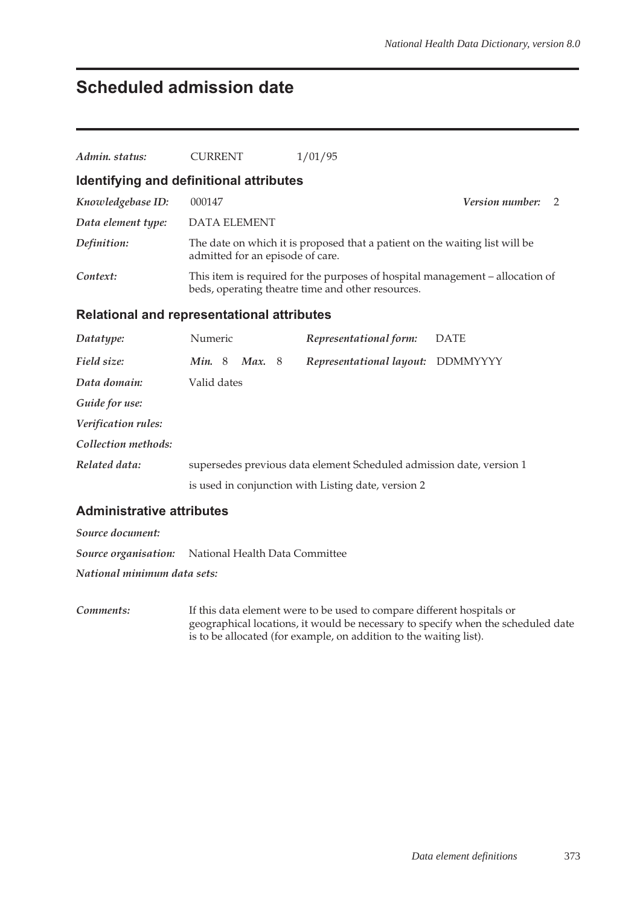# Scheduled admission date

*Admin. status:* CURRENT 1/01/95

## Identifying and definitional attributes

*Knowledgebase ID:* 000147 *Version number:* 2

*Data element type:* DATA ELEMENT

*Definition:* The date on which it is proposed that a patient on the waiting list will be admitted for an episode of care.

*Context:* This item is required for the purposes of hospital management – allocation of beds, operating theatre time and other resources.

## Relational and representational attributes

*Datatype:* Numeric *Representational form:* DATE

*Field size:* ***Min.*** 8 ***Max.*** 8 *Representational layout:* DDMMYYYY

*Data domain:* Valid dates

*Guide for use:*

*Verification rules:*

*Collection methods:*

*Related data:* supersedes previous data element Scheduled admission date, version 1

is used in conjunction with Listing date, version 2

## Administrative attributes

*Source document:*

*Source organisation:* National Health Data Committee

*National minimum data sets:*

*Comments:* If this data element were to be used to compare different hospitals or geographical locations, it would be necessary to specify when the scheduled date is to be allocated (for example, on addition to the waiting list).